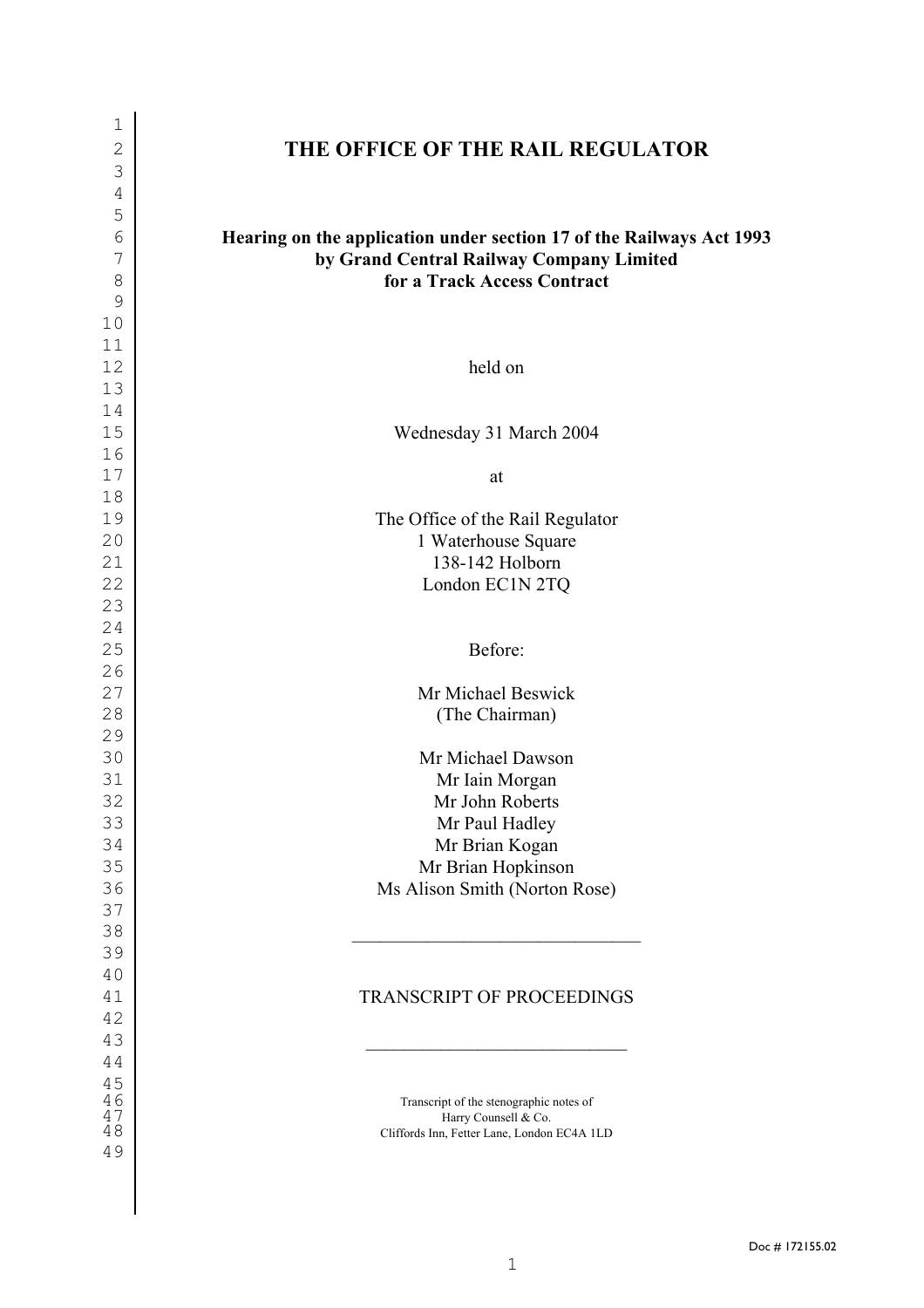# THE OFFICE OF THE RAIL REGULATOR

**Hearing on the application under section 17 of the Railways Act 1993**
**by Grand Central Railway Company Limited**
**for a Track Access Contract**

held on

Wednesday 31 March 2004

at

The Office of the Rail Regulator
1 Waterhouse Square
138-142 Holborn
London EC1N 2TQ

Before:

Mr Michael Beswick
(The Chairman)

Mr Michael Dawson
Mr Iain Morgan
Mr John Roberts
Mr Paul Hadley
Mr Brian Kogan
Mr Brian Hopkinson
Ms Alison Smith (Norton Rose)

---

TRANSCRIPT OF PROCEEDINGS

---

Transcript of the stenographic notes of
Harry Counsell & Co.
Cliffords Inn, Fetter Lane, London EC4A 1LD

Doc # 172155.02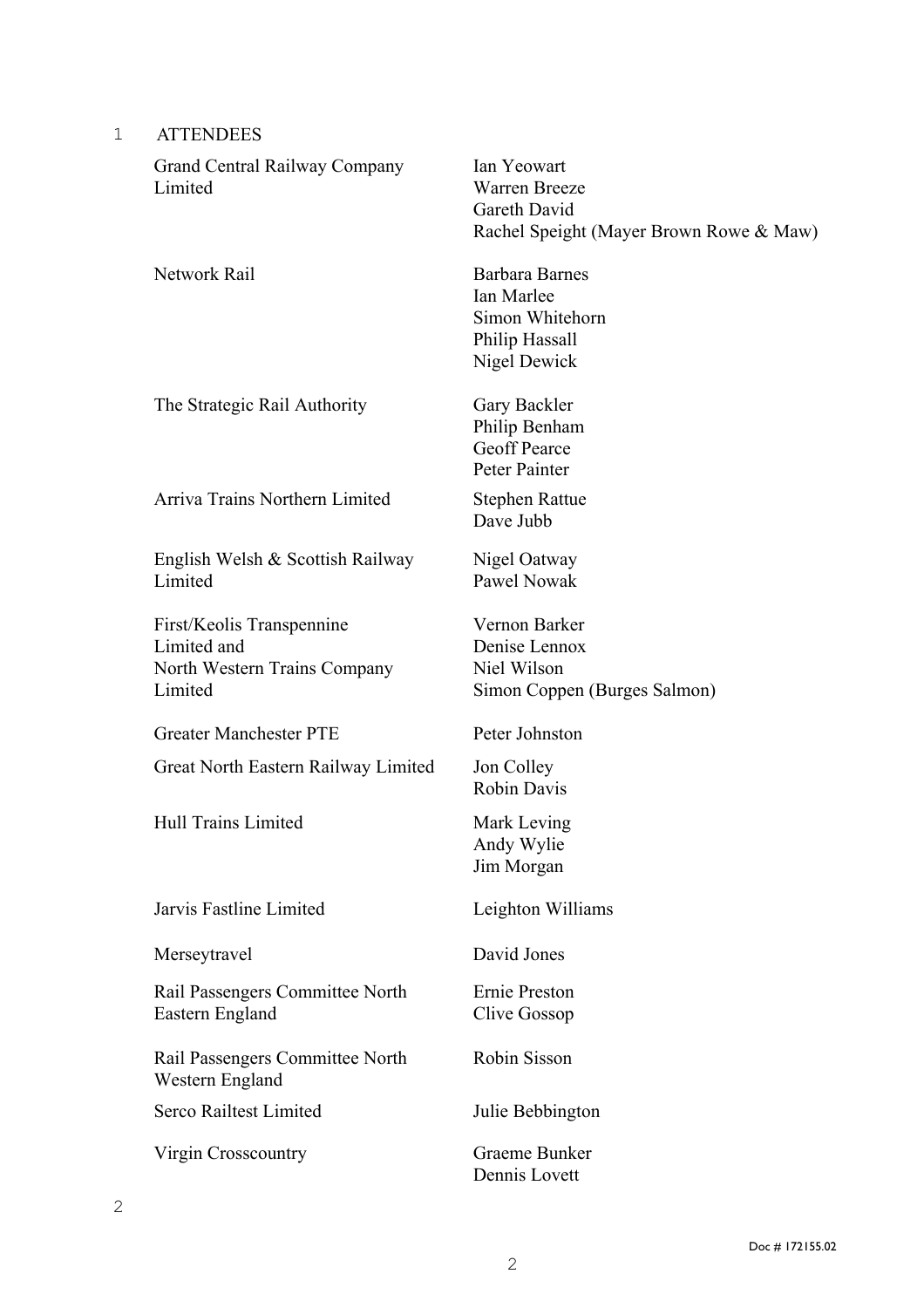## 1 ATTENDEES

| Organisation | Attendees |
| --- | --- |
| Grand Central Railway Company Limited | Ian Yeowart<br>Warren Breeze<br>Gareth David<br>Rachel Speight (Mayer Brown Rowe & Maw) |
| Network Rail | Barbara Barnes<br>Ian Marlee<br>Simon Whitehorn<br>Philip Hassall<br>Nigel Dewick |
| The Strategic Rail Authority | Gary Backler<br>Philip Benham<br>Geoff Pearce<br>Peter Painter |
| Arriva Trains Northern Limited | Stephen Rattue<br>Dave Jubb |
| English Welsh & Scottish Railway Limited | Nigel Oatway<br>Pawel Nowak |
| First/Keolis Transpennine Limited and North Western Trains Company Limited | Vernon Barker<br>Denise Lennox<br>Niel Wilson<br>Simon Coppen (Burges Salmon) |
| Greater Manchester PTE | Peter Johnston |
| Great North Eastern Railway Limited | Jon Colley<br>Robin Davis |
| Hull Trains Limited | Mark Leving<br>Andy Wylie<br>Jim Morgan |
| Jarvis Fastline Limited | Leighton Williams |
| Merseytravel | David Jones |
| Rail Passengers Committee North Eastern England | Ernie Preston<br>Clive Gossop |
| Rail Passengers Committee North Western England | Robin Sisson |
| Serco Railtest Limited | Julie Bebbington |
| Virgin Crosscountry | Graeme Bunker<br>Dennis Lovett |

2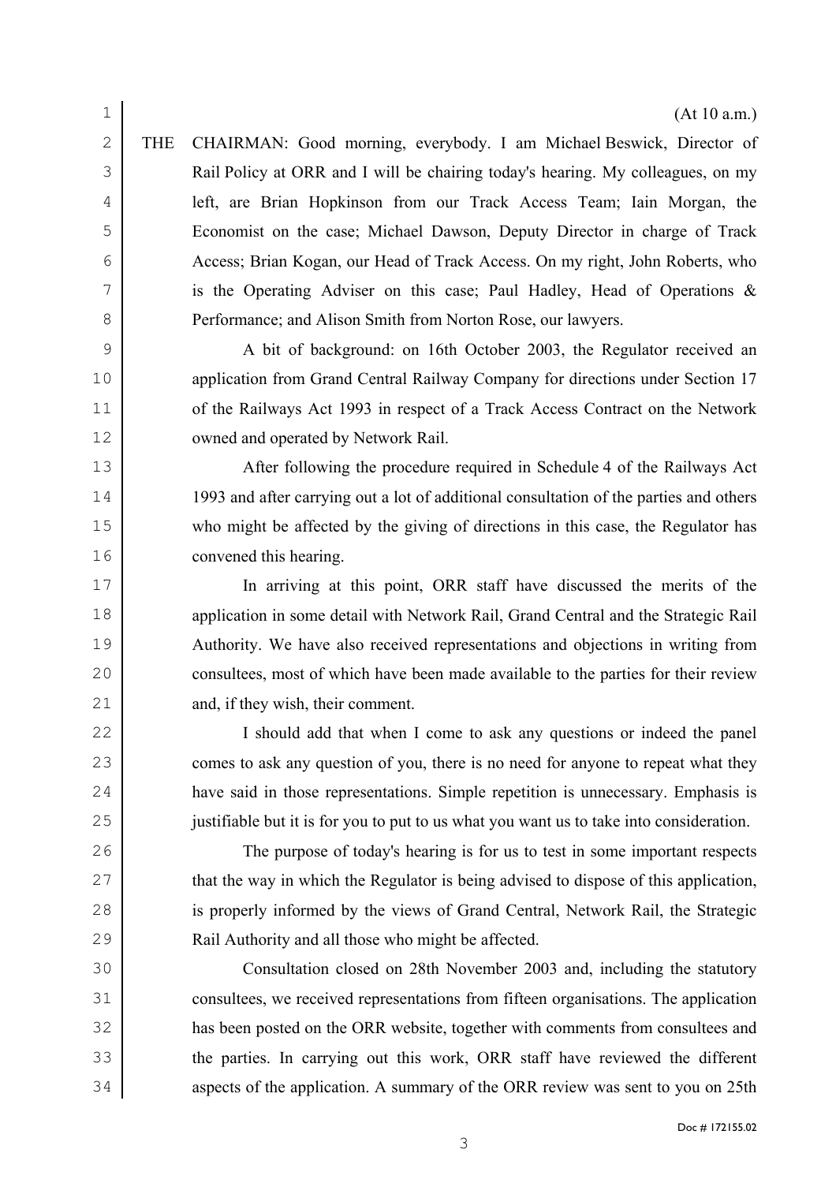(At 10 a.m.)

THE CHAIRMAN: Good morning, everybody. I am Michael Beswick, Director of Rail Policy at ORR and I will be chairing today's hearing. My colleagues, on my left, are Brian Hopkinson from our Track Access Team; Iain Morgan, the Economist on the case; Michael Dawson, Deputy Director in charge of Track Access; Brian Kogan, our Head of Track Access. On my right, John Roberts, who is the Operating Adviser on this case; Paul Hadley, Head of Operations & Performance; and Alison Smith from Norton Rose, our lawyers.

A bit of background: on 16th October 2003, the Regulator received an application from Grand Central Railway Company for directions under Section 17 of the Railways Act 1993 in respect of a Track Access Contract on the Network owned and operated by Network Rail.

After following the procedure required in Schedule 4 of the Railways Act 1993 and after carrying out a lot of additional consultation of the parties and others who might be affected by the giving of directions in this case, the Regulator has convened this hearing.

In arriving at this point, ORR staff have discussed the merits of the application in some detail with Network Rail, Grand Central and the Strategic Rail Authority. We have also received representations and objections in writing from consultees, most of which have been made available to the parties for their review and, if they wish, their comment.

I should add that when I come to ask any questions or indeed the panel comes to ask any question of you, there is no need for anyone to repeat what they have said in those representations. Simple repetition is unnecessary. Emphasis is justifiable but it is for you to put to us what you want us to take into consideration.

The purpose of today's hearing is for us to test in some important respects that the way in which the Regulator is being advised to dispose of this application, is properly informed by the views of Grand Central, Network Rail, the Strategic Rail Authority and all those who might be affected.

Consultation closed on 28th November 2003 and, including the statutory consultees, we received representations from fifteen organisations. The application has been posted on the ORR website, together with comments from consultees and the parties. In carrying out this work, ORR staff have reviewed the different aspects of the application. A summary of the ORR review was sent to you on 25th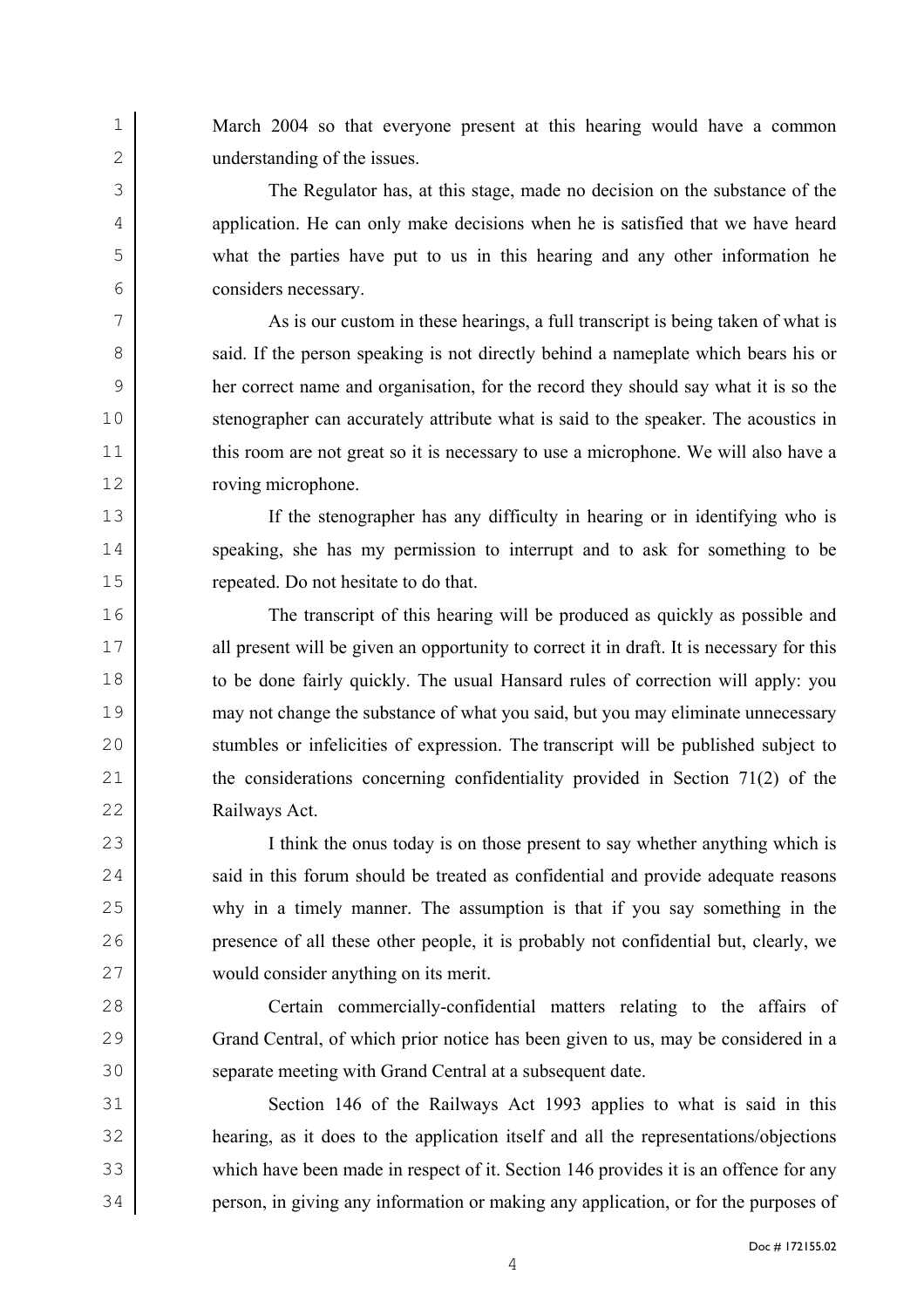March 2004 so that everyone present at this hearing would have a common understanding of the issues.

The Regulator has, at this stage, made no decision on the substance of the application. He can only make decisions when he is satisfied that we have heard what the parties have put to us in this hearing and any other information he considers necessary.

As is our custom in these hearings, a full transcript is being taken of what is said. If the person speaking is not directly behind a nameplate which bears his or her correct name and organisation, for the record they should say what it is so the stenographer can accurately attribute what is said to the speaker. The acoustics in this room are not great so it is necessary to use a microphone. We will also have a roving microphone.

If the stenographer has any difficulty in hearing or in identifying who is speaking, she has my permission to interrupt and to ask for something to be repeated. Do not hesitate to do that.

The transcript of this hearing will be produced as quickly as possible and all present will be given an opportunity to correct it in draft. It is necessary for this to be done fairly quickly. The usual Hansard rules of correction will apply: you may not change the substance of what you said, but you may eliminate unnecessary stumbles or infelicities of expression. The transcript will be published subject to the considerations concerning confidentiality provided in Section 71(2) of the Railways Act.

I think the onus today is on those present to say whether anything which is said in this forum should be treated as confidential and provide adequate reasons why in a timely manner. The assumption is that if you say something in the presence of all these other people, it is probably not confidential but, clearly, we would consider anything on its merit.

Certain commercially-confidential matters relating to the affairs of Grand Central, of which prior notice has been given to us, may be considered in a separate meeting with Grand Central at a subsequent date.

Section 146 of the Railways Act 1993 applies to what is said in this hearing, as it does to the application itself and all the representations/objections which have been made in respect of it. Section 146 provides it is an offence for any person, in giving any information or making any application, or for the purposes of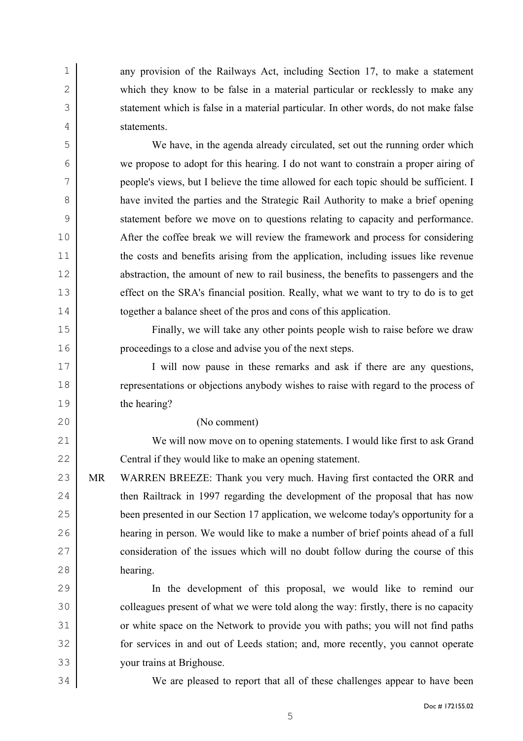any provision of the Railways Act, including Section 17, to make a statement which they know to be false in a material particular or recklessly to make any statement which is false in a material particular. In other words, do not make false statements.

We have, in the agenda already circulated, set out the running order which we propose to adopt for this hearing. I do not want to constrain a proper airing of people's views, but I believe the time allowed for each topic should be sufficient. I have invited the parties and the Strategic Rail Authority to make a brief opening statement before we move on to questions relating to capacity and performance. After the coffee break we will review the framework and process for considering the costs and benefits arising from the application, including issues like revenue abstraction, the amount of new to rail business, the benefits to passengers and the effect on the SRA's financial position. Really, what we want to try to do is to get together a balance sheet of the pros and cons of this application.

Finally, we will take any other points people wish to raise before we draw proceedings to a close and advise you of the next steps.

I will now pause in these remarks and ask if there are any questions, representations or objections anybody wishes to raise with regard to the process of the hearing?

(No comment)

We will now move on to opening statements. I would like first to ask Grand Central if they would like to make an opening statement.

MR WARREN BREEZE: Thank you very much. Having first contacted the ORR and then Railtrack in 1997 regarding the development of the proposal that has now been presented in our Section 17 application, we welcome today's opportunity for a hearing in person. We would like to make a number of brief points ahead of a full consideration of the issues which will no doubt follow during the course of this hearing.

In the development of this proposal, we would like to remind our colleagues present of what we were told along the way: firstly, there is no capacity or white space on the Network to provide you with paths; you will not find paths for services in and out of Leeds station; and, more recently, you cannot operate your trains at Brighouse.

We are pleased to report that all of these challenges appear to have been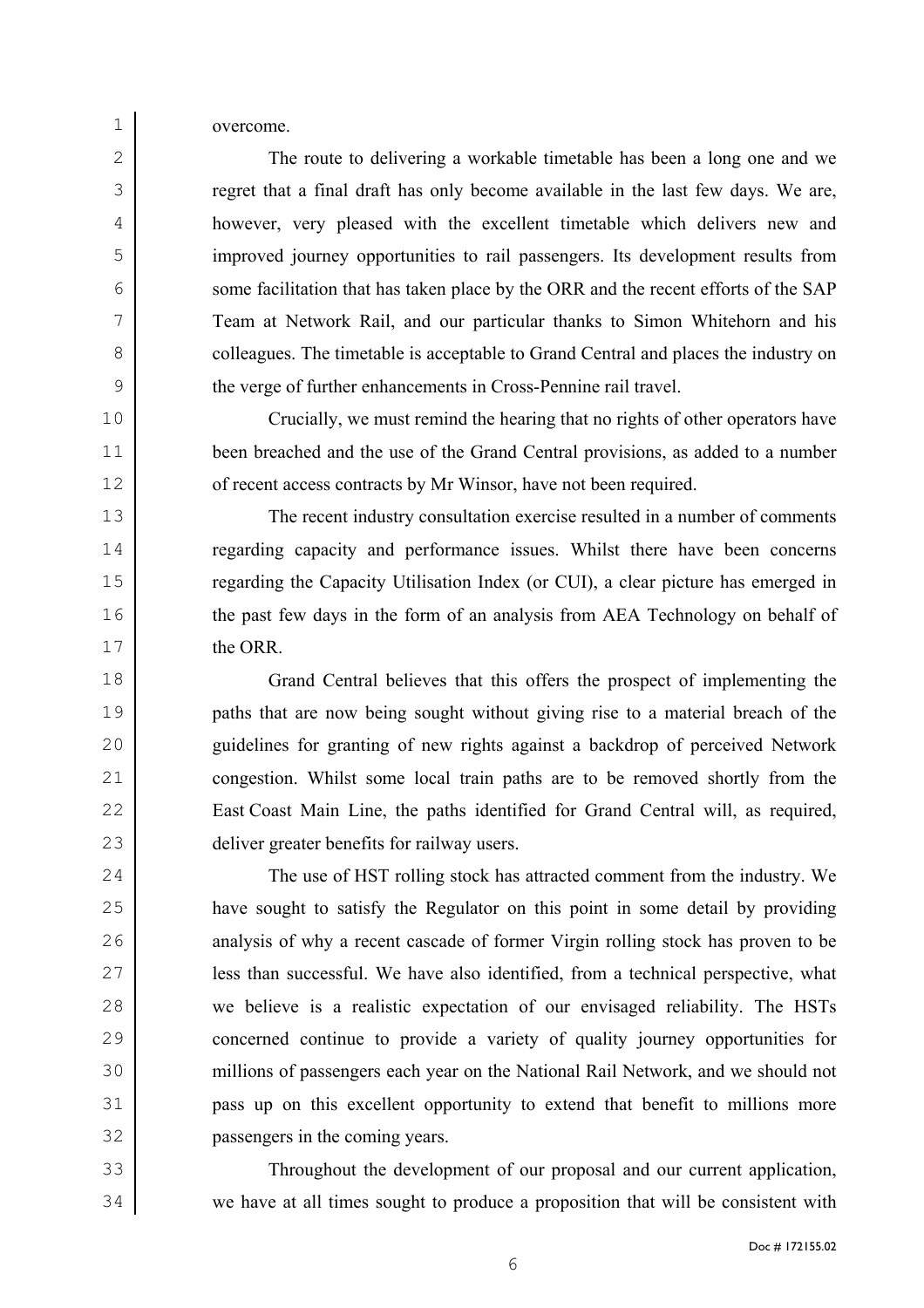overcome.

The route to delivering a workable timetable has been a long one and we regret that a final draft has only become available in the last few days. We are, however, very pleased with the excellent timetable which delivers new and improved journey opportunities to rail passengers. Its development results from some facilitation that has taken place by the ORR and the recent efforts of the SAP Team at Network Rail, and our particular thanks to Simon Whitehorn and his colleagues. The timetable is acceptable to Grand Central and places the industry on the verge of further enhancements in Cross-Pennine rail travel.

Crucially, we must remind the hearing that no rights of other operators have been breached and the use of the Grand Central provisions, as added to a number of recent access contracts by Mr Winsor, have not been required.

The recent industry consultation exercise resulted in a number of comments regarding capacity and performance issues. Whilst there have been concerns regarding the Capacity Utilisation Index (or CUI), a clear picture has emerged in the past few days in the form of an analysis from AEA Technology on behalf of the ORR.

Grand Central believes that this offers the prospect of implementing the paths that are now being sought without giving rise to a material breach of the guidelines for granting of new rights against a backdrop of perceived Network congestion. Whilst some local train paths are to be removed shortly from the East Coast Main Line, the paths identified for Grand Central will, as required, deliver greater benefits for railway users.

The use of HST rolling stock has attracted comment from the industry. We have sought to satisfy the Regulator on this point in some detail by providing analysis of why a recent cascade of former Virgin rolling stock has proven to be less than successful. We have also identified, from a technical perspective, what we believe is a realistic expectation of our envisaged reliability. The HSTs concerned continue to provide a variety of quality journey opportunities for millions of passengers each year on the National Rail Network, and we should not pass up on this excellent opportunity to extend that benefit to millions more passengers in the coming years.

Throughout the development of our proposal and our current application, we have at all times sought to produce a proposition that will be consistent with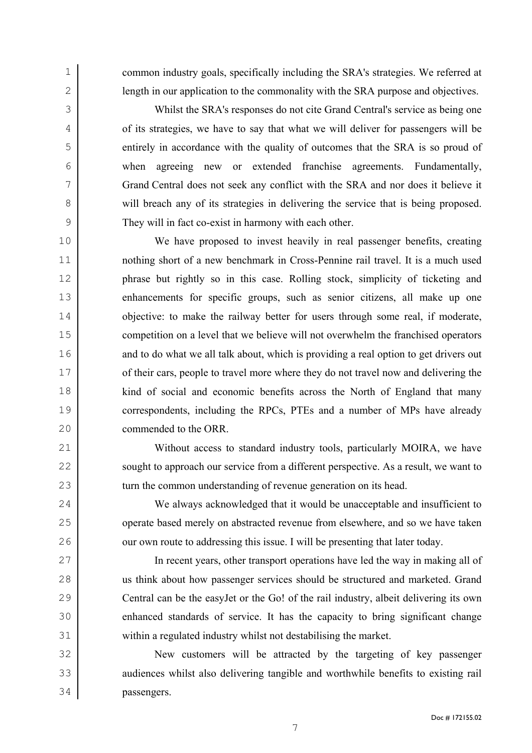common industry goals, specifically including the SRA's strategies. We referred at length in our application to the commonality with the SRA purpose and objectives.

Whilst the SRA's responses do not cite Grand Central's service as being one of its strategies, we have to say that what we will deliver for passengers will be entirely in accordance with the quality of outcomes that the SRA is so proud of when agreeing new or extended franchise agreements. Fundamentally, Grand Central does not seek any conflict with the SRA and nor does it believe it will breach any of its strategies in delivering the service that is being proposed. They will in fact co-exist in harmony with each other.

We have proposed to invest heavily in real passenger benefits, creating nothing short of a new benchmark in Cross-Pennine rail travel. It is a much used phrase but rightly so in this case. Rolling stock, simplicity of ticketing and enhancements for specific groups, such as senior citizens, all make up one objective: to make the railway better for users through some real, if moderate, competition on a level that we believe will not overwhelm the franchised operators and to do what we all talk about, which is providing a real option to get drivers out of their cars, people to travel more where they do not travel now and delivering the kind of social and economic benefits across the North of England that many correspondents, including the RPCs, PTEs and a number of MPs have already commended to the ORR.

Without access to standard industry tools, particularly MOIRA, we have sought to approach our service from a different perspective. As a result, we want to turn the common understanding of revenue generation on its head.

We always acknowledged that it would be unacceptable and insufficient to operate based merely on abstracted revenue from elsewhere, and so we have taken our own route to addressing this issue. I will be presenting that later today.

In recent years, other transport operations have led the way in making all of us think about how passenger services should be structured and marketed. Grand Central can be the easyJet or the Go! of the rail industry, albeit delivering its own enhanced standards of service. It has the capacity to bring significant change within a regulated industry whilst not destabilising the market.

New customers will be attracted by the targeting of key passenger audiences whilst also delivering tangible and worthwhile benefits to existing rail passengers.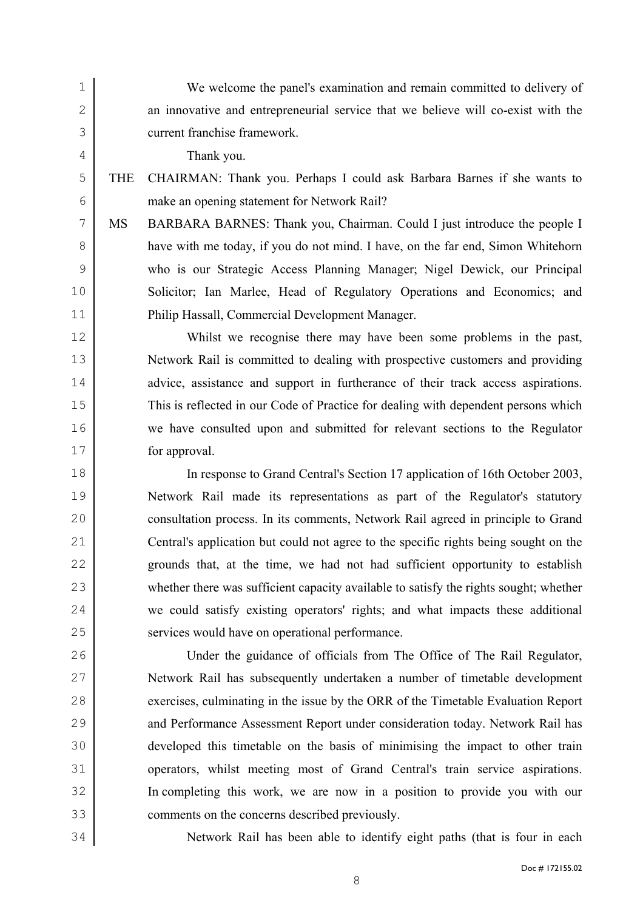We welcome the panel's examination and remain committed to delivery of an innovative and entrepreneurial service that we believe will co-exist with the current franchise framework.

Thank you.

THE CHAIRMAN: Thank you. Perhaps I could ask Barbara Barnes if she wants to make an opening statement for Network Rail?

MS BARBARA BARNES: Thank you, Chairman. Could I just introduce the people I have with me today, if you do not mind. I have, on the far end, Simon Whitehorn who is our Strategic Access Planning Manager; Nigel Dewick, our Principal Solicitor; Ian Marlee, Head of Regulatory Operations and Economics; and Philip Hassall, Commercial Development Manager.

Whilst we recognise there may have been some problems in the past, Network Rail is committed to dealing with prospective customers and providing advice, assistance and support in furtherance of their track access aspirations. This is reflected in our Code of Practice for dealing with dependent persons which we have consulted upon and submitted for relevant sections to the Regulator for approval.

In response to Grand Central's Section 17 application of 16th October 2003, Network Rail made its representations as part of the Regulator's statutory consultation process. In its comments, Network Rail agreed in principle to Grand Central's application but could not agree to the specific rights being sought on the grounds that, at the time, we had not had sufficient opportunity to establish whether there was sufficient capacity available to satisfy the rights sought; whether we could satisfy existing operators' rights; and what impacts these additional services would have on operational performance.

Under the guidance of officials from The Office of The Rail Regulator, Network Rail has subsequently undertaken a number of timetable development exercises, culminating in the issue by the ORR of the Timetable Evaluation Report and Performance Assessment Report under consideration today. Network Rail has developed this timetable on the basis of minimising the impact to other train operators, whilst meeting most of Grand Central's train service aspirations. In completing this work, we are now in a position to provide you with our comments on the concerns described previously.

Network Rail has been able to identify eight paths (that is four in each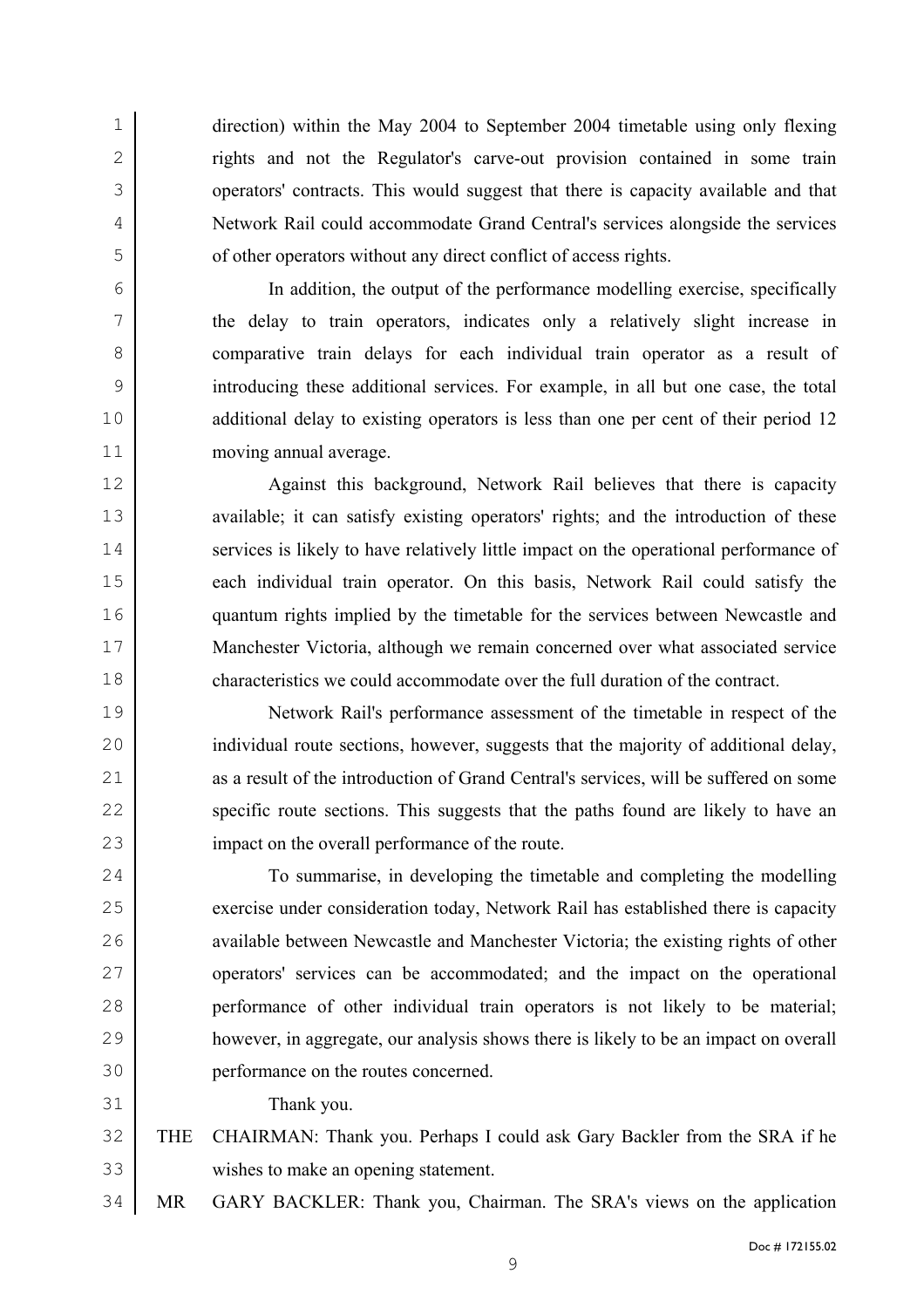direction) within the May 2004 to September 2004 timetable using only flexing rights and not the Regulator's carve-out provision contained in some train operators' contracts. This would suggest that there is capacity available and that Network Rail could accommodate Grand Central's services alongside the services of other operators without any direct conflict of access rights.

In addition, the output of the performance modelling exercise, specifically the delay to train operators, indicates only a relatively slight increase in comparative train delays for each individual train operator as a result of introducing these additional services. For example, in all but one case, the total additional delay to existing operators is less than one per cent of their period 12 moving annual average.

Against this background, Network Rail believes that there is capacity available; it can satisfy existing operators' rights; and the introduction of these services is likely to have relatively little impact on the operational performance of each individual train operator. On this basis, Network Rail could satisfy the quantum rights implied by the timetable for the services between Newcastle and Manchester Victoria, although we remain concerned over what associated service characteristics we could accommodate over the full duration of the contract.

Network Rail's performance assessment of the timetable in respect of the individual route sections, however, suggests that the majority of additional delay, as a result of the introduction of Grand Central's services, will be suffered on some specific route sections. This suggests that the paths found are likely to have an impact on the overall performance of the route.

To summarise, in developing the timetable and completing the modelling exercise under consideration today, Network Rail has established there is capacity available between Newcastle and Manchester Victoria; the existing rights of other operators' services can be accommodated; and the impact on the operational performance of other individual train operators is not likely to be material; however, in aggregate, our analysis shows there is likely to be an impact on overall performance on the routes concerned.

Thank you.

THE CHAIRMAN: Thank you. Perhaps I could ask Gary Backler from the SRA if he wishes to make an opening statement.

MR GARY BACKLER: Thank you, Chairman. The SRA's views on the application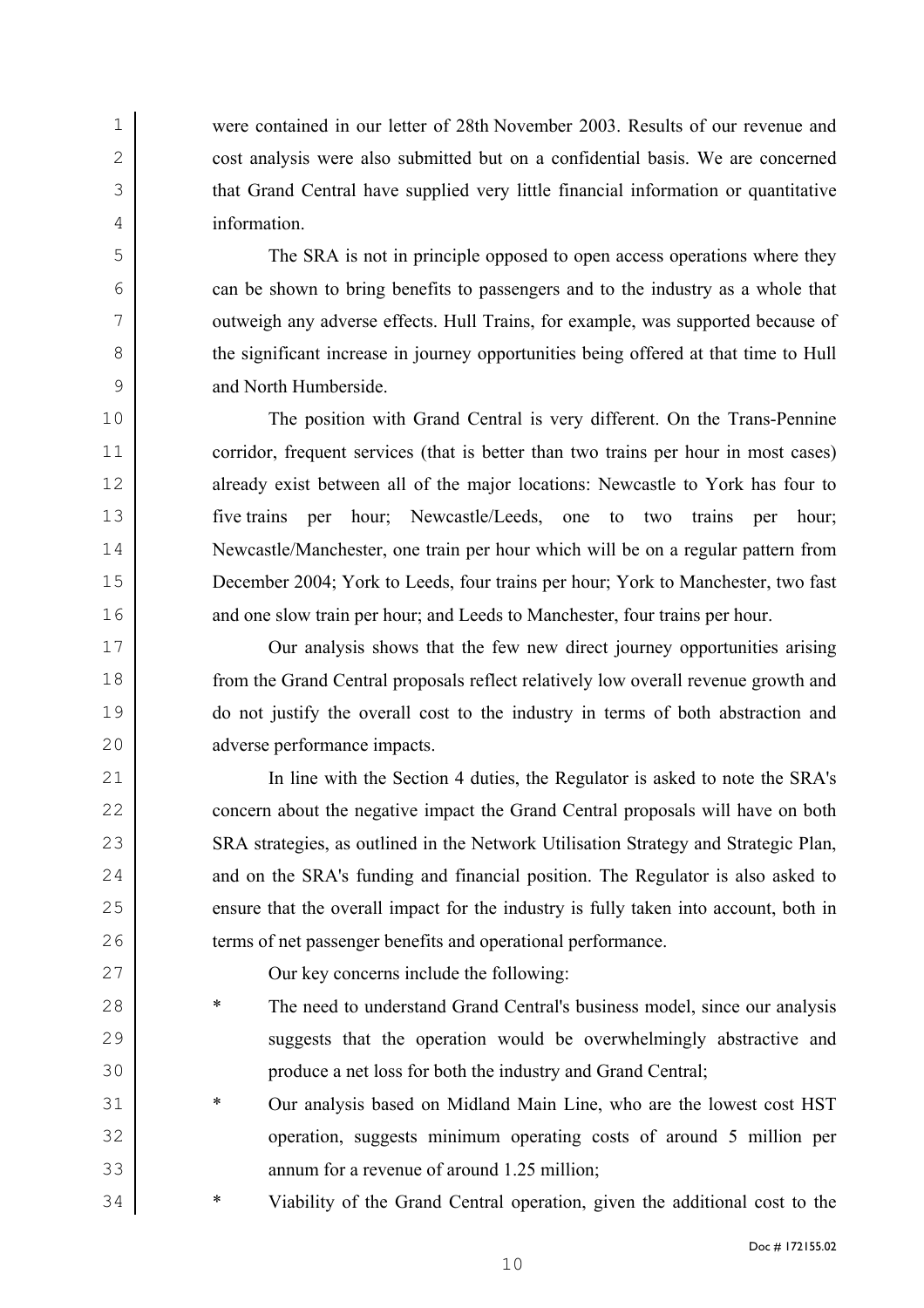were contained in our letter of 28th November 2003. Results of our revenue and cost analysis were also submitted but on a confidential basis. We are concerned that Grand Central have supplied very little financial information or quantitative information.

The SRA is not in principle opposed to open access operations where they can be shown to bring benefits to passengers and to the industry as a whole that outweigh any adverse effects. Hull Trains, for example, was supported because of the significant increase in journey opportunities being offered at that time to Hull and North Humberside.

The position with Grand Central is very different. On the Trans-Pennine corridor, frequent services (that is better than two trains per hour in most cases) already exist between all of the major locations: Newcastle to York has four to five trains per hour; Newcastle/Leeds, one to two trains per hour; Newcastle/Manchester, one train per hour which will be on a regular pattern from December 2004; York to Leeds, four trains per hour; York to Manchester, two fast and one slow train per hour; and Leeds to Manchester, four trains per hour.

Our analysis shows that the few new direct journey opportunities arising from the Grand Central proposals reflect relatively low overall revenue growth and do not justify the overall cost to the industry in terms of both abstraction and adverse performance impacts.

In line with the Section 4 duties, the Regulator is asked to note the SRA's concern about the negative impact the Grand Central proposals will have on both SRA strategies, as outlined in the Network Utilisation Strategy and Strategic Plan, and on the SRA's funding and financial position. The Regulator is also asked to ensure that the overall impact for the industry is fully taken into account, both in terms of net passenger benefits and operational performance.

Our key concerns include the following:

* The need to understand Grand Central's business model, since our analysis suggests that the operation would be overwhelmingly abstractive and produce a net loss for both the industry and Grand Central;
* Our analysis based on Midland Main Line, who are the lowest cost HST operation, suggests minimum operating costs of around 5 million per annum for a revenue of around 1.25 million;
* Viability of the Grand Central operation, given the additional cost to the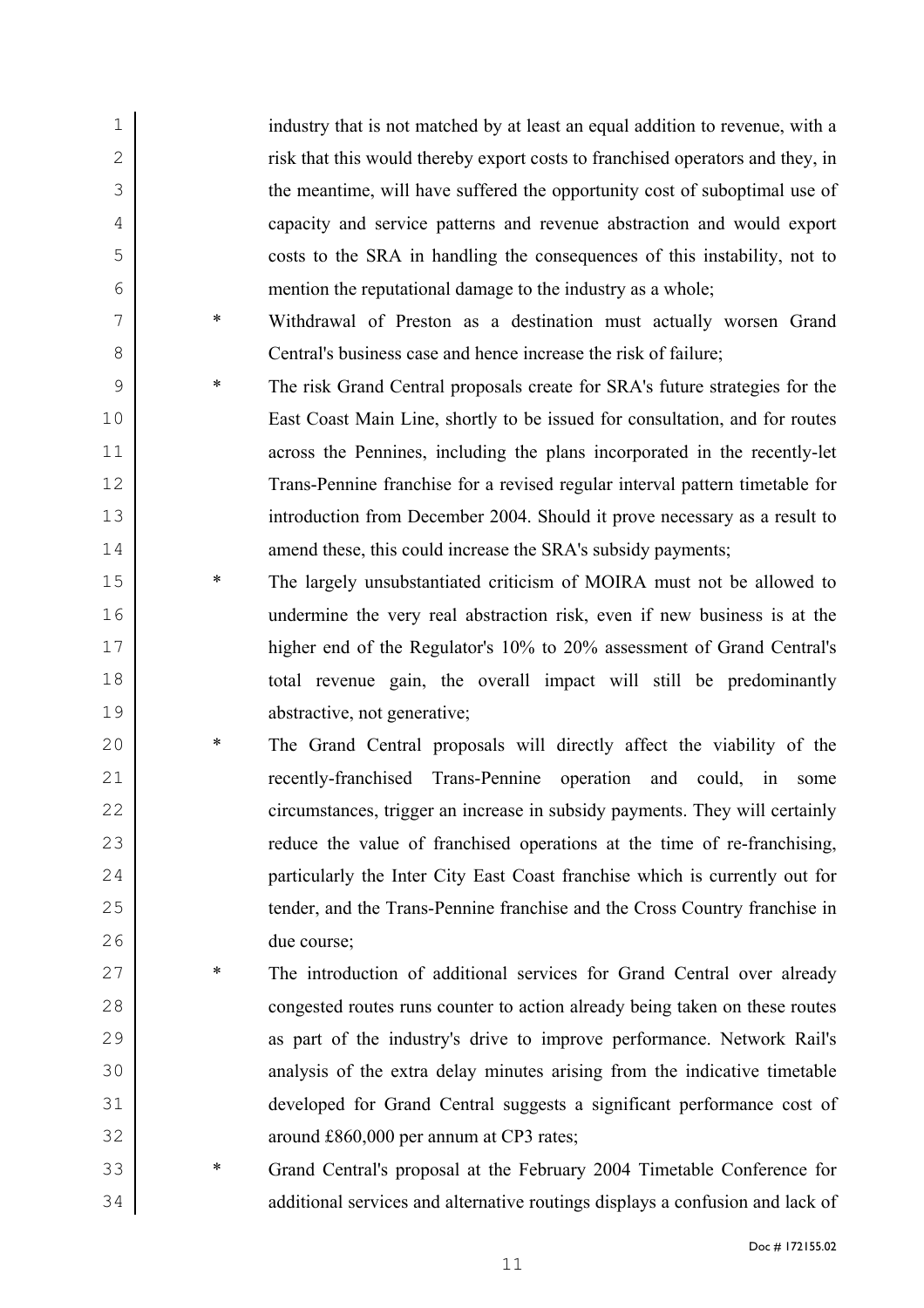industry that is not matched by at least an equal addition to revenue, with a risk that this would thereby export costs to franchised operators and they, in the meantime, will have suffered the opportunity cost of suboptimal use of capacity and service patterns and revenue abstraction and would export costs to the SRA in handling the consequences of this instability, not to mention the reputational damage to the industry as a whole;

* Withdrawal of Preston as a destination must actually worsen Grand Central's business case and hence increase the risk of failure;
* The risk Grand Central proposals create for SRA's future strategies for the East Coast Main Line, shortly to be issued for consultation, and for routes across the Pennines, including the plans incorporated in the recently-let Trans-Pennine franchise for a revised regular interval pattern timetable for introduction from December 2004. Should it prove necessary as a result to amend these, this could increase the SRA's subsidy payments;
* The largely unsubstantiated criticism of MOIRA must not be allowed to undermine the very real abstraction risk, even if new business is at the higher end of the Regulator's 10% to 20% assessment of Grand Central's total revenue gain, the overall impact will still be predominantly abstractive, not generative;
* The Grand Central proposals will directly affect the viability of the recently-franchised Trans-Pennine operation and could, in some circumstances, trigger an increase in subsidy payments. They will certainly reduce the value of franchised operations at the time of re-franchising, particularly the Inter City East Coast franchise which is currently out for tender, and the Trans-Pennine franchise and the Cross Country franchise in due course;
* The introduction of additional services for Grand Central over already congested routes runs counter to action already being taken on these routes as part of the industry's drive to improve performance. Network Rail's analysis of the extra delay minutes arising from the indicative timetable developed for Grand Central suggests a significant performance cost of around £860,000 per annum at CP3 rates;
* Grand Central's proposal at the February 2004 Timetable Conference for additional services and alternative routings displays a confusion and lack of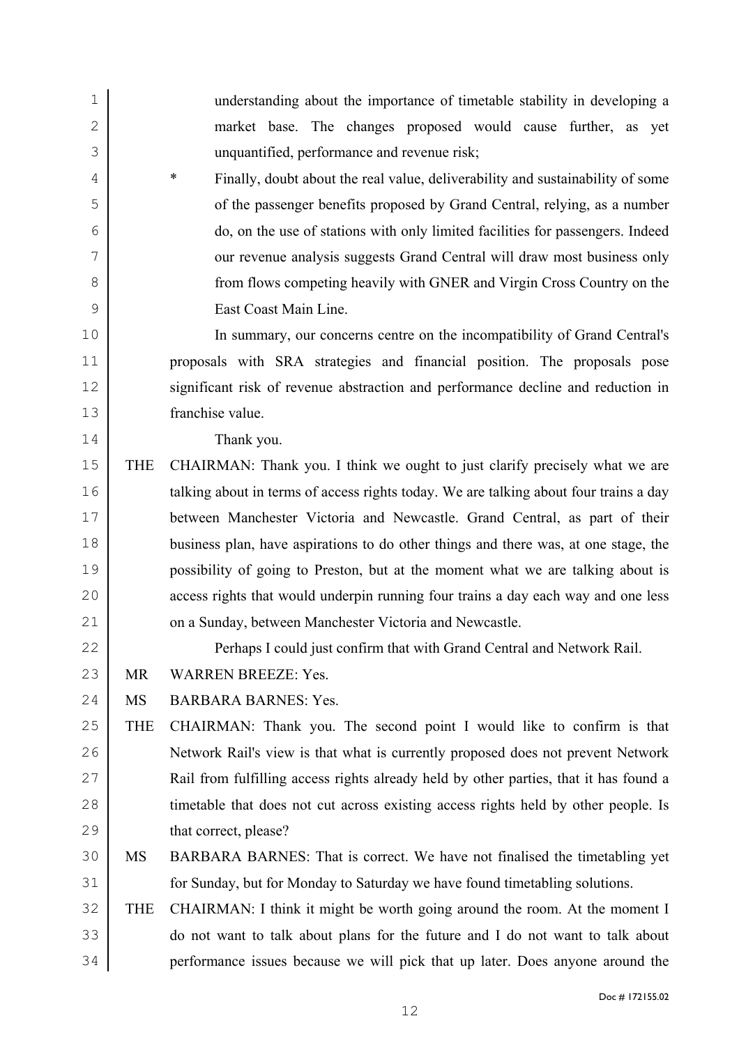understanding about the importance of timetable stability in developing a market base. The changes proposed would cause further, as yet unquantified, performance and revenue risk;

* Finally, doubt about the real value, deliverability and sustainability of some of the passenger benefits proposed by Grand Central, relying, as a number do, on the use of stations with only limited facilities for passengers. Indeed our revenue analysis suggests Grand Central will draw most business only from flows competing heavily with GNER and Virgin Cross Country on the East Coast Main Line.

In summary, our concerns centre on the incompatibility of Grand Central's proposals with SRA strategies and financial position. The proposals pose significant risk of revenue abstraction and performance decline and reduction in franchise value.

Thank you.

THE CHAIRMAN: Thank you. I think we ought to just clarify precisely what we are talking about in terms of access rights today. We are talking about four trains a day between Manchester Victoria and Newcastle. Grand Central, as part of their business plan, have aspirations to do other things and there was, at one stage, the possibility of going to Preston, but at the moment what we are talking about is access rights that would underpin running four trains a day each way and one less on a Sunday, between Manchester Victoria and Newcastle.

Perhaps I could just confirm that with Grand Central and Network Rail.

MR WARREN BREEZE: Yes.

MS BARBARA BARNES: Yes.

THE CHAIRMAN: Thank you. The second point I would like to confirm is that Network Rail's view is that what is currently proposed does not prevent Network Rail from fulfilling access rights already held by other parties, that it has found a timetable that does not cut across existing access rights held by other people. Is that correct, please?

MS BARBARA BARNES: That is correct. We have not finalised the timetabling yet for Sunday, but for Monday to Saturday we have found timetabling solutions.

THE CHAIRMAN: I think it might be worth going around the room. At the moment I do not want to talk about plans for the future and I do not want to talk about performance issues because we will pick that up later. Does anyone around the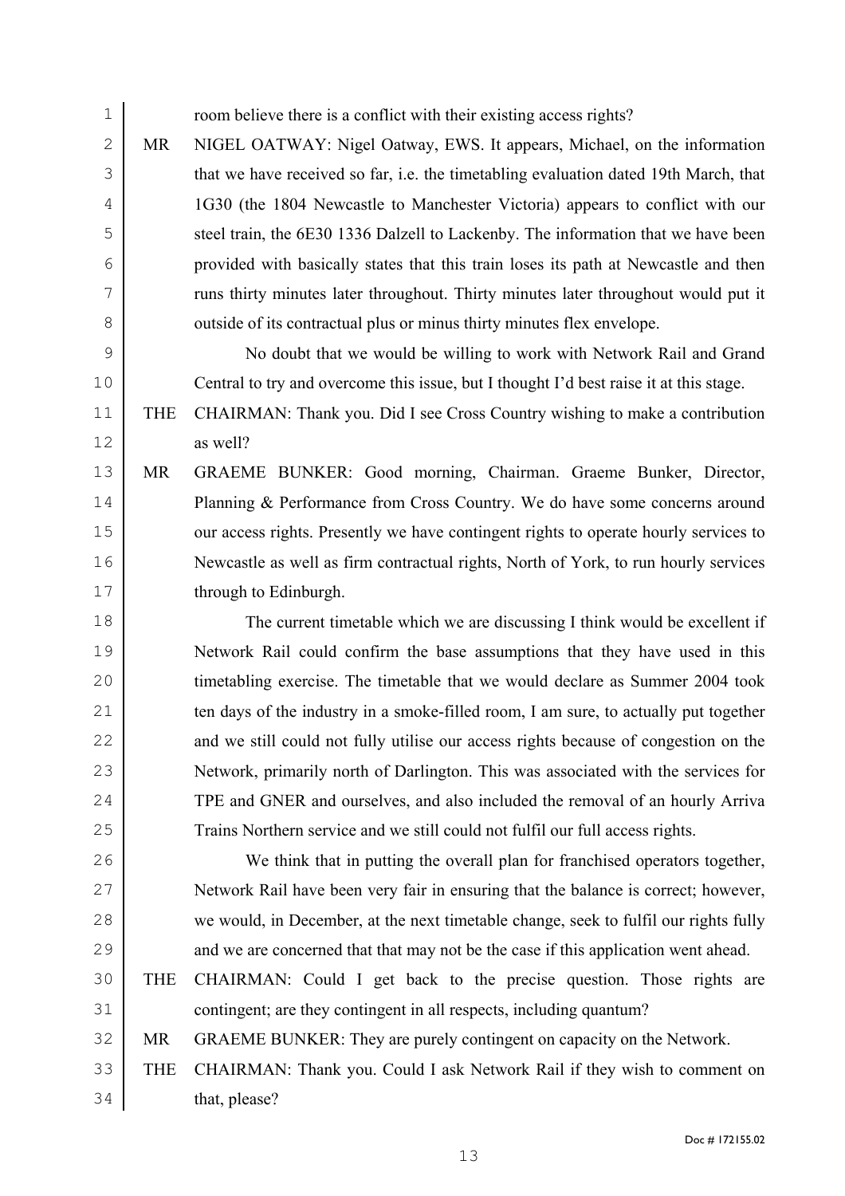room believe there is a conflict with their existing access rights?

MR NIGEL OATWAY: Nigel Oatway, EWS. It appears, Michael, on the information that we have received so far, i.e. the timetabling evaluation dated 19th March, that 1G30 (the 1804 Newcastle to Manchester Victoria) appears to conflict with our steel train, the 6E30 1336 Dalzell to Lackenby. The information that we have been provided with basically states that this train loses its path at Newcastle and then runs thirty minutes later throughout. Thirty minutes later throughout would put it outside of its contractual plus or minus thirty minutes flex envelope.

No doubt that we would be willing to work with Network Rail and Grand Central to try and overcome this issue, but I thought I'd best raise it at this stage.

THE CHAIRMAN: Thank you. Did I see Cross Country wishing to make a contribution as well?

MR GRAEME BUNKER: Good morning, Chairman. Graeme Bunker, Director, Planning & Performance from Cross Country. We do have some concerns around our access rights. Presently we have contingent rights to operate hourly services to Newcastle as well as firm contractual rights, North of York, to run hourly services through to Edinburgh.

The current timetable which we are discussing I think would be excellent if Network Rail could confirm the base assumptions that they have used in this timetabling exercise. The timetable that we would declare as Summer 2004 took ten days of the industry in a smoke-filled room, I am sure, to actually put together and we still could not fully utilise our access rights because of congestion on the Network, primarily north of Darlington. This was associated with the services for TPE and GNER and ourselves, and also included the removal of an hourly Arriva Trains Northern service and we still could not fulfil our full access rights.

We think that in putting the overall plan for franchised operators together, Network Rail have been very fair in ensuring that the balance is correct; however, we would, in December, at the next timetable change, seek to fulfil our rights fully and we are concerned that that may not be the case if this application went ahead.

THE CHAIRMAN: Could I get back to the precise question. Those rights are contingent; are they contingent in all respects, including quantum?

MR GRAEME BUNKER: They are purely contingent on capacity on the Network.

THE CHAIRMAN: Thank you. Could I ask Network Rail if they wish to comment on that, please?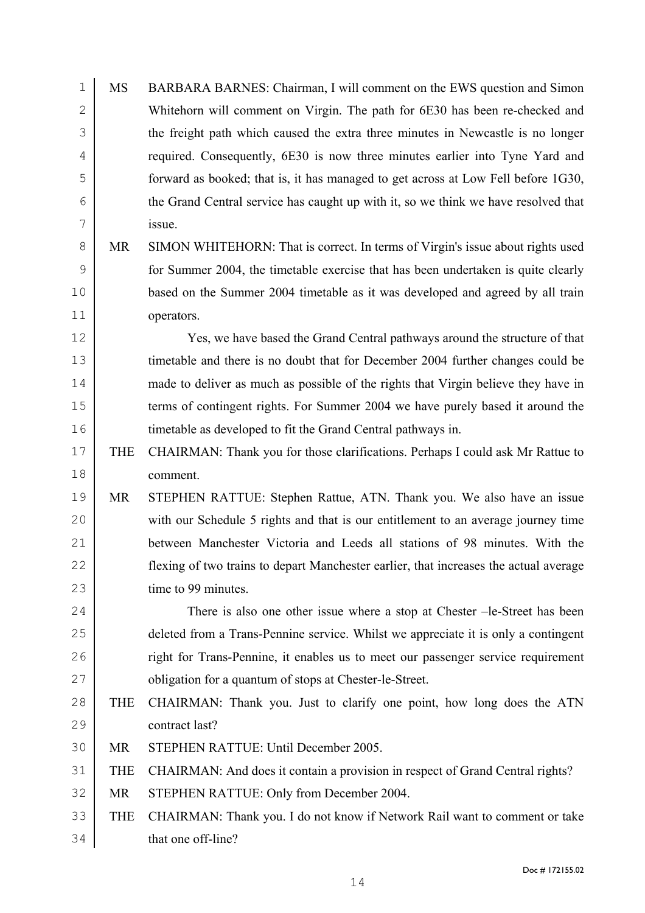MS BARBARA BARNES: Chairman, I will comment on the EWS question and Simon Whitehorn will comment on Virgin. The path for 6E30 has been re-checked and the freight path which caused the extra three minutes in Newcastle is no longer required. Consequently, 6E30 is now three minutes earlier into Tyne Yard and forward as booked; that is, it has managed to get across at Low Fell before 1G30, the Grand Central service has caught up with it, so we think we have resolved that issue.

MR SIMON WHITEHORN: That is correct. In terms of Virgin's issue about rights used for Summer 2004, the timetable exercise that has been undertaken is quite clearly based on the Summer 2004 timetable as it was developed and agreed by all train operators.

Yes, we have based the Grand Central pathways around the structure of that timetable and there is no doubt that for December 2004 further changes could be made to deliver as much as possible of the rights that Virgin believe they have in terms of contingent rights. For Summer 2004 we have purely based it around the timetable as developed to fit the Grand Central pathways in.

THE CHAIRMAN: Thank you for those clarifications. Perhaps I could ask Mr Rattue to comment.

MR STEPHEN RATTUE: Stephen Rattue, ATN. Thank you. We also have an issue with our Schedule 5 rights and that is our entitlement to an average journey time between Manchester Victoria and Leeds all stations of 98 minutes. With the flexing of two trains to depart Manchester earlier, that increases the actual average time to 99 minutes.

There is also one other issue where a stop at Chester –le-Street has been deleted from a Trans-Pennine service. Whilst we appreciate it is only a contingent right for Trans-Pennine, it enables us to meet our passenger service requirement obligation for a quantum of stops at Chester-le-Street.

THE CHAIRMAN: Thank you. Just to clarify one point, how long does the ATN contract last?

MR STEPHEN RATTUE: Until December 2005.

THE CHAIRMAN: And does it contain a provision in respect of Grand Central rights?

MR STEPHEN RATTUE: Only from December 2004.

THE CHAIRMAN: Thank you. I do not know if Network Rail want to comment or take that one off-line?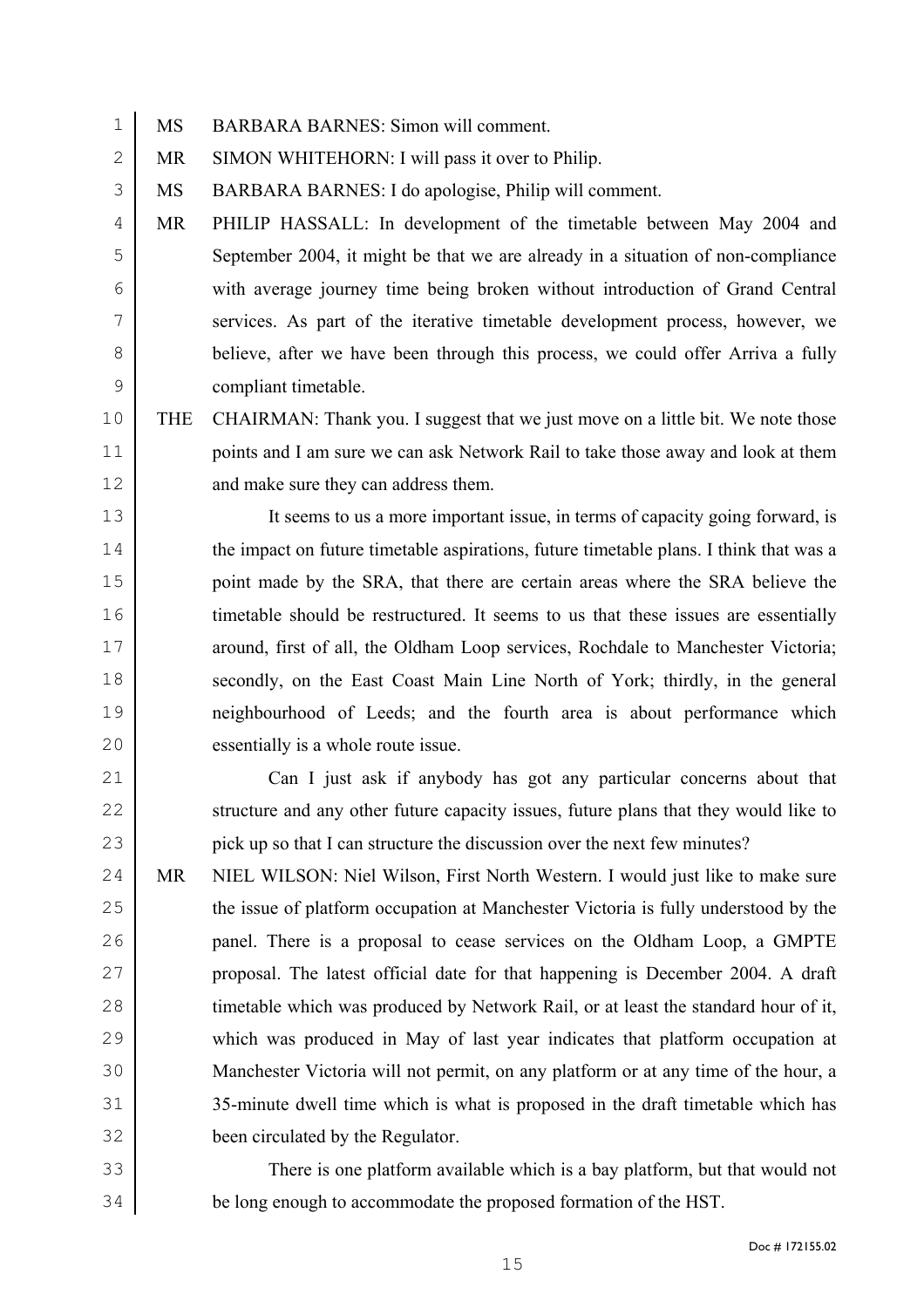MS BARBARA BARNES: Simon will comment.

MR SIMON WHITEHORN: I will pass it over to Philip.

MS BARBARA BARNES: I do apologise, Philip will comment.

MR PHILIP HASSALL: In development of the timetable between May 2004 and September 2004, it might be that we are already in a situation of non-compliance with average journey time being broken without introduction of Grand Central services. As part of the iterative timetable development process, however, we believe, after we have been through this process, we could offer Arriva a fully compliant timetable.

THE CHAIRMAN: Thank you. I suggest that we just move on a little bit. We note those points and I am sure we can ask Network Rail to take those away and look at them and make sure they can address them.

It seems to us a more important issue, in terms of capacity going forward, is the impact on future timetable aspirations, future timetable plans. I think that was a point made by the SRA, that there are certain areas where the SRA believe the timetable should be restructured. It seems to us that these issues are essentially around, first of all, the Oldham Loop services, Rochdale to Manchester Victoria; secondly, on the East Coast Main Line North of York; thirdly, in the general neighbourhood of Leeds; and the fourth area is about performance which essentially is a whole route issue.

Can I just ask if anybody has got any particular concerns about that structure and any other future capacity issues, future plans that they would like to pick up so that I can structure the discussion over the next few minutes?

MR NIEL WILSON: Niel Wilson, First North Western. I would just like to make sure the issue of platform occupation at Manchester Victoria is fully understood by the panel. There is a proposal to cease services on the Oldham Loop, a GMPTE proposal. The latest official date for that happening is December 2004. A draft timetable which was produced by Network Rail, or at least the standard hour of it, which was produced in May of last year indicates that platform occupation at Manchester Victoria will not permit, on any platform or at any time of the hour, a 35-minute dwell time which is what is proposed in the draft timetable which has been circulated by the Regulator.

There is one platform available which is a bay platform, but that would not be long enough to accommodate the proposed formation of the HST.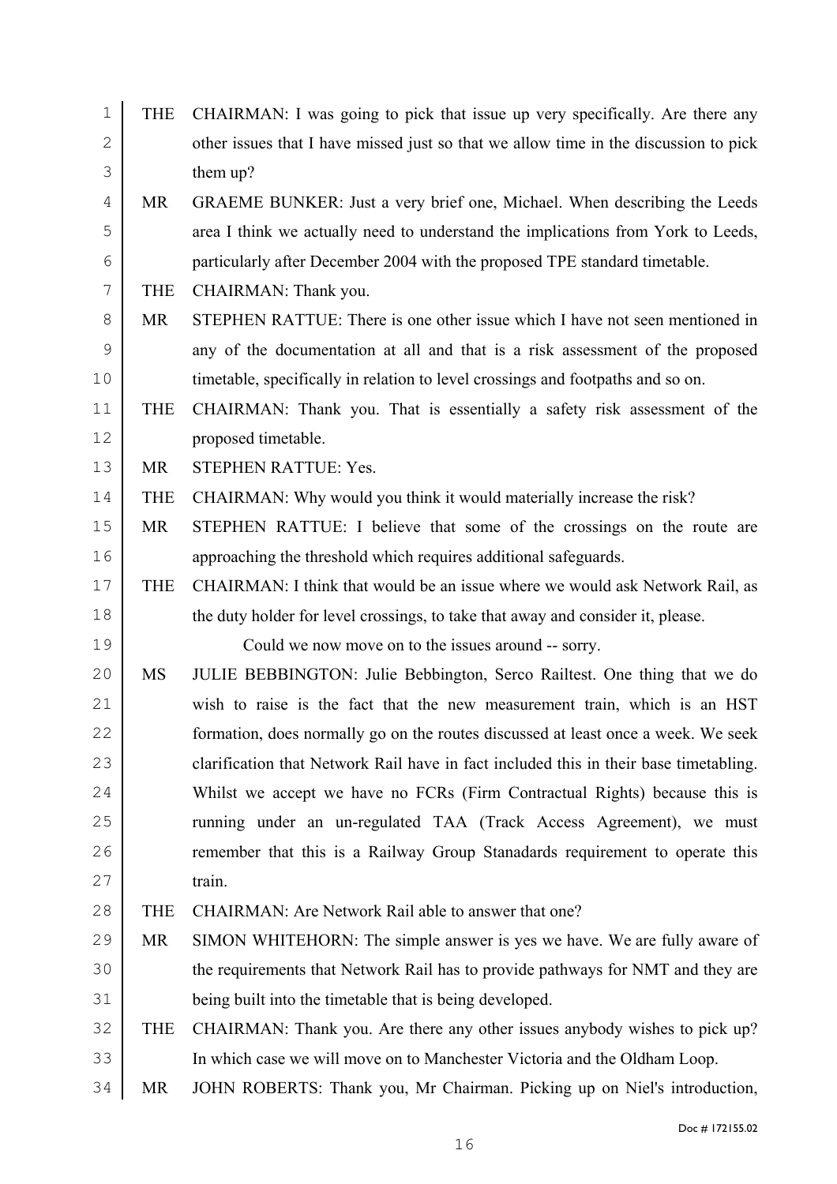THE CHAIRMAN: I was going to pick that issue up very specifically. Are there any other issues that I have missed just so that we allow time in the discussion to pick them up?

MR GRAEME BUNKER: Just a very brief one, Michael. When describing the Leeds area I think we actually need to understand the implications from York to Leeds, particularly after December 2004 with the proposed TPE standard timetable.

THE CHAIRMAN: Thank you.

MR STEPHEN RATTUE: There is one other issue which I have not seen mentioned in any of the documentation at all and that is a risk assessment of the proposed timetable, specifically in relation to level crossings and footpaths and so on.

THE CHAIRMAN: Thank you. That is essentially a safety risk assessment of the proposed timetable.

MR STEPHEN RATTUE: Yes.

THE CHAIRMAN: Why would you think it would materially increase the risk?

MR STEPHEN RATTUE: I believe that some of the crossings on the route are approaching the threshold which requires additional safeguards.

THE CHAIRMAN: I think that would be an issue where we would ask Network Rail, as the duty holder for level crossings, to take that away and consider it, please.

Could we now move on to the issues around -- sorry.

MS JULIE BEBBINGTON: Julie Bebbington, Serco Railtest. One thing that we do wish to raise is the fact that the new measurement train, which is an HST formation, does normally go on the routes discussed at least once a week. We seek clarification that Network Rail have in fact included this in their base timetabling. Whilst we accept we have no FCRs (Firm Contractual Rights) because this is running under an un-regulated TAA (Track Access Agreement), we must remember that this is a Railway Group Stanadards requirement to operate this train.

THE CHAIRMAN: Are Network Rail able to answer that one?

MR SIMON WHITEHORN: The simple answer is yes we have. We are fully aware of the requirements that Network Rail has to provide pathways for NMT and they are being built into the timetable that is being developed.

THE CHAIRMAN: Thank you. Are there any other issues anybody wishes to pick up? In which case we will move on to Manchester Victoria and the Oldham Loop.

MR JOHN ROBERTS: Thank you, Mr Chairman. Picking up on Niel's introduction,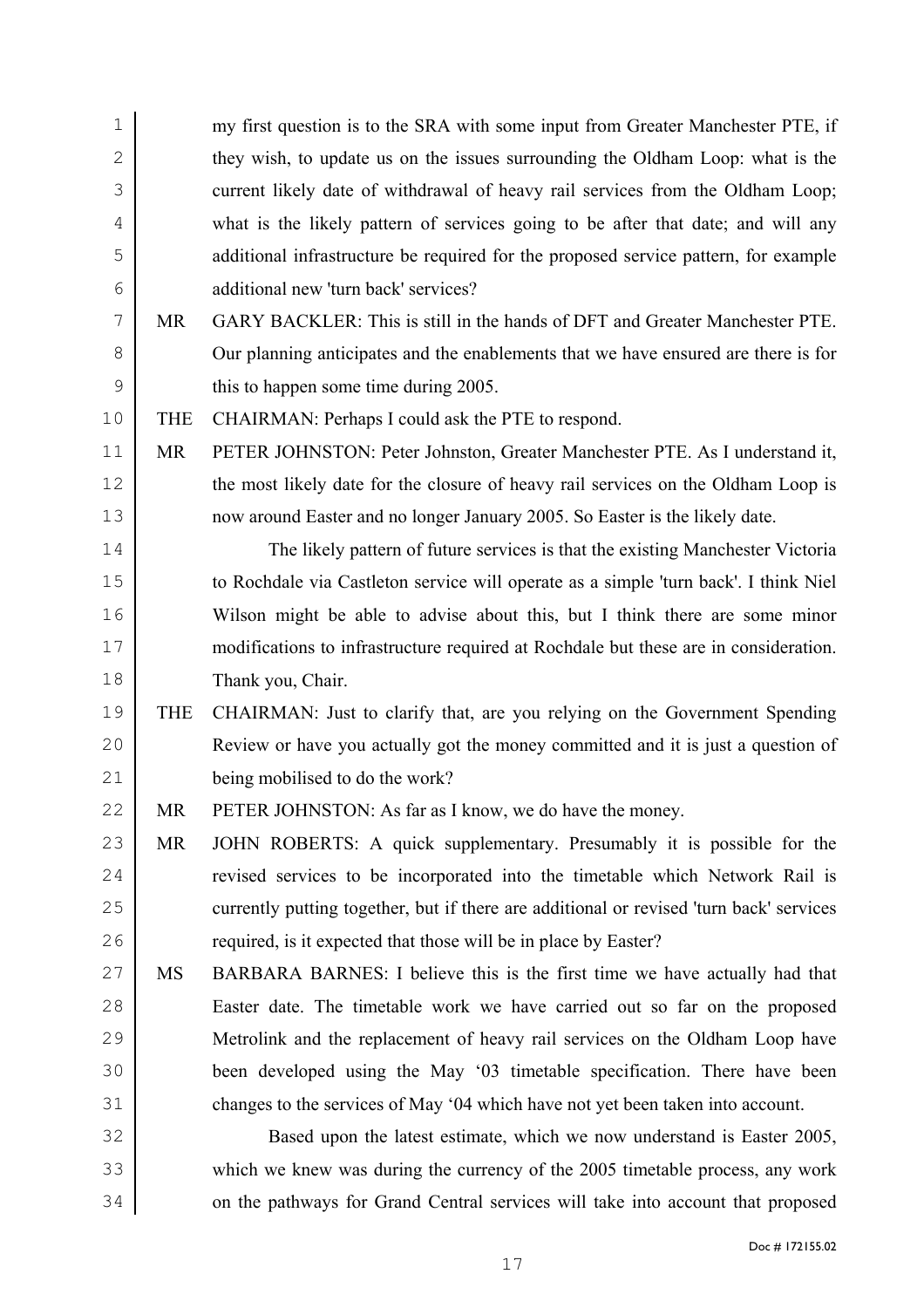my first question is to the SRA with some input from Greater Manchester PTE, if they wish, to update us on the issues surrounding the Oldham Loop: what is the current likely date of withdrawal of heavy rail services from the Oldham Loop; what is the likely pattern of services going to be after that date; and will any additional infrastructure be required for the proposed service pattern, for example additional new 'turn back' services?

MR GARY BACKLER: This is still in the hands of DFT and Greater Manchester PTE. Our planning anticipates and the enablements that we have ensured are there is for this to happen some time during 2005.

THE CHAIRMAN: Perhaps I could ask the PTE to respond.

MR PETER JOHNSTON: Peter Johnston, Greater Manchester PTE. As I understand it, the most likely date for the closure of heavy rail services on the Oldham Loop is now around Easter and no longer January 2005. So Easter is the likely date.

The likely pattern of future services is that the existing Manchester Victoria to Rochdale via Castleton service will operate as a simple 'turn back'. I think Niel Wilson might be able to advise about this, but I think there are some minor modifications to infrastructure required at Rochdale but these are in consideration. Thank you, Chair.

THE CHAIRMAN: Just to clarify that, are you relying on the Government Spending Review or have you actually got the money committed and it is just a question of being mobilised to do the work?

MR PETER JOHNSTON: As far as I know, we do have the money.

MR JOHN ROBERTS: A quick supplementary. Presumably it is possible for the revised services to be incorporated into the timetable which Network Rail is currently putting together, but if there are additional or revised 'turn back' services required, is it expected that those will be in place by Easter?

MS BARBARA BARNES: I believe this is the first time we have actually had that Easter date. The timetable work we have carried out so far on the proposed Metrolink and the replacement of heavy rail services on the Oldham Loop have been developed using the May '03 timetable specification. There have been changes to the services of May '04 which have not yet been taken into account.

Based upon the latest estimate, which we now understand is Easter 2005, which we knew was during the currency of the 2005 timetable process, any work on the pathways for Grand Central services will take into account that proposed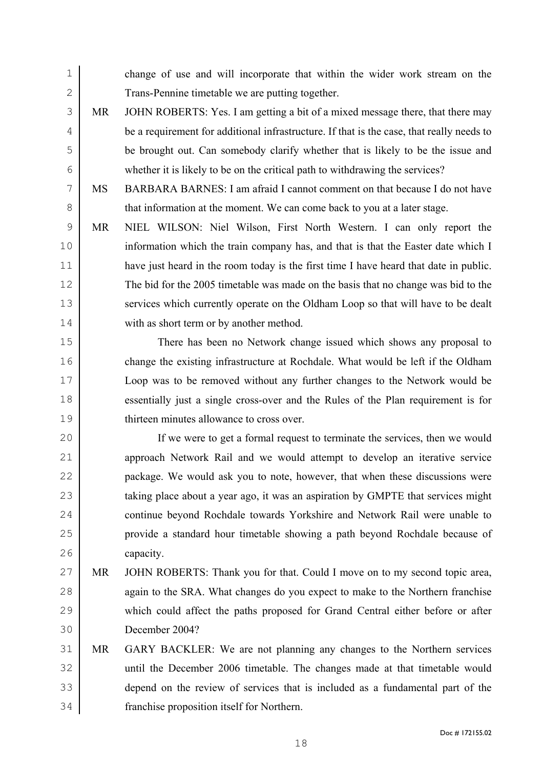change of use and will incorporate that within the wider work stream on the Trans-Pennine timetable we are putting together.

MR JOHN ROBERTS: Yes. I am getting a bit of a mixed message there, that there may be a requirement for additional infrastructure. If that is the case, that really needs to be brought out. Can somebody clarify whether that is likely to be the issue and whether it is likely to be on the critical path to withdrawing the services?

MS BARBARA BARNES: I am afraid I cannot comment on that because I do not have that information at the moment. We can come back to you at a later stage.

MR NIEL WILSON: Niel Wilson, First North Western. I can only report the information which the train company has, and that is that the Easter date which I have just heard in the room today is the first time I have heard that date in public. The bid for the 2005 timetable was made on the basis that no change was bid to the services which currently operate on the Oldham Loop so that will have to be dealt with as short term or by another method.

There has been no Network change issued which shows any proposal to change the existing infrastructure at Rochdale. What would be left if the Oldham Loop was to be removed without any further changes to the Network would be essentially just a single cross-over and the Rules of the Plan requirement is for thirteen minutes allowance to cross over.

If we were to get a formal request to terminate the services, then we would approach Network Rail and we would attempt to develop an iterative service package. We would ask you to note, however, that when these discussions were taking place about a year ago, it was an aspiration by GMPTE that services might continue beyond Rochdale towards Yorkshire and Network Rail were unable to provide a standard hour timetable showing a path beyond Rochdale because of capacity.

MR JOHN ROBERTS: Thank you for that. Could I move on to my second topic area, again to the SRA. What changes do you expect to make to the Northern franchise which could affect the paths proposed for Grand Central either before or after December 2004?

MR GARY BACKLER: We are not planning any changes to the Northern services until the December 2006 timetable. The changes made at that timetable would depend on the review of services that is included as a fundamental part of the franchise proposition itself for Northern.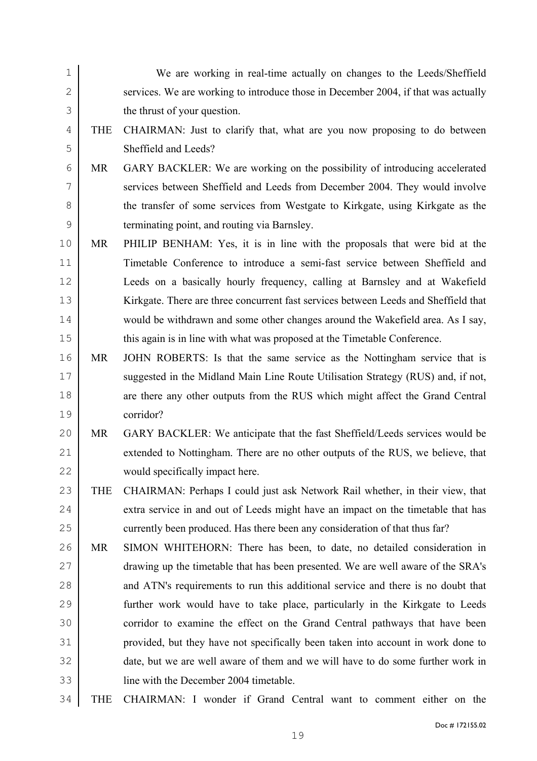We are working in real-time actually on changes to the Leeds/Sheffield services. We are working to introduce those in December 2004, if that was actually the thrust of your question.

THE CHAIRMAN: Just to clarify that, what are you now proposing to do between Sheffield and Leeds?

MR GARY BACKLER: We are working on the possibility of introducing accelerated services between Sheffield and Leeds from December 2004. They would involve the transfer of some services from Westgate to Kirkgate, using Kirkgate as the terminating point, and routing via Barnsley.

MR PHILIP BENHAM: Yes, it is in line with the proposals that were bid at the Timetable Conference to introduce a semi-fast service between Sheffield and Leeds on a basically hourly frequency, calling at Barnsley and at Wakefield Kirkgate. There are three concurrent fast services between Leeds and Sheffield that would be withdrawn and some other changes around the Wakefield area. As I say, this again is in line with what was proposed at the Timetable Conference.

MR JOHN ROBERTS: Is that the same service as the Nottingham service that is suggested in the Midland Main Line Route Utilisation Strategy (RUS) and, if not, are there any other outputs from the RUS which might affect the Grand Central corridor?

MR GARY BACKLER: We anticipate that the fast Sheffield/Leeds services would be extended to Nottingham. There are no other outputs of the RUS, we believe, that would specifically impact here.

THE CHAIRMAN: Perhaps I could just ask Network Rail whether, in their view, that extra service in and out of Leeds might have an impact on the timetable that has currently been produced. Has there been any consideration of that thus far?

MR SIMON WHITEHORN: There has been, to date, no detailed consideration in drawing up the timetable that has been presented. We are well aware of the SRA's and ATN's requirements to run this additional service and there is no doubt that further work would have to take place, particularly in the Kirkgate to Leeds corridor to examine the effect on the Grand Central pathways that have been provided, but they have not specifically been taken into account in work done to date, but we are well aware of them and we will have to do some further work in line with the December 2004 timetable.

THE CHAIRMAN: I wonder if Grand Central want to comment either on the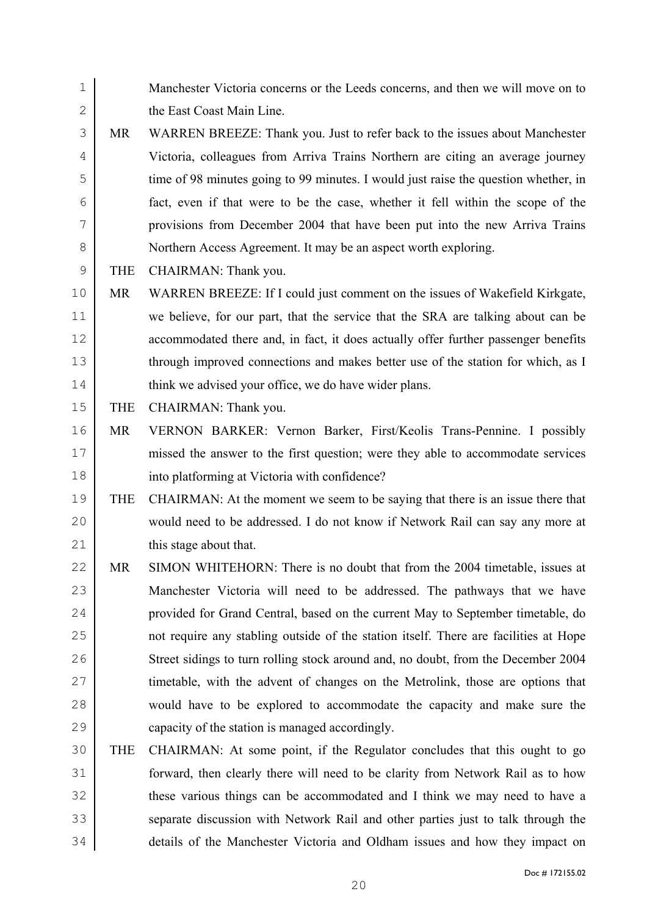Manchester Victoria concerns or the Leeds concerns, and then we will move on to the East Coast Main Line.

MR WARREN BREEZE: Thank you. Just to refer back to the issues about Manchester Victoria, colleagues from Arriva Trains Northern are citing an average journey time of 98 minutes going to 99 minutes. I would just raise the question whether, in fact, even if that were to be the case, whether it fell within the scope of the provisions from December 2004 that have been put into the new Arriva Trains Northern Access Agreement. It may be an aspect worth exploring.

THE CHAIRMAN: Thank you.

MR WARREN BREEZE: If I could just comment on the issues of Wakefield Kirkgate, we believe, for our part, that the service that the SRA are talking about can be accommodated there and, in fact, it does actually offer further passenger benefits through improved connections and makes better use of the station for which, as I think we advised your office, we do have wider plans.

THE CHAIRMAN: Thank you.

MR VERNON BARKER: Vernon Barker, First/Keolis Trans-Pennine. I possibly missed the answer to the first question; were they able to accommodate services into platforming at Victoria with confidence?

THE CHAIRMAN: At the moment we seem to be saying that there is an issue there that would need to be addressed. I do not know if Network Rail can say any more at this stage about that.

MR SIMON WHITEHORN: There is no doubt that from the 2004 timetable, issues at Manchester Victoria will need to be addressed. The pathways that we have provided for Grand Central, based on the current May to September timetable, do not require any stabling outside of the station itself. There are facilities at Hope Street sidings to turn rolling stock around and, no doubt, from the December 2004 timetable, with the advent of changes on the Metrolink, those are options that would have to be explored to accommodate the capacity and make sure the capacity of the station is managed accordingly.

THE CHAIRMAN: At some point, if the Regulator concludes that this ought to go forward, then clearly there will need to be clarity from Network Rail as to how these various things can be accommodated and I think we may need to have a separate discussion with Network Rail and other parties just to talk through the details of the Manchester Victoria and Oldham issues and how they impact on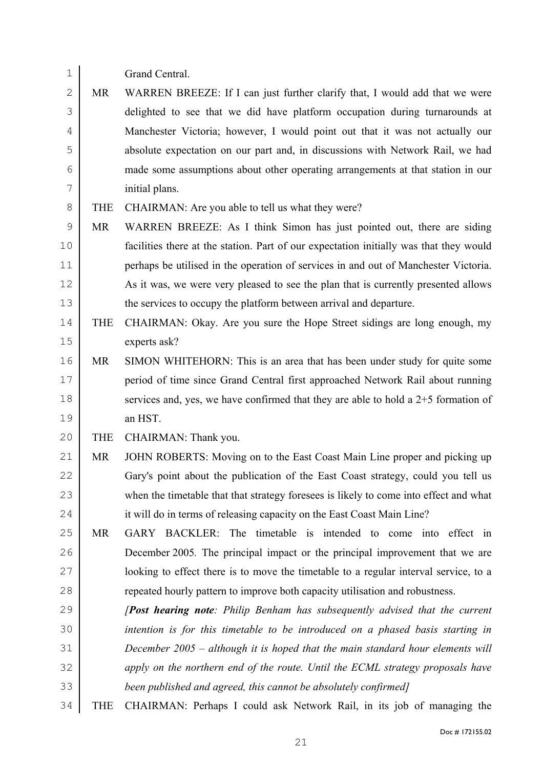Grand Central.

MR WARREN BREEZE: If I can just further clarify that, I would add that we were delighted to see that we did have platform occupation during turnarounds at Manchester Victoria; however, I would point out that it was not actually our absolute expectation on our part and, in discussions with Network Rail, we had made some assumptions about other operating arrangements at that station in our initial plans.

THE CHAIRMAN: Are you able to tell us what they were?

MR WARREN BREEZE: As I think Simon has just pointed out, there are siding facilities there at the station. Part of our expectation initially was that they would perhaps be utilised in the operation of services in and out of Manchester Victoria. As it was, we were very pleased to see the plan that is currently presented allows the services to occupy the platform between arrival and departure.

THE CHAIRMAN: Okay. Are you sure the Hope Street sidings are long enough, my experts ask?

MR SIMON WHITEHORN: This is an area that has been under study for quite some period of time since Grand Central first approached Network Rail about running services and, yes, we have confirmed that they are able to hold a 2+5 formation of an HST.

THE CHAIRMAN: Thank you.

MR JOHN ROBERTS: Moving on to the East Coast Main Line proper and picking up Gary's point about the publication of the East Coast strategy, could you tell us when the timetable that that strategy foresees is likely to come into effect and what it will do in terms of releasing capacity on the East Coast Main Line?

MR GARY BACKLER: The timetable is intended to come into effect in December 2005. The principal impact or the principal improvement that we are looking to effect there is to move the timetable to a regular interval service, to a repeated hourly pattern to improve both capacity utilisation and robustness.

*[**Post hearing note**: Philip Benham has subsequently advised that the current intention is for this timetable to be introduced on a phased basis starting in December 2005 – although it is hoped that the main standard hour elements will apply on the northern end of the route. Until the ECML strategy proposals have been published and agreed, this cannot be absolutely confirmed]*

THE CHAIRMAN: Perhaps I could ask Network Rail, in its job of managing the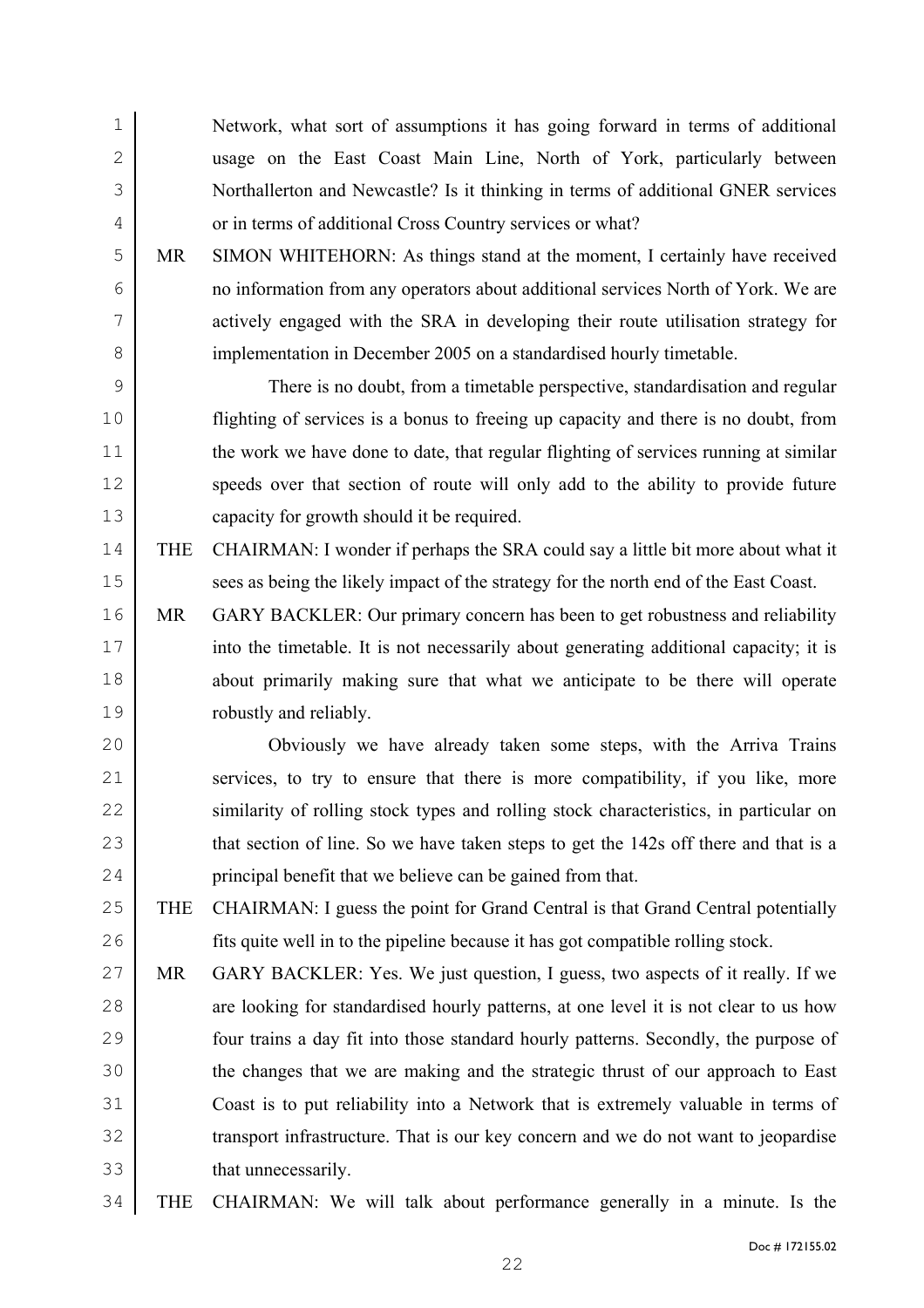Network, what sort of assumptions it has going forward in terms of additional usage on the East Coast Main Line, North of York, particularly between Northallerton and Newcastle? Is it thinking in terms of additional GNER services or in terms of additional Cross Country services or what?

MR SIMON WHITEHORN: As things stand at the moment, I certainly have received no information from any operators about additional services North of York. We are actively engaged with the SRA in developing their route utilisation strategy for implementation in December 2005 on a standardised hourly timetable.

There is no doubt, from a timetable perspective, standardisation and regular flighting of services is a bonus to freeing up capacity and there is no doubt, from the work we have done to date, that regular flighting of services running at similar speeds over that section of route will only add to the ability to provide future capacity for growth should it be required.

THE CHAIRMAN: I wonder if perhaps the SRA could say a little bit more about what it sees as being the likely impact of the strategy for the north end of the East Coast.

MR GARY BACKLER: Our primary concern has been to get robustness and reliability into the timetable. It is not necessarily about generating additional capacity; it is about primarily making sure that what we anticipate to be there will operate robustly and reliably.

Obviously we have already taken some steps, with the Arriva Trains services, to try to ensure that there is more compatibility, if you like, more similarity of rolling stock types and rolling stock characteristics, in particular on that section of line. So we have taken steps to get the 142s off there and that is a principal benefit that we believe can be gained from that.

THE CHAIRMAN: I guess the point for Grand Central is that Grand Central potentially fits quite well in to the pipeline because it has got compatible rolling stock.

MR GARY BACKLER: Yes. We just question, I guess, two aspects of it really. If we are looking for standardised hourly patterns, at one level it is not clear to us how four trains a day fit into those standard hourly patterns. Secondly, the purpose of the changes that we are making and the strategic thrust of our approach to East Coast is to put reliability into a Network that is extremely valuable in terms of transport infrastructure. That is our key concern and we do not want to jeopardise that unnecessarily.

THE CHAIRMAN: We will talk about performance generally in a minute. Is the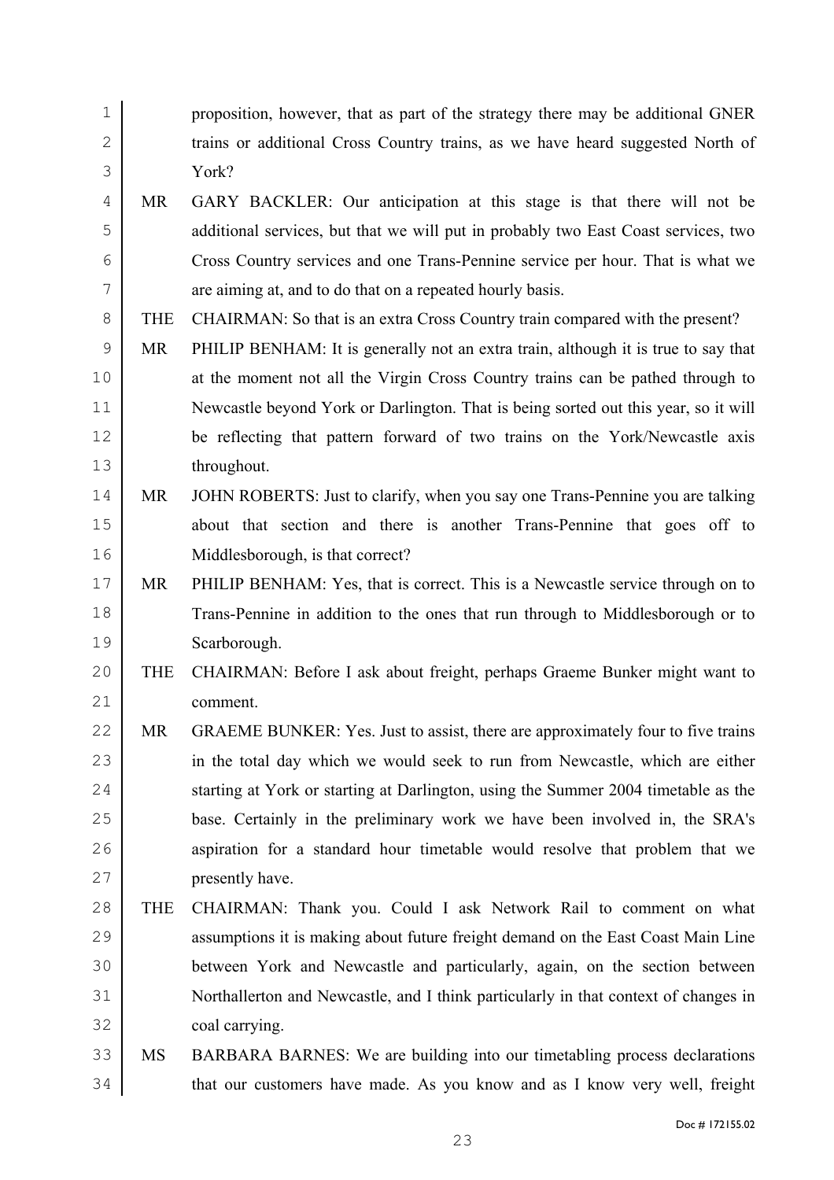proposition, however, that as part of the strategy there may be additional GNER trains or additional Cross Country trains, as we have heard suggested North of York?

MR GARY BACKLER: Our anticipation at this stage is that there will not be additional services, but that we will put in probably two East Coast services, two Cross Country services and one Trans-Pennine service per hour. That is what we are aiming at, and to do that on a repeated hourly basis.

THE CHAIRMAN: So that is an extra Cross Country train compared with the present?

MR PHILIP BENHAM: It is generally not an extra train, although it is true to say that at the moment not all the Virgin Cross Country trains can be pathed through to Newcastle beyond York or Darlington. That is being sorted out this year, so it will be reflecting that pattern forward of two trains on the York/Newcastle axis throughout.

MR JOHN ROBERTS: Just to clarify, when you say one Trans-Pennine you are talking about that section and there is another Trans-Pennine that goes off to Middlesborough, is that correct?

MR PHILIP BENHAM: Yes, that is correct. This is a Newcastle service through on to Trans-Pennine in addition to the ones that run through to Middlesborough or to Scarborough.

THE CHAIRMAN: Before I ask about freight, perhaps Graeme Bunker might want to comment.

MR GRAEME BUNKER: Yes. Just to assist, there are approximately four to five trains in the total day which we would seek to run from Newcastle, which are either starting at York or starting at Darlington, using the Summer 2004 timetable as the base. Certainly in the preliminary work we have been involved in, the SRA's aspiration for a standard hour timetable would resolve that problem that we presently have.

THE CHAIRMAN: Thank you. Could I ask Network Rail to comment on what assumptions it is making about future freight demand on the East Coast Main Line between York and Newcastle and particularly, again, on the section between Northallerton and Newcastle, and I think particularly in that context of changes in coal carrying.

MS BARBARA BARNES: We are building into our timetabling process declarations that our customers have made. As you know and as I know very well, freight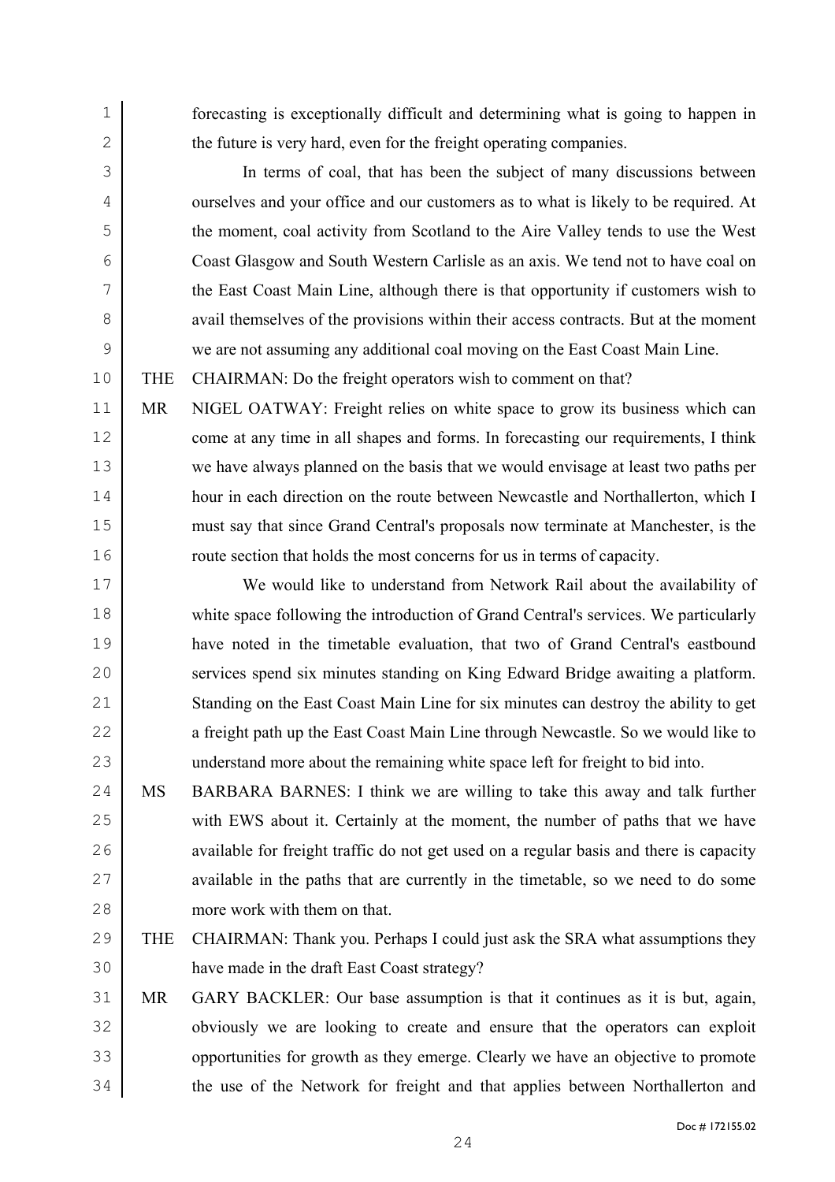forecasting is exceptionally difficult and determining what is going to happen in the future is very hard, even for the freight operating companies.

In terms of coal, that has been the subject of many discussions between ourselves and your office and our customers as to what is likely to be required. At the moment, coal activity from Scotland to the Aire Valley tends to use the West Coast Glasgow and South Western Carlisle as an axis. We tend not to have coal on the East Coast Main Line, although there is that opportunity if customers wish to avail themselves of the provisions within their access contracts. But at the moment we are not assuming any additional coal moving on the East Coast Main Line.

THE CHAIRMAN: Do the freight operators wish to comment on that?

MR NIGEL OATWAY: Freight relies on white space to grow its business which can come at any time in all shapes and forms. In forecasting our requirements, I think we have always planned on the basis that we would envisage at least two paths per hour in each direction on the route between Newcastle and Northallerton, which I must say that since Grand Central's proposals now terminate at Manchester, is the route section that holds the most concerns for us in terms of capacity.

We would like to understand from Network Rail about the availability of white space following the introduction of Grand Central's services. We particularly have noted in the timetable evaluation, that two of Grand Central's eastbound services spend six minutes standing on King Edward Bridge awaiting a platform. Standing on the East Coast Main Line for six minutes can destroy the ability to get a freight path up the East Coast Main Line through Newcastle. So we would like to understand more about the remaining white space left for freight to bid into.

MS BARBARA BARNES: I think we are willing to take this away and talk further with EWS about it. Certainly at the moment, the number of paths that we have available for freight traffic do not get used on a regular basis and there is capacity available in the paths that are currently in the timetable, so we need to do some more work with them on that.

THE CHAIRMAN: Thank you. Perhaps I could just ask the SRA what assumptions they have made in the draft East Coast strategy?

MR GARY BACKLER: Our base assumption is that it continues as it is but, again, obviously we are looking to create and ensure that the operators can exploit opportunities for growth as they emerge. Clearly we have an objective to promote the use of the Network for freight and that applies between Northallerton and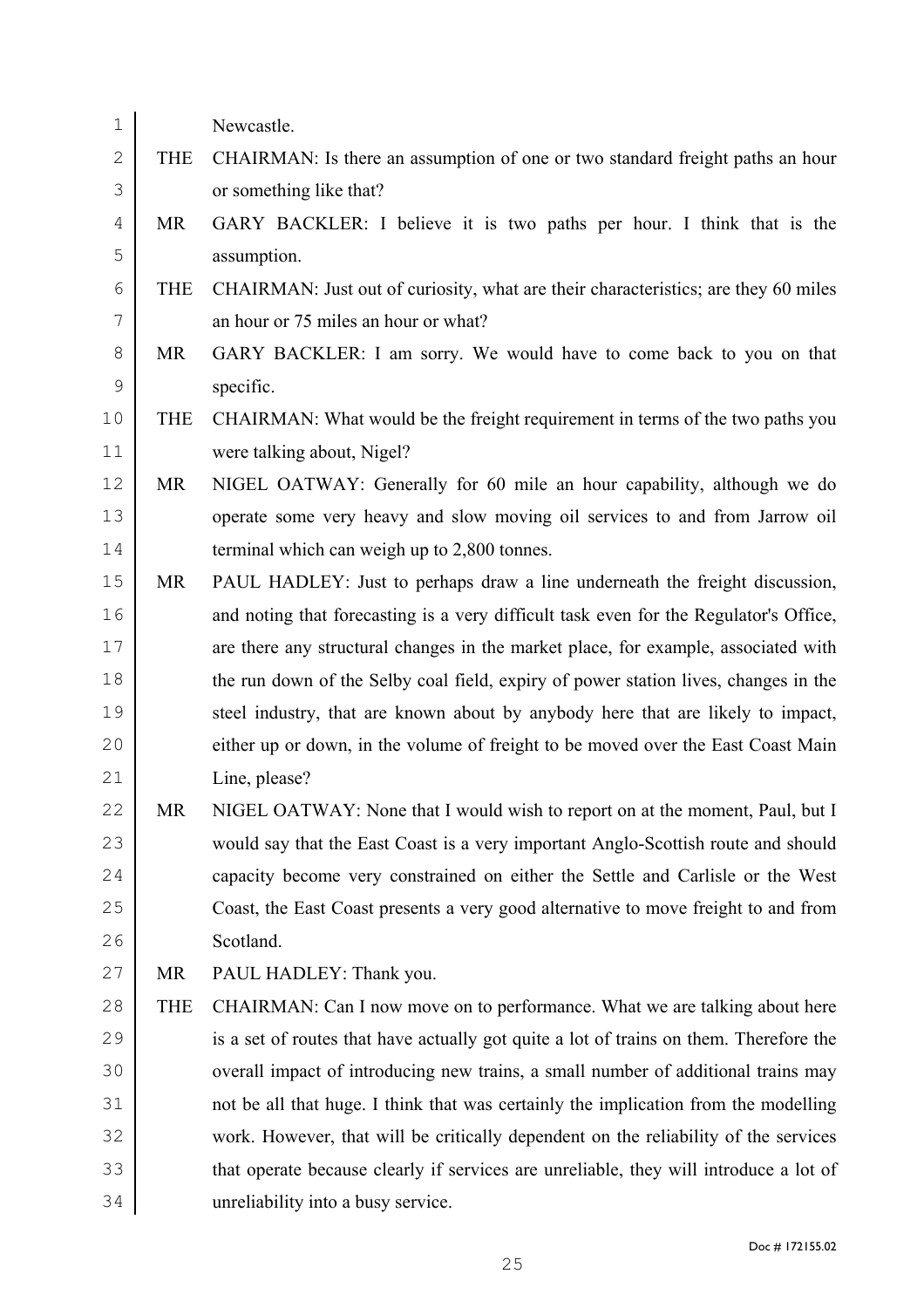Newcastle.

THE CHAIRMAN: Is there an assumption of one or two standard freight paths an hour or something like that?

MR GARY BACKLER: I believe it is two paths per hour. I think that is the assumption.

THE CHAIRMAN: Just out of curiosity, what are their characteristics; are they 60 miles an hour or 75 miles an hour or what?

MR GARY BACKLER: I am sorry. We would have to come back to you on that specific.

THE CHAIRMAN: What would be the freight requirement in terms of the two paths you were talking about, Nigel?

MR NIGEL OATWAY: Generally for 60 mile an hour capability, although we do operate some very heavy and slow moving oil services to and from Jarrow oil terminal which can weigh up to 2,800 tonnes.

MR PAUL HADLEY: Just to perhaps draw a line underneath the freight discussion, and noting that forecasting is a very difficult task even for the Regulator's Office, are there any structural changes in the market place, for example, associated with the run down of the Selby coal field, expiry of power station lives, changes in the steel industry, that are known about by anybody here that are likely to impact, either up or down, in the volume of freight to be moved over the East Coast Main Line, please?

MR NIGEL OATWAY: None that I would wish to report on at the moment, Paul, but I would say that the East Coast is a very important Anglo-Scottish route and should capacity become very constrained on either the Settle and Carlisle or the West Coast, the East Coast presents a very good alternative to move freight to and from Scotland.

MR PAUL HADLEY: Thank you.

THE CHAIRMAN: Can I now move on to performance. What we are talking about here is a set of routes that have actually got quite a lot of trains on them. Therefore the overall impact of introducing new trains, a small number of additional trains may not be all that huge. I think that was certainly the implication from the modelling work. However, that will be critically dependent on the reliability of the services that operate because clearly if services are unreliable, they will introduce a lot of unreliability into a busy service.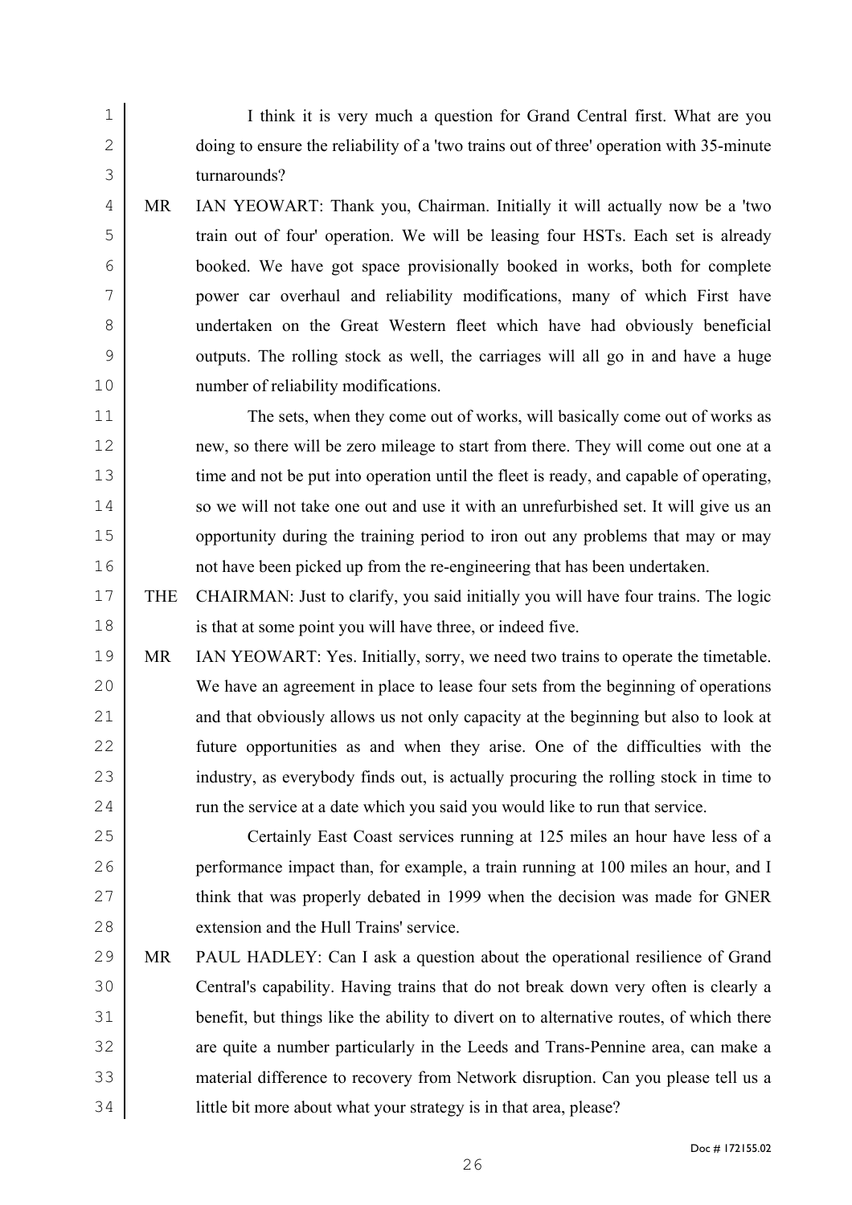I think it is very much a question for Grand Central first. What are you doing to ensure the reliability of a 'two trains out of three' operation with 35-minute turnarounds?

MR IAN YEOWART: Thank you, Chairman. Initially it will actually now be a 'two train out of four' operation. We will be leasing four HSTs. Each set is already booked. We have got space provisionally booked in works, both for complete power car overhaul and reliability modifications, many of which First have undertaken on the Great Western fleet which have had obviously beneficial outputs. The rolling stock as well, the carriages will all go in and have a huge number of reliability modifications.

The sets, when they come out of works, will basically come out of works as new, so there will be zero mileage to start from there. They will come out one at a time and not be put into operation until the fleet is ready, and capable of operating, so we will not take one out and use it with an unrefurbished set. It will give us an opportunity during the training period to iron out any problems that may or may not have been picked up from the re-engineering that has been undertaken.

THE CHAIRMAN: Just to clarify, you said initially you will have four trains. The logic is that at some point you will have three, or indeed five.

MR IAN YEOWART: Yes. Initially, sorry, we need two trains to operate the timetable. We have an agreement in place to lease four sets from the beginning of operations and that obviously allows us not only capacity at the beginning but also to look at future opportunities as and when they arise. One of the difficulties with the industry, as everybody finds out, is actually procuring the rolling stock in time to run the service at a date which you said you would like to run that service.

Certainly East Coast services running at 125 miles an hour have less of a performance impact than, for example, a train running at 100 miles an hour, and I think that was properly debated in 1999 when the decision was made for GNER extension and the Hull Trains' service.

MR PAUL HADLEY: Can I ask a question about the operational resilience of Grand Central's capability. Having trains that do not break down very often is clearly a benefit, but things like the ability to divert on to alternative routes, of which there are quite a number particularly in the Leeds and Trans-Pennine area, can make a material difference to recovery from Network disruption. Can you please tell us a little bit more about what your strategy is in that area, please?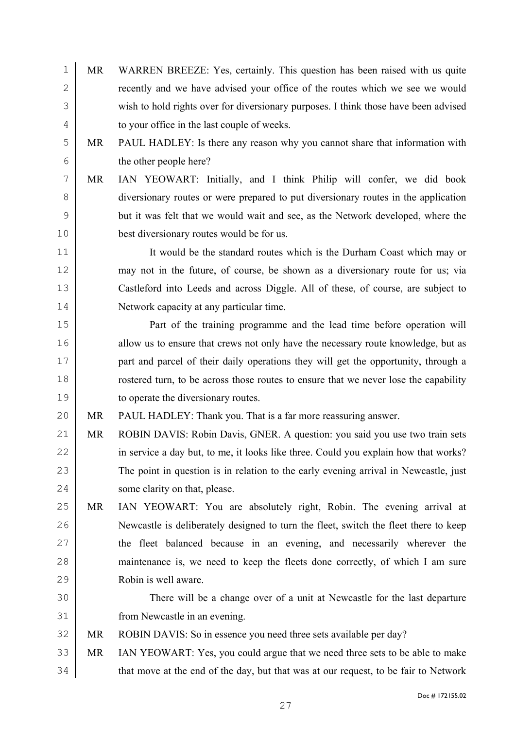MR WARREN BREEZE: Yes, certainly. This question has been raised with us quite recently and we have advised your office of the routes which we see we would wish to hold rights over for diversionary purposes. I think those have been advised to your office in the last couple of weeks.

MR PAUL HADLEY: Is there any reason why you cannot share that information with the other people here?

MR IAN YEOWART: Initially, and I think Philip will confer, we did book diversionary routes or were prepared to put diversionary routes in the application but it was felt that we would wait and see, as the Network developed, where the best diversionary routes would be for us.

It would be the standard routes which is the Durham Coast which may or may not in the future, of course, be shown as a diversionary route for us; via Castleford into Leeds and across Diggle. All of these, of course, are subject to Network capacity at any particular time.

Part of the training programme and the lead time before operation will allow us to ensure that crews not only have the necessary route knowledge, but as part and parcel of their daily operations they will get the opportunity, through a rostered turn, to be across those routes to ensure that we never lose the capability to operate the diversionary routes.

MR PAUL HADLEY: Thank you. That is a far more reassuring answer.

MR ROBIN DAVIS: Robin Davis, GNER. A question: you said you use two train sets in service a day but, to me, it looks like three. Could you explain how that works? The point in question is in relation to the early evening arrival in Newcastle, just some clarity on that, please.

MR IAN YEOWART: You are absolutely right, Robin. The evening arrival at Newcastle is deliberately designed to turn the fleet, switch the fleet there to keep the fleet balanced because in an evening, and necessarily wherever the maintenance is, we need to keep the fleets done correctly, of which I am sure Robin is well aware.

There will be a change over of a unit at Newcastle for the last departure from Newcastle in an evening.

MR ROBIN DAVIS: So in essence you need three sets available per day?

MR IAN YEOWART: Yes, you could argue that we need three sets to be able to make that move at the end of the day, but that was at our request, to be fair to Network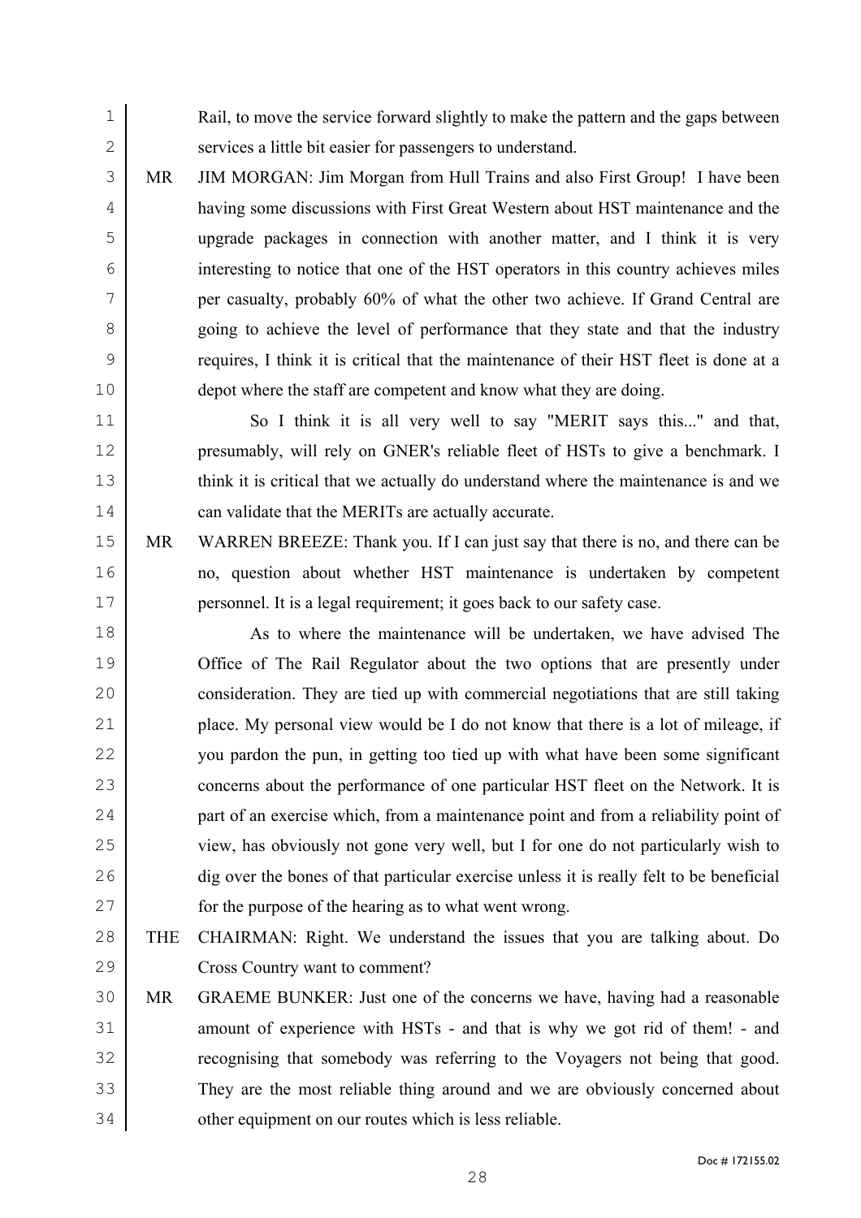Rail, to move the service forward slightly to make the pattern and the gaps between services a little bit easier for passengers to understand.

MR JIM MORGAN: Jim Morgan from Hull Trains and also First Group! I have been having some discussions with First Great Western about HST maintenance and the upgrade packages in connection with another matter, and I think it is very interesting to notice that one of the HST operators in this country achieves miles per casualty, probably 60% of what the other two achieve. If Grand Central are going to achieve the level of performance that they state and that the industry requires, I think it is critical that the maintenance of their HST fleet is done at a depot where the staff are competent and know what they are doing.

So I think it is all very well to say "MERIT says this..." and that, presumably, will rely on GNER's reliable fleet of HSTs to give a benchmark. I think it is critical that we actually do understand where the maintenance is and we can validate that the MERITs are actually accurate.

MR WARREN BREEZE: Thank you. If I can just say that there is no, and there can be no, question about whether HST maintenance is undertaken by competent personnel. It is a legal requirement; it goes back to our safety case.

As to where the maintenance will be undertaken, we have advised The Office of The Rail Regulator about the two options that are presently under consideration. They are tied up with commercial negotiations that are still taking place. My personal view would be I do not know that there is a lot of mileage, if you pardon the pun, in getting too tied up with what have been some significant concerns about the performance of one particular HST fleet on the Network. It is part of an exercise which, from a maintenance point and from a reliability point of view, has obviously not gone very well, but I for one do not particularly wish to dig over the bones of that particular exercise unless it is really felt to be beneficial for the purpose of the hearing as to what went wrong.

THE CHAIRMAN: Right. We understand the issues that you are talking about. Do Cross Country want to comment?

MR GRAEME BUNKER: Just one of the concerns we have, having had a reasonable amount of experience with HSTs - and that is why we got rid of them! - and recognising that somebody was referring to the Voyagers not being that good. They are the most reliable thing around and we are obviously concerned about other equipment on our routes which is less reliable.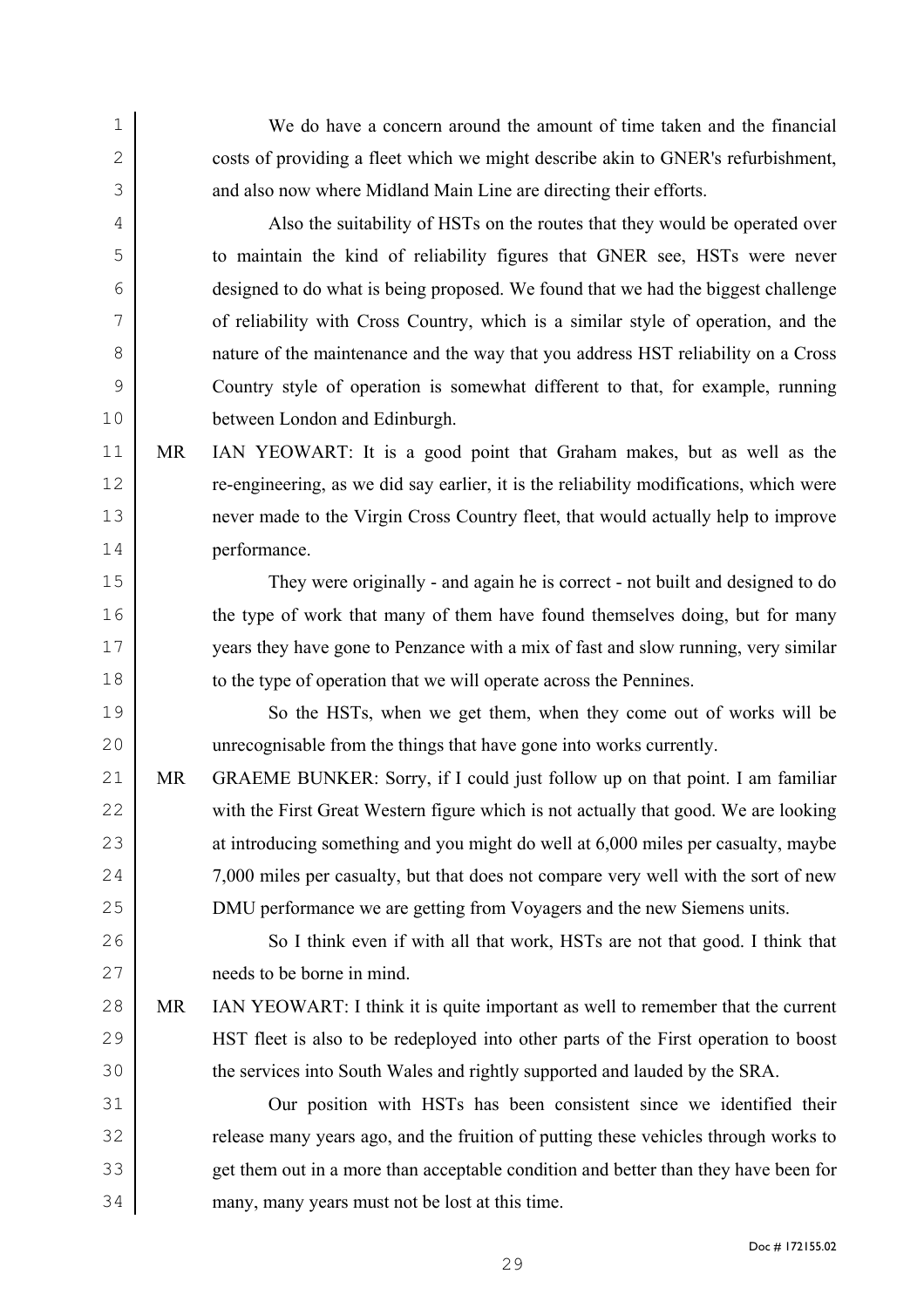We do have a concern around the amount of time taken and the financial costs of providing a fleet which we might describe akin to GNER's refurbishment, and also now where Midland Main Line are directing their efforts.

Also the suitability of HSTs on the routes that they would be operated over to maintain the kind of reliability figures that GNER see, HSTs were never designed to do what is being proposed. We found that we had the biggest challenge of reliability with Cross Country, which is a similar style of operation, and the nature of the maintenance and the way that you address HST reliability on a Cross Country style of operation is somewhat different to that, for example, running between London and Edinburgh.

MR IAN YEOWART: It is a good point that Graham makes, but as well as the re-engineering, as we did say earlier, it is the reliability modifications, which were never made to the Virgin Cross Country fleet, that would actually help to improve performance.

They were originally - and again he is correct - not built and designed to do the type of work that many of them have found themselves doing, but for many years they have gone to Penzance with a mix of fast and slow running, very similar to the type of operation that we will operate across the Pennines.

So the HSTs, when we get them, when they come out of works will be unrecognisable from the things that have gone into works currently.

MR GRAEME BUNKER: Sorry, if I could just follow up on that point. I am familiar with the First Great Western figure which is not actually that good. We are looking at introducing something and you might do well at 6,000 miles per casualty, maybe 7,000 miles per casualty, but that does not compare very well with the sort of new DMU performance we are getting from Voyagers and the new Siemens units.

So I think even if with all that work, HSTs are not that good. I think that needs to be borne in mind.

MR IAN YEOWART: I think it is quite important as well to remember that the current HST fleet is also to be redeployed into other parts of the First operation to boost the services into South Wales and rightly supported and lauded by the SRA.

Our position with HSTs has been consistent since we identified their release many years ago, and the fruition of putting these vehicles through works to get them out in a more than acceptable condition and better than they have been for many, many years must not be lost at this time.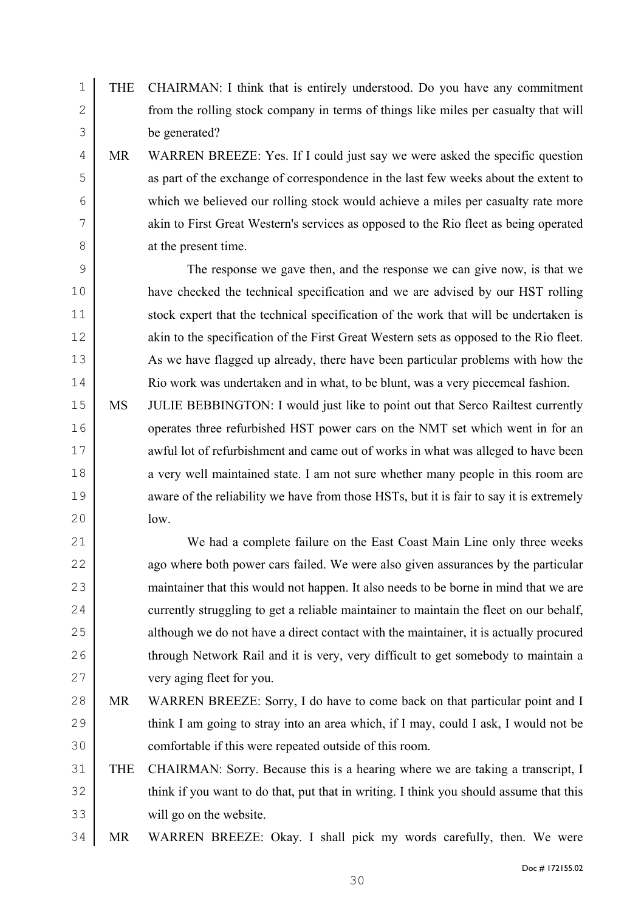THE CHAIRMAN: I think that is entirely understood. Do you have any commitment from the rolling stock company in terms of things like miles per casualty that will be generated?

MR WARREN BREEZE: Yes. If I could just say we were asked the specific question as part of the exchange of correspondence in the last few weeks about the extent to which we believed our rolling stock would achieve a miles per casualty rate more akin to First Great Western's services as opposed to the Rio fleet as being operated at the present time.

The response we gave then, and the response we can give now, is that we have checked the technical specification and we are advised by our HST rolling stock expert that the technical specification of the work that will be undertaken is akin to the specification of the First Great Western sets as opposed to the Rio fleet. As we have flagged up already, there have been particular problems with how the Rio work was undertaken and in what, to be blunt, was a very piecemeal fashion.

MS JULIE BEBBINGTON: I would just like to point out that Serco Railtest currently operates three refurbished HST power cars on the NMT set which went in for an awful lot of refurbishment and came out of works in what was alleged to have been a very well maintained state. I am not sure whether many people in this room are aware of the reliability we have from those HSTs, but it is fair to say it is extremely low.

We had a complete failure on the East Coast Main Line only three weeks ago where both power cars failed. We were also given assurances by the particular maintainer that this would not happen. It also needs to be borne in mind that we are currently struggling to get a reliable maintainer to maintain the fleet on our behalf, although we do not have a direct contact with the maintainer, it is actually procured through Network Rail and it is very, very difficult to get somebody to maintain a very aging fleet for you.

MR WARREN BREEZE: Sorry, I do have to come back on that particular point and I think I am going to stray into an area which, if I may, could I ask, I would not be comfortable if this were repeated outside of this room.

THE CHAIRMAN: Sorry. Because this is a hearing where we are taking a transcript, I think if you want to do that, put that in writing. I think you should assume that this will go on the website.

MR WARREN BREEZE: Okay. I shall pick my words carefully, then. We were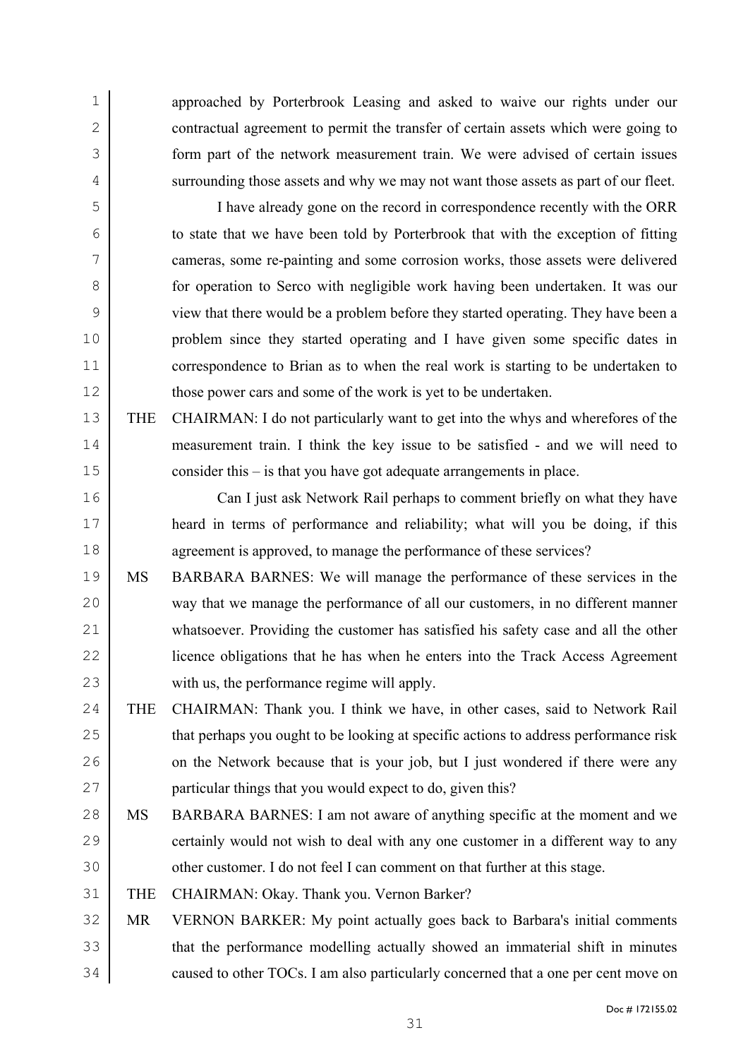approached by Porterbrook Leasing and asked to waive our rights under our contractual agreement to permit the transfer of certain assets which were going to form part of the network measurement train. We were advised of certain issues surrounding those assets and why we may not want those assets as part of our fleet.

I have already gone on the record in correspondence recently with the ORR to state that we have been told by Porterbrook that with the exception of fitting cameras, some re-painting and some corrosion works, those assets were delivered for operation to Serco with negligible work having been undertaken. It was our view that there would be a problem before they started operating. They have been a problem since they started operating and I have given some specific dates in correspondence to Brian as to when the real work is starting to be undertaken to those power cars and some of the work is yet to be undertaken.

THE CHAIRMAN: I do not particularly want to get into the whys and wherefores of the measurement train. I think the key issue to be satisfied - and we will need to consider this – is that you have got adequate arrangements in place.

Can I just ask Network Rail perhaps to comment briefly on what they have heard in terms of performance and reliability; what will you be doing, if this agreement is approved, to manage the performance of these services?

MS BARBARA BARNES: We will manage the performance of these services in the way that we manage the performance of all our customers, in no different manner whatsoever. Providing the customer has satisfied his safety case and all the other licence obligations that he has when he enters into the Track Access Agreement with us, the performance regime will apply.

THE CHAIRMAN: Thank you. I think we have, in other cases, said to Network Rail that perhaps you ought to be looking at specific actions to address performance risk on the Network because that is your job, but I just wondered if there were any particular things that you would expect to do, given this?

MS BARBARA BARNES: I am not aware of anything specific at the moment and we certainly would not wish to deal with any one customer in a different way to any other customer. I do not feel I can comment on that further at this stage.

THE CHAIRMAN: Okay. Thank you. Vernon Barker?

MR VERNON BARKER: My point actually goes back to Barbara's initial comments that the performance modelling actually showed an immaterial shift in minutes caused to other TOCs. I am also particularly concerned that a one per cent move on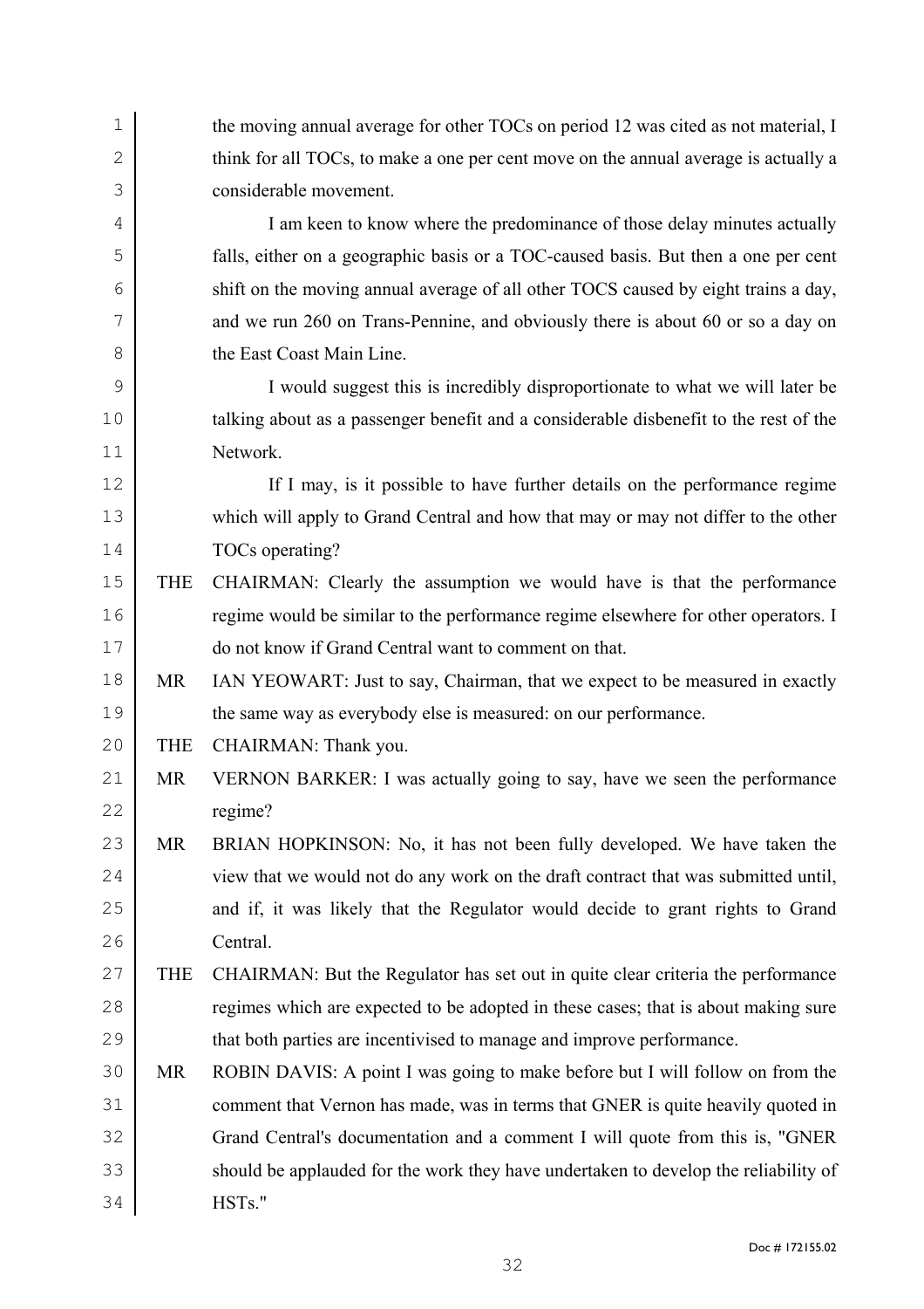the moving annual average for other TOCs on period 12 was cited as not material, I think for all TOCs, to make a one per cent move on the annual average is actually a considerable movement.

I am keen to know where the predominance of those delay minutes actually falls, either on a geographic basis or a TOC-caused basis. But then a one per cent shift on the moving annual average of all other TOCS caused by eight trains a day, and we run 260 on Trans-Pennine, and obviously there is about 60 or so a day on the East Coast Main Line.

I would suggest this is incredibly disproportionate to what we will later be talking about as a passenger benefit and a considerable disbenefit to the rest of the Network.

If I may, is it possible to have further details on the performance regime which will apply to Grand Central and how that may or may not differ to the other TOCs operating?

THE CHAIRMAN: Clearly the assumption we would have is that the performance regime would be similar to the performance regime elsewhere for other operators. I do not know if Grand Central want to comment on that.

MR IAN YEOWART: Just to say, Chairman, that we expect to be measured in exactly the same way as everybody else is measured: on our performance.

THE CHAIRMAN: Thank you.

MR VERNON BARKER: I was actually going to say, have we seen the performance regime?

MR BRIAN HOPKINSON: No, it has not been fully developed. We have taken the view that we would not do any work on the draft contract that was submitted until, and if, it was likely that the Regulator would decide to grant rights to Grand Central.

THE CHAIRMAN: But the Regulator has set out in quite clear criteria the performance regimes which are expected to be adopted in these cases; that is about making sure that both parties are incentivised to manage and improve performance.

MR ROBIN DAVIS: A point I was going to make before but I will follow on from the comment that Vernon has made, was in terms that GNER is quite heavily quoted in Grand Central's documentation and a comment I will quote from this is, "GNER should be applauded for the work they have undertaken to develop the reliability of HSTs."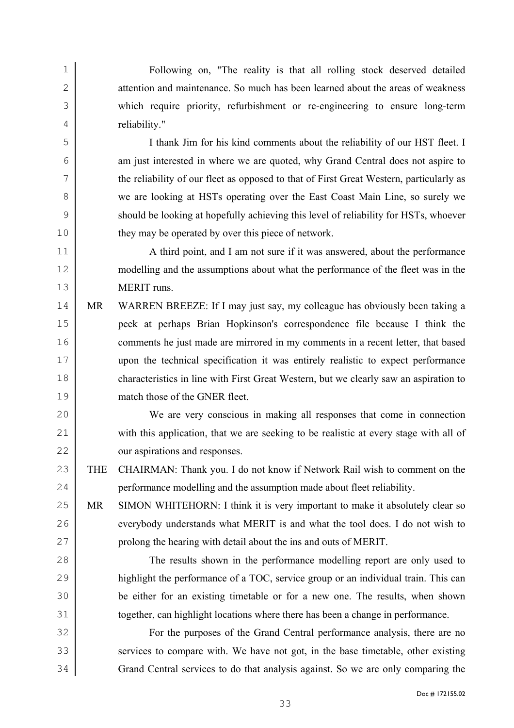Following on, "The reality is that all rolling stock deserved detailed attention and maintenance. So much has been learned about the areas of weakness which require priority, refurbishment or re-engineering to ensure long-term reliability."

I thank Jim for his kind comments about the reliability of our HST fleet. I am just interested in where we are quoted, why Grand Central does not aspire to the reliability of our fleet as opposed to that of First Great Western, particularly as we are looking at HSTs operating over the East Coast Main Line, so surely we should be looking at hopefully achieving this level of reliability for HSTs, whoever they may be operated by over this piece of network.

A third point, and I am not sure if it was answered, about the performance modelling and the assumptions about what the performance of the fleet was in the MERIT runs.

MR WARREN BREEZE: If I may just say, my colleague has obviously been taking a peek at perhaps Brian Hopkinson's correspondence file because I think the comments he just made are mirrored in my comments in a recent letter, that based upon the technical specification it was entirely realistic to expect performance characteristics in line with First Great Western, but we clearly saw an aspiration to match those of the GNER fleet.

We are very conscious in making all responses that come in connection with this application, that we are seeking to be realistic at every stage with all of our aspirations and responses.

THE CHAIRMAN: Thank you. I do not know if Network Rail wish to comment on the performance modelling and the assumption made about fleet reliability.

MR SIMON WHITEHORN: I think it is very important to make it absolutely clear so everybody understands what MERIT is and what the tool does. I do not wish to prolong the hearing with detail about the ins and outs of MERIT.

The results shown in the performance modelling report are only used to highlight the performance of a TOC, service group or an individual train. This can be either for an existing timetable or for a new one. The results, when shown together, can highlight locations where there has been a change in performance.

For the purposes of the Grand Central performance analysis, there are no services to compare with. We have not got, in the base timetable, other existing Grand Central services to do that analysis against. So we are only comparing the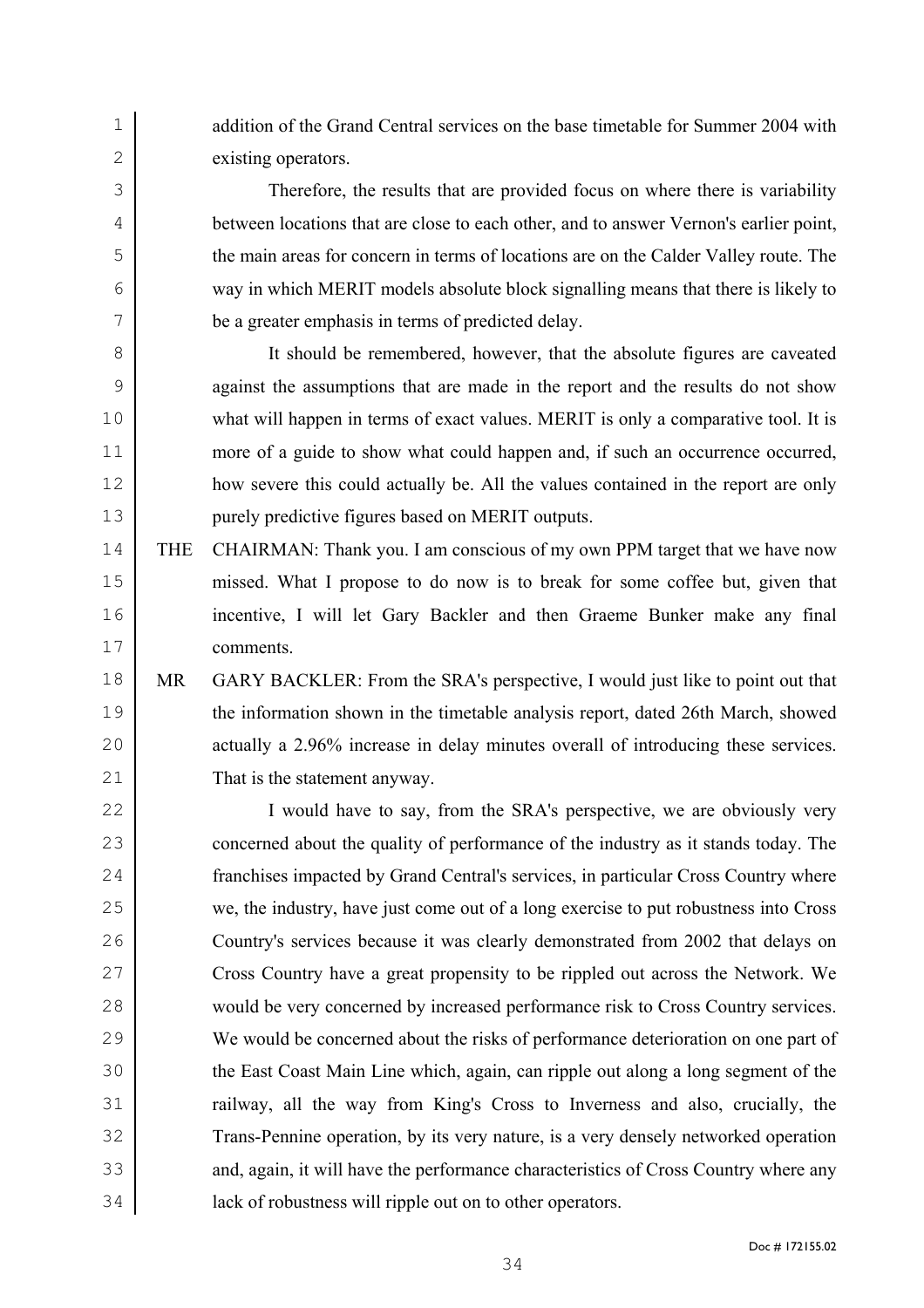addition of the Grand Central services on the base timetable for Summer 2004 with existing operators.

Therefore, the results that are provided focus on where there is variability between locations that are close to each other, and to answer Vernon's earlier point, the main areas for concern in terms of locations are on the Calder Valley route. The way in which MERIT models absolute block signalling means that there is likely to be a greater emphasis in terms of predicted delay.

It should be remembered, however, that the absolute figures are caveated against the assumptions that are made in the report and the results do not show what will happen in terms of exact values. MERIT is only a comparative tool. It is more of a guide to show what could happen and, if such an occurrence occurred, how severe this could actually be. All the values contained in the report are only purely predictive figures based on MERIT outputs.

THE CHAIRMAN: Thank you. I am conscious of my own PPM target that we have now missed. What I propose to do now is to break for some coffee but, given that incentive, I will let Gary Backler and then Graeme Bunker make any final comments.

MR GARY BACKLER: From the SRA's perspective, I would just like to point out that the information shown in the timetable analysis report, dated 26th March, showed actually a 2.96% increase in delay minutes overall of introducing these services. That is the statement anyway.

I would have to say, from the SRA's perspective, we are obviously very concerned about the quality of performance of the industry as it stands today. The franchises impacted by Grand Central's services, in particular Cross Country where we, the industry, have just come out of a long exercise to put robustness into Cross Country's services because it was clearly demonstrated from 2002 that delays on Cross Country have a great propensity to be rippled out across the Network. We would be very concerned by increased performance risk to Cross Country services. We would be concerned about the risks of performance deterioration on one part of the East Coast Main Line which, again, can ripple out along a long segment of the railway, all the way from King's Cross to Inverness and also, crucially, the Trans-Pennine operation, by its very nature, is a very densely networked operation and, again, it will have the performance characteristics of Cross Country where any lack of robustness will ripple out on to other operators.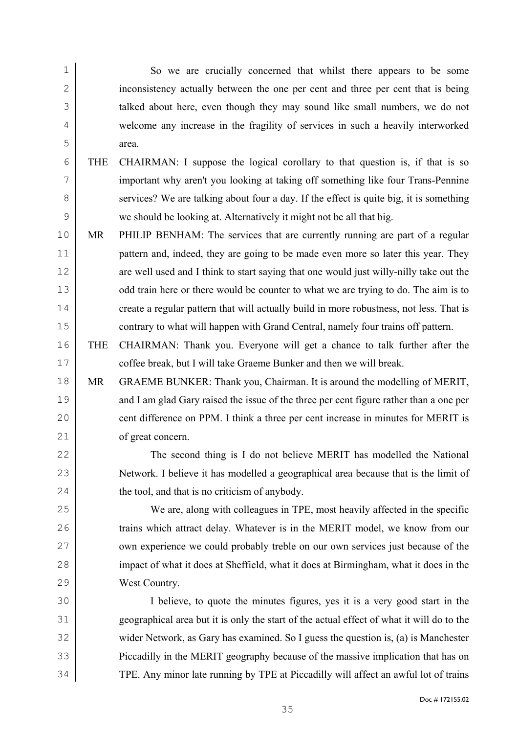So we are crucially concerned that whilst there appears to be some inconsistency actually between the one per cent and three per cent that is being talked about here, even though they may sound like small numbers, we do not welcome any increase in the fragility of services in such a heavily interworked area.

THE CHAIRMAN: I suppose the logical corollary to that question is, if that is so important why aren't you looking at taking off something like four Trans-Pennine services? We are talking about four a day. If the effect is quite big, it is something we should be looking at. Alternatively it might not be all that big.

MR PHILIP BENHAM: The services that are currently running are part of a regular pattern and, indeed, they are going to be made even more so later this year. They are well used and I think to start saying that one would just willy-nilly take out the odd train here or there would be counter to what we are trying to do. The aim is to create a regular pattern that will actually build in more robustness, not less. That is contrary to what will happen with Grand Central, namely four trains off pattern.

THE CHAIRMAN: Thank you. Everyone will get a chance to talk further after the coffee break, but I will take Graeme Bunker and then we will break.

MR GRAEME BUNKER: Thank you, Chairman. It is around the modelling of MERIT, and I am glad Gary raised the issue of the three per cent figure rather than a one per cent difference on PPM. I think a three per cent increase in minutes for MERIT is of great concern.

The second thing is I do not believe MERIT has modelled the National Network. I believe it has modelled a geographical area because that is the limit of the tool, and that is no criticism of anybody.

We are, along with colleagues in TPE, most heavily affected in the specific trains which attract delay. Whatever is in the MERIT model, we know from our own experience we could probably treble on our own services just because of the impact of what it does at Sheffield, what it does at Birmingham, what it does in the West Country.

I believe, to quote the minutes figures, yes it is a very good start in the geographical area but it is only the start of the actual effect of what it will do to the wider Network, as Gary has examined. So I guess the question is, (a) is Manchester Piccadilly in the MERIT geography because of the massive implication that has on TPE. Any minor late running by TPE at Piccadilly will affect an awful lot of trains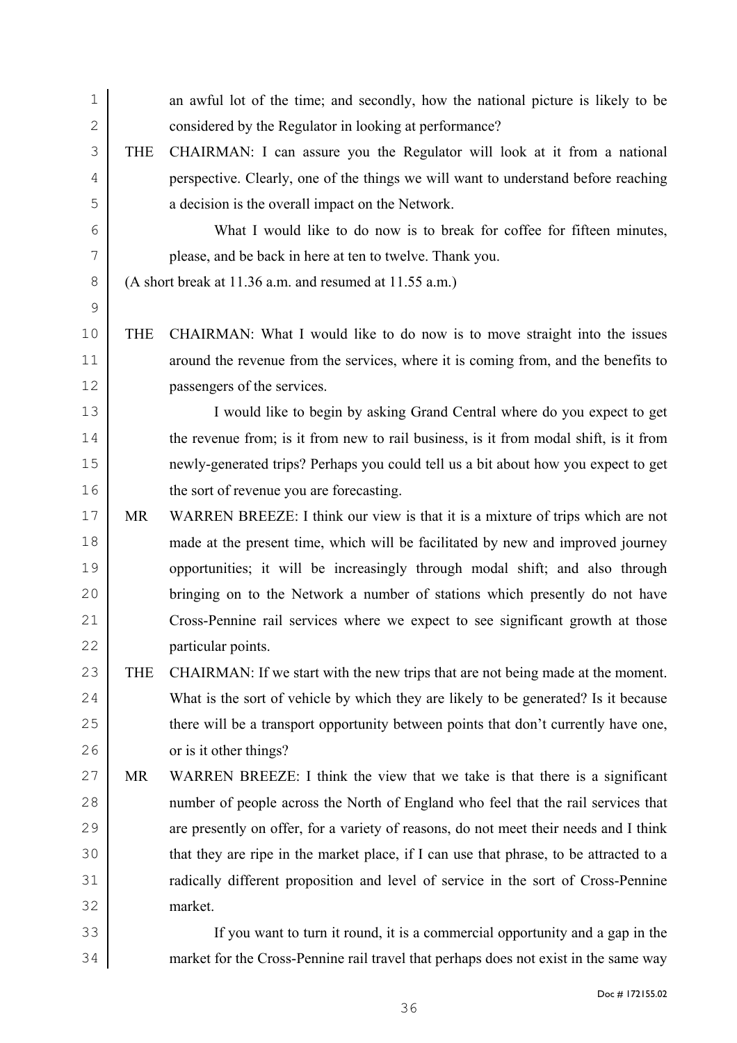an awful lot of the time; and secondly, how the national picture is likely to be considered by the Regulator in looking at performance?

THE CHAIRMAN: I can assure you the Regulator will look at it from a national perspective. Clearly, one of the things we will want to understand before reaching a decision is the overall impact on the Network.

What I would like to do now is to break for coffee for fifteen minutes, please, and be back in here at ten to twelve. Thank you.

(A short break at 11.36 a.m. and resumed at 11.55 a.m.)

THE CHAIRMAN: What I would like to do now is to move straight into the issues around the revenue from the services, where it is coming from, and the benefits to passengers of the services.

I would like to begin by asking Grand Central where do you expect to get the revenue from; is it from new to rail business, is it from modal shift, is it from newly-generated trips? Perhaps you could tell us a bit about how you expect to get the sort of revenue you are forecasting.

MR WARREN BREEZE: I think our view is that it is a mixture of trips which are not made at the present time, which will be facilitated by new and improved journey opportunities; it will be increasingly through modal shift; and also through bringing on to the Network a number of stations which presently do not have Cross-Pennine rail services where we expect to see significant growth at those particular points.

THE CHAIRMAN: If we start with the new trips that are not being made at the moment. What is the sort of vehicle by which they are likely to be generated? Is it because there will be a transport opportunity between points that don't currently have one, or is it other things?

MR WARREN BREEZE: I think the view that we take is that there is a significant number of people across the North of England who feel that the rail services that are presently on offer, for a variety of reasons, do not meet their needs and I think that they are ripe in the market place, if I can use that phrase, to be attracted to a radically different proposition and level of service in the sort of Cross-Pennine market.

If you want to turn it round, it is a commercial opportunity and a gap in the market for the Cross-Pennine rail travel that perhaps does not exist in the same way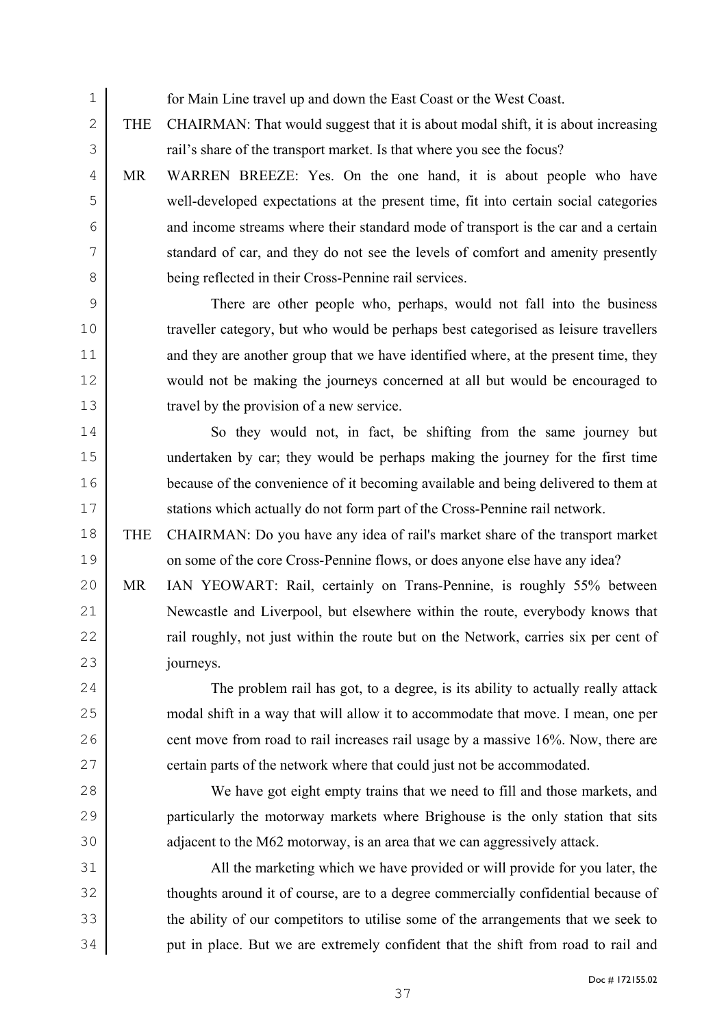for Main Line travel up and down the East Coast or the West Coast.

THE CHAIRMAN: That would suggest that it is about modal shift, it is about increasing rail's share of the transport market. Is that where you see the focus?

MR WARREN BREEZE: Yes. On the one hand, it is about people who have well-developed expectations at the present time, fit into certain social categories and income streams where their standard mode of transport is the car and a certain standard of car, and they do not see the levels of comfort and amenity presently being reflected in their Cross-Pennine rail services.

There are other people who, perhaps, would not fall into the business traveller category, but who would be perhaps best categorised as leisure travellers and they are another group that we have identified where, at the present time, they would not be making the journeys concerned at all but would be encouraged to travel by the provision of a new service.

So they would not, in fact, be shifting from the same journey but undertaken by car; they would be perhaps making the journey for the first time because of the convenience of it becoming available and being delivered to them at stations which actually do not form part of the Cross-Pennine rail network.

THE CHAIRMAN: Do you have any idea of rail's market share of the transport market on some of the core Cross-Pennine flows, or does anyone else have any idea?

MR IAN YEOWART: Rail, certainly on Trans-Pennine, is roughly 55% between Newcastle and Liverpool, but elsewhere within the route, everybody knows that rail roughly, not just within the route but on the Network, carries six per cent of journeys.

The problem rail has got, to a degree, is its ability to actually really attack modal shift in a way that will allow it to accommodate that move. I mean, one per cent move from road to rail increases rail usage by a massive 16%. Now, there are certain parts of the network where that could just not be accommodated.

We have got eight empty trains that we need to fill and those markets, and particularly the motorway markets where Brighouse is the only station that sits adjacent to the M62 motorway, is an area that we can aggressively attack.

All the marketing which we have provided or will provide for you later, the thoughts around it of course, are to a degree commercially confidential because of the ability of our competitors to utilise some of the arrangements that we seek to put in place. But we are extremely confident that the shift from road to rail and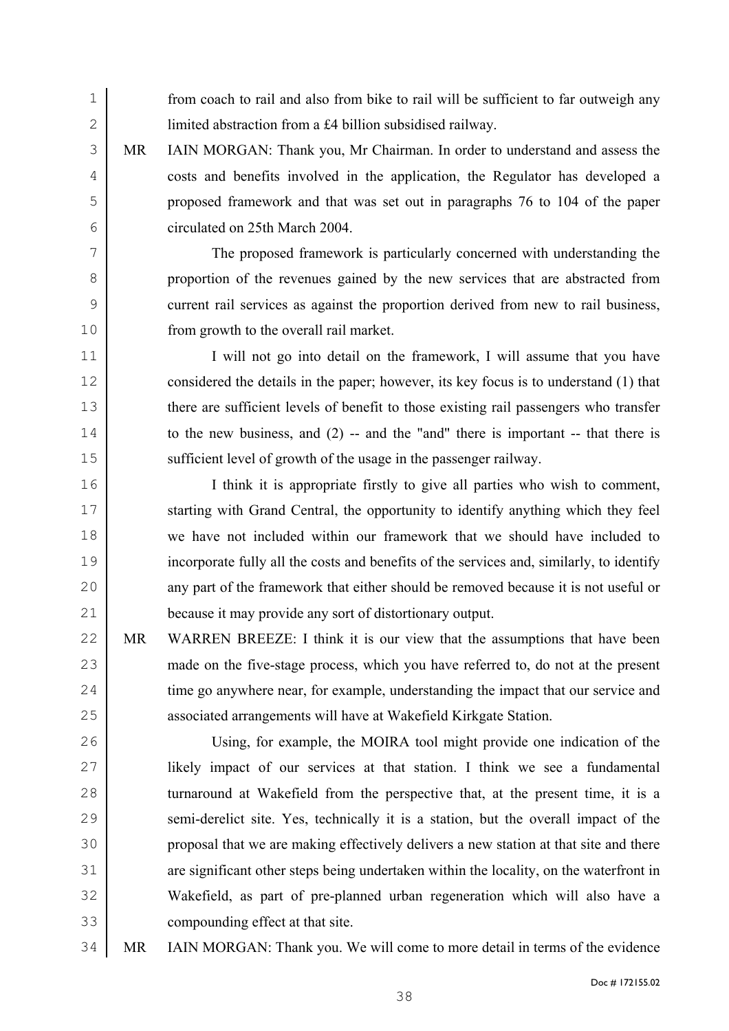from coach to rail and also from bike to rail will be sufficient to far outweigh any limited abstraction from a £4 billion subsidised railway.

MR IAIN MORGAN: Thank you, Mr Chairman. In order to understand and assess the costs and benefits involved in the application, the Regulator has developed a proposed framework and that was set out in paragraphs 76 to 104 of the paper circulated on 25th March 2004.

The proposed framework is particularly concerned with understanding the proportion of the revenues gained by the new services that are abstracted from current rail services as against the proportion derived from new to rail business, from growth to the overall rail market.

I will not go into detail on the framework, I will assume that you have considered the details in the paper; however, its key focus is to understand (1) that there are sufficient levels of benefit to those existing rail passengers who transfer to the new business, and (2) -- and the "and" there is important -- that there is sufficient level of growth of the usage in the passenger railway.

I think it is appropriate firstly to give all parties who wish to comment, starting with Grand Central, the opportunity to identify anything which they feel we have not included within our framework that we should have included to incorporate fully all the costs and benefits of the services and, similarly, to identify any part of the framework that either should be removed because it is not useful or because it may provide any sort of distortionary output.

MR WARREN BREEZE: I think it is our view that the assumptions that have been made on the five-stage process, which you have referred to, do not at the present time go anywhere near, for example, understanding the impact that our service and associated arrangements will have at Wakefield Kirkgate Station.

Using, for example, the MOIRA tool might provide one indication of the likely impact of our services at that station. I think we see a fundamental turnaround at Wakefield from the perspective that, at the present time, it is a semi-derelict site. Yes, technically it is a station, but the overall impact of the proposal that we are making effectively delivers a new station at that site and there are significant other steps being undertaken within the locality, on the waterfront in Wakefield, as part of pre-planned urban regeneration which will also have a compounding effect at that site.

MR IAIN MORGAN: Thank you. We will come to more detail in terms of the evidence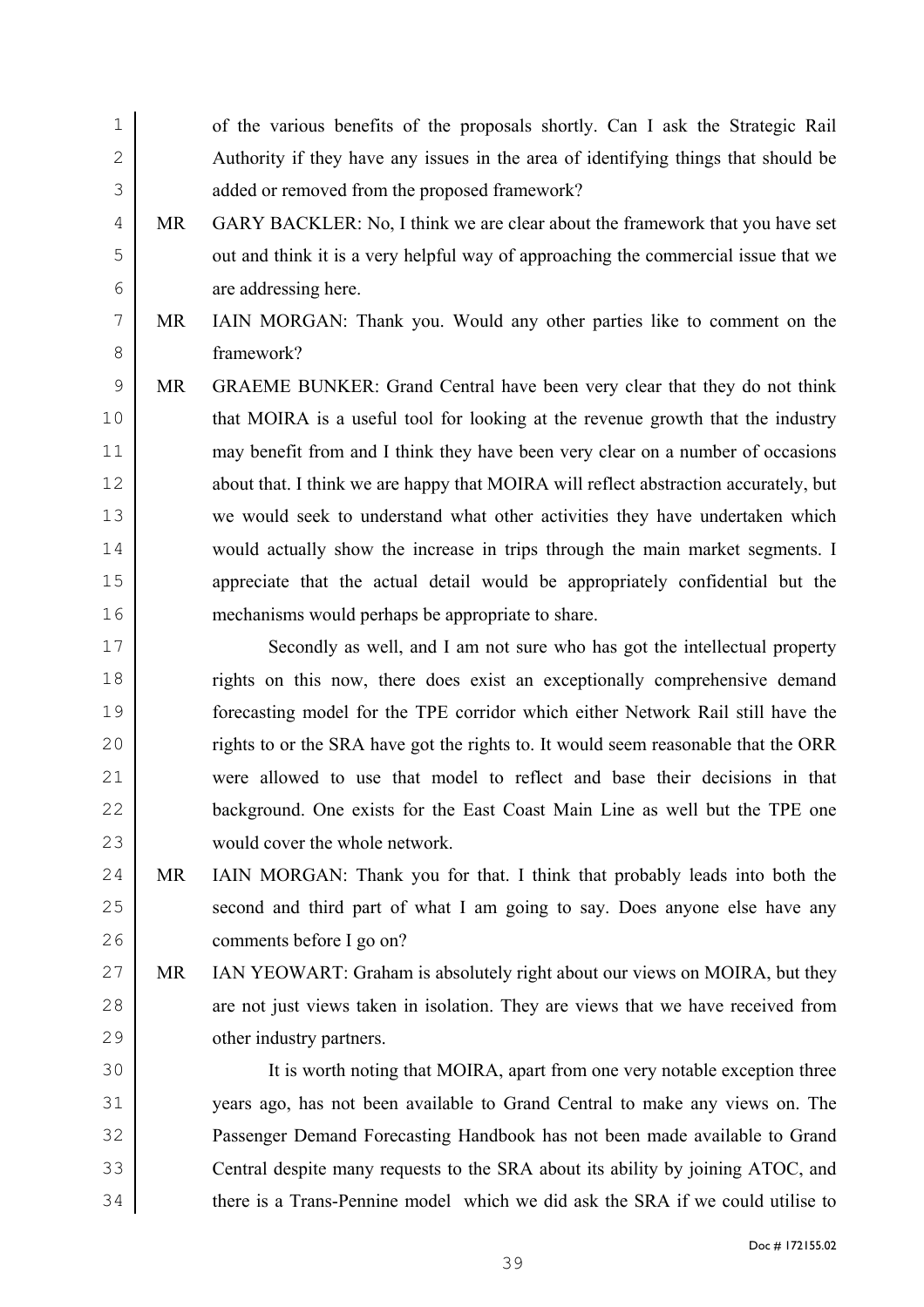of the various benefits of the proposals shortly. Can I ask the Strategic Rail Authority if they have any issues in the area of identifying things that should be added or removed from the proposed framework?

MR GARY BACKLER: No, I think we are clear about the framework that you have set out and think it is a very helpful way of approaching the commercial issue that we are addressing here.

MR IAIN MORGAN: Thank you. Would any other parties like to comment on the framework?

MR GRAEME BUNKER: Grand Central have been very clear that they do not think that MOIRA is a useful tool for looking at the revenue growth that the industry may benefit from and I think they have been very clear on a number of occasions about that. I think we are happy that MOIRA will reflect abstraction accurately, but we would seek to understand what other activities they have undertaken which would actually show the increase in trips through the main market segments. I appreciate that the actual detail would be appropriately confidential but the mechanisms would perhaps be appropriate to share.

Secondly as well, and I am not sure who has got the intellectual property rights on this now, there does exist an exceptionally comprehensive demand forecasting model for the TPE corridor which either Network Rail still have the rights to or the SRA have got the rights to. It would seem reasonable that the ORR were allowed to use that model to reflect and base their decisions in that background. One exists for the East Coast Main Line as well but the TPE one would cover the whole network.

MR IAIN MORGAN: Thank you for that. I think that probably leads into both the second and third part of what I am going to say. Does anyone else have any comments before I go on?

MR IAN YEOWART: Graham is absolutely right about our views on MOIRA, but they are not just views taken in isolation. They are views that we have received from other industry partners.

It is worth noting that MOIRA, apart from one very notable exception three years ago, has not been available to Grand Central to make any views on. The Passenger Demand Forecasting Handbook has not been made available to Grand Central despite many requests to the SRA about its ability by joining ATOC, and there is a Trans-Pennine model which we did ask the SRA if we could utilise to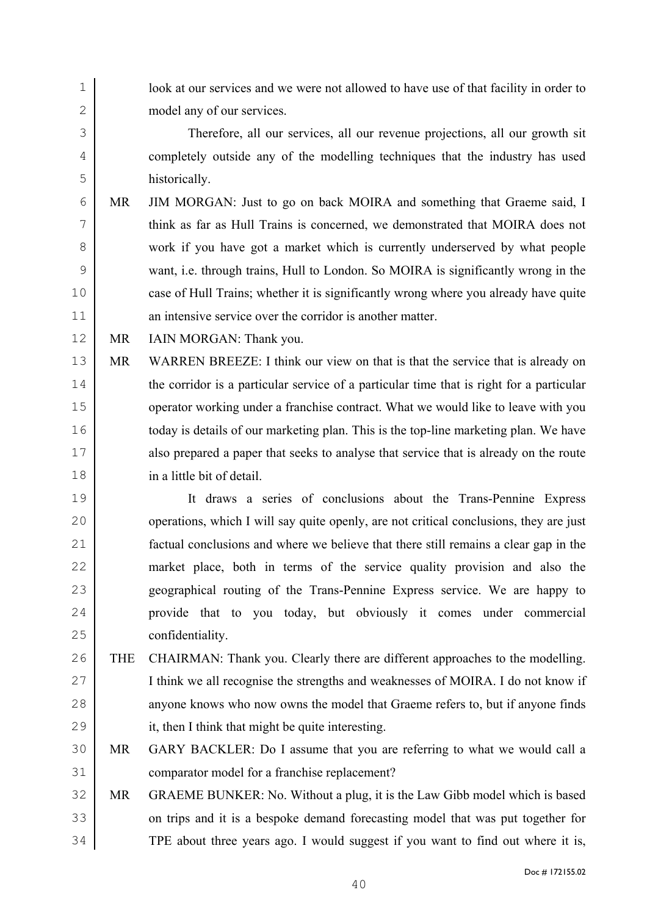look at our services and we were not allowed to have use of that facility in order to model any of our services.

Therefore, all our services, all our revenue projections, all our growth sit completely outside any of the modelling techniques that the industry has used historically.

MR JIM MORGAN: Just to go on back MOIRA and something that Graeme said, I think as far as Hull Trains is concerned, we demonstrated that MOIRA does not work if you have got a market which is currently underserved by what people want, i.e. through trains, Hull to London. So MOIRA is significantly wrong in the case of Hull Trains; whether it is significantly wrong where you already have quite an intensive service over the corridor is another matter.

MR IAIN MORGAN: Thank you.

MR WARREN BREEZE: I think our view on that is that the service that is already on the corridor is a particular service of a particular time that is right for a particular operator working under a franchise contract. What we would like to leave with you today is details of our marketing plan. This is the top-line marketing plan. We have also prepared a paper that seeks to analyse that service that is already on the route in a little bit of detail.

It draws a series of conclusions about the Trans-Pennine Express operations, which I will say quite openly, are not critical conclusions, they are just factual conclusions and where we believe that there still remains a clear gap in the market place, both in terms of the service quality provision and also the geographical routing of the Trans-Pennine Express service. We are happy to provide that to you today, but obviously it comes under commercial confidentiality.

THE CHAIRMAN: Thank you. Clearly there are different approaches to the modelling. I think we all recognise the strengths and weaknesses of MOIRA. I do not know if anyone knows who now owns the model that Graeme refers to, but if anyone finds it, then I think that might be quite interesting.

MR GARY BACKLER: Do I assume that you are referring to what we would call a comparator model for a franchise replacement?

MR GRAEME BUNKER: No. Without a plug, it is the Law Gibb model which is based on trips and it is a bespoke demand forecasting model that was put together for TPE about three years ago. I would suggest if you want to find out where it is,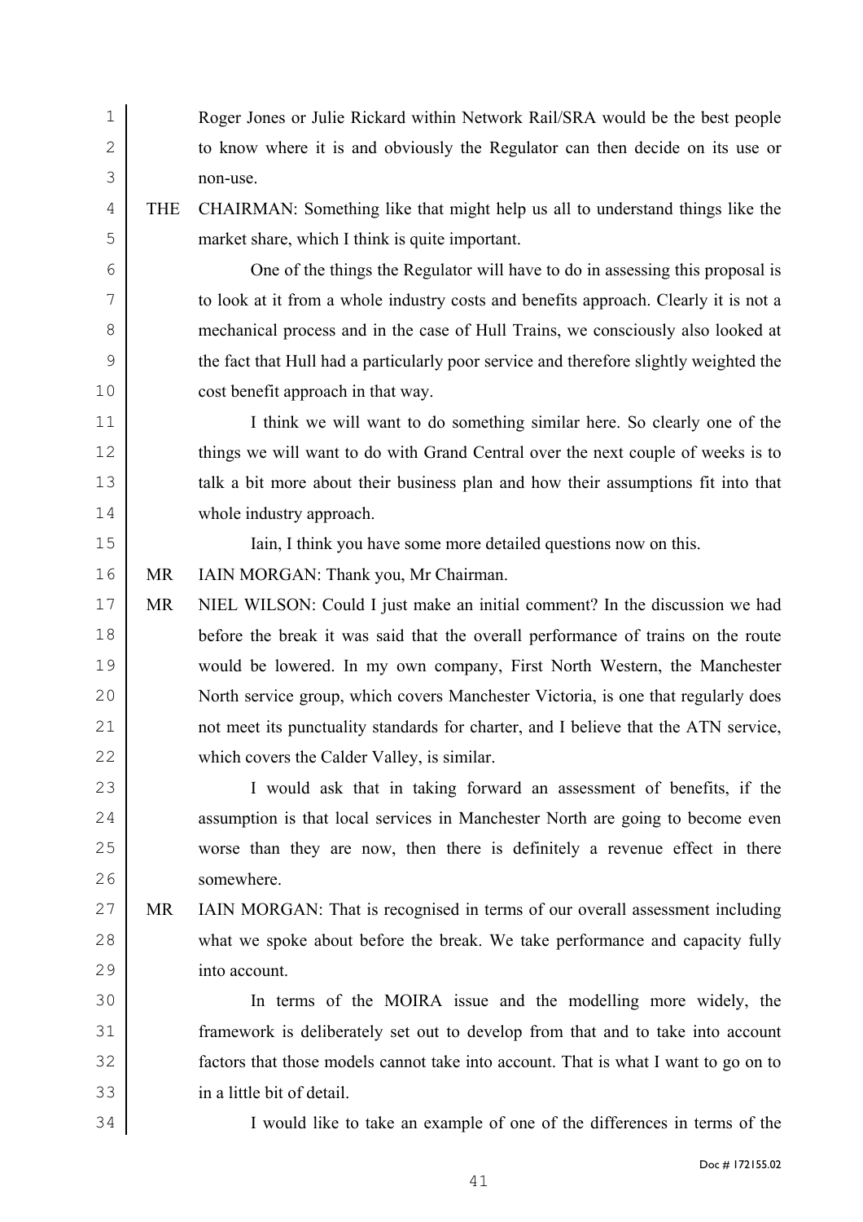Roger Jones or Julie Rickard within Network Rail/SRA would be the best people to know where it is and obviously the Regulator can then decide on its use or non-use.

THE CHAIRMAN: Something like that might help us all to understand things like the market share, which I think is quite important.

One of the things the Regulator will have to do in assessing this proposal is to look at it from a whole industry costs and benefits approach. Clearly it is not a mechanical process and in the case of Hull Trains, we consciously also looked at the fact that Hull had a particularly poor service and therefore slightly weighted the cost benefit approach in that way.

I think we will want to do something similar here. So clearly one of the things we will want to do with Grand Central over the next couple of weeks is to talk a bit more about their business plan and how their assumptions fit into that whole industry approach.

Iain, I think you have some more detailed questions now on this.

MR IAIN MORGAN: Thank you, Mr Chairman.

MR NIEL WILSON: Could I just make an initial comment? In the discussion we had before the break it was said that the overall performance of trains on the route would be lowered. In my own company, First North Western, the Manchester North service group, which covers Manchester Victoria, is one that regularly does not meet its punctuality standards for charter, and I believe that the ATN service, which covers the Calder Valley, is similar.

I would ask that in taking forward an assessment of benefits, if the assumption is that local services in Manchester North are going to become even worse than they are now, then there is definitely a revenue effect in there somewhere.

MR IAIN MORGAN: That is recognised in terms of our overall assessment including what we spoke about before the break. We take performance and capacity fully into account.

In terms of the MOIRA issue and the modelling more widely, the framework is deliberately set out to develop from that and to take into account factors that those models cannot take into account. That is what I want to go on to in a little bit of detail.

I would like to take an example of one of the differences in terms of the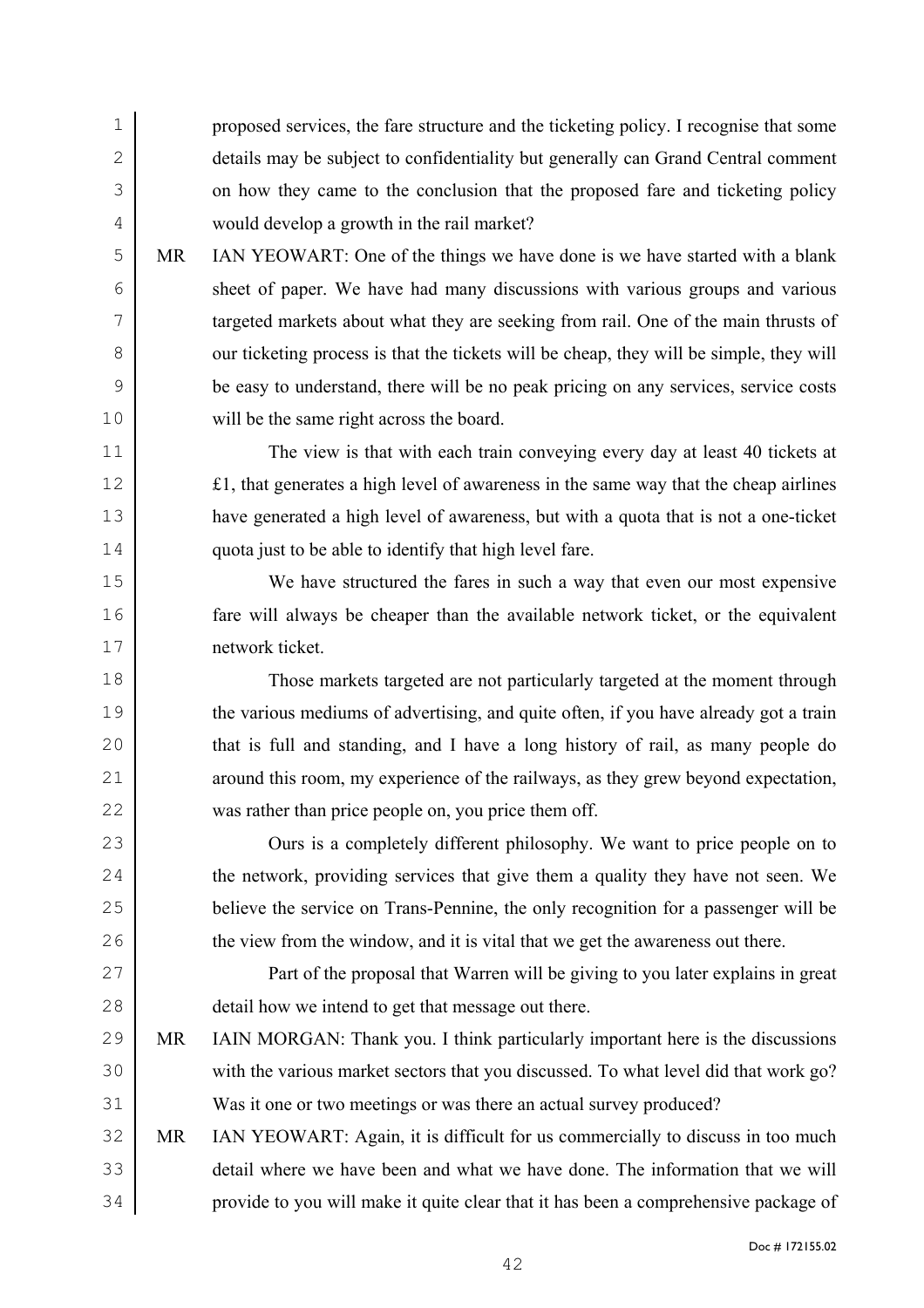proposed services, the fare structure and the ticketing policy. I recognise that some details may be subject to confidentiality but generally can Grand Central comment on how they came to the conclusion that the proposed fare and ticketing policy would develop a growth in the rail market?

MR IAN YEOWART: One of the things we have done is we have started with a blank sheet of paper. We have had many discussions with various groups and various targeted markets about what they are seeking from rail. One of the main thrusts of our ticketing process is that the tickets will be cheap, they will be simple, they will be easy to understand, there will be no peak pricing on any services, service costs will be the same right across the board.

The view is that with each train conveying every day at least 40 tickets at £1, that generates a high level of awareness in the same way that the cheap airlines have generated a high level of awareness, but with a quota that is not a one-ticket quota just to be able to identify that high level fare.

We have structured the fares in such a way that even our most expensive fare will always be cheaper than the available network ticket, or the equivalent network ticket.

Those markets targeted are not particularly targeted at the moment through the various mediums of advertising, and quite often, if you have already got a train that is full and standing, and I have a long history of rail, as many people do around this room, my experience of the railways, as they grew beyond expectation, was rather than price people on, you price them off.

Ours is a completely different philosophy. We want to price people on to the network, providing services that give them a quality they have not seen. We believe the service on Trans-Pennine, the only recognition for a passenger will be the view from the window, and it is vital that we get the awareness out there.

Part of the proposal that Warren will be giving to you later explains in great detail how we intend to get that message out there.

MR IAIN MORGAN: Thank you. I think particularly important here is the discussions with the various market sectors that you discussed. To what level did that work go? Was it one or two meetings or was there an actual survey produced?

MR IAN YEOWART: Again, it is difficult for us commercially to discuss in too much detail where we have been and what we have done. The information that we will provide to you will make it quite clear that it has been a comprehensive package of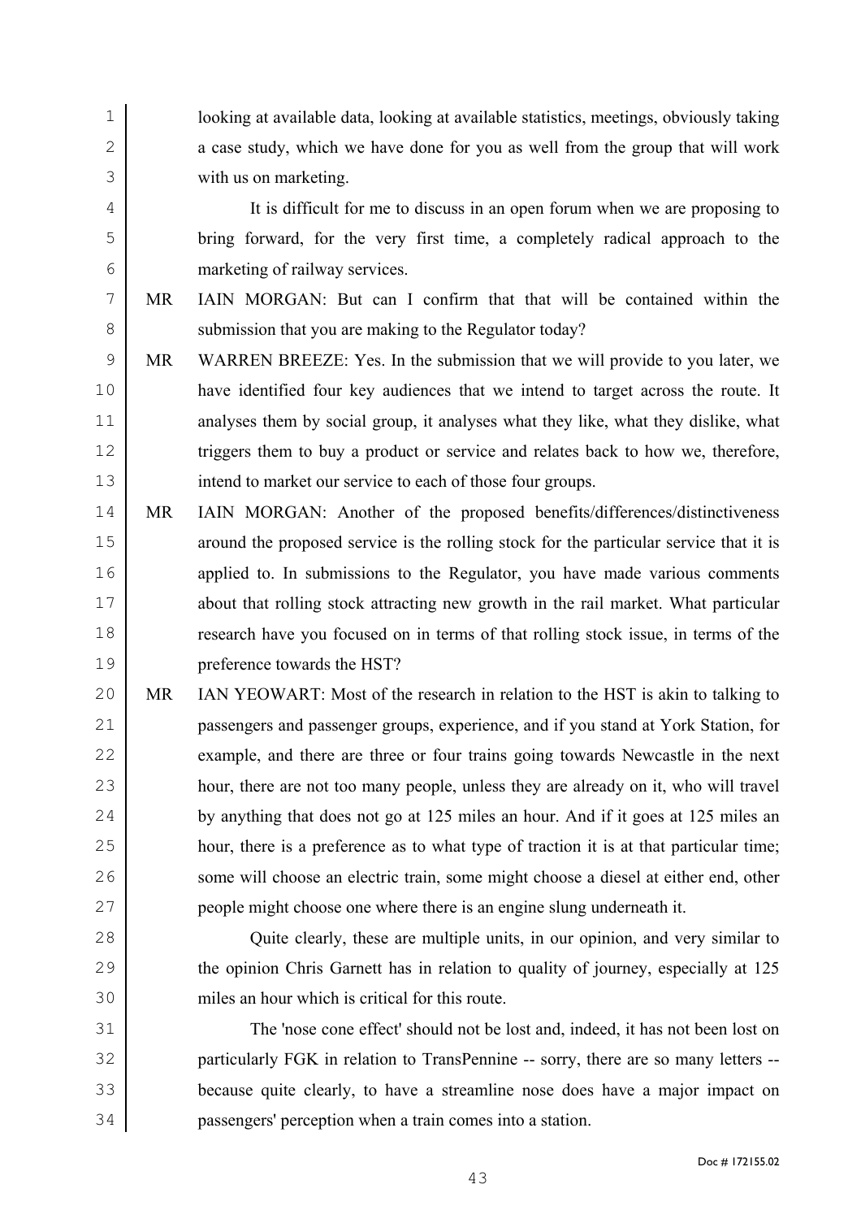looking at available data, looking at available statistics, meetings, obviously taking a case study, which we have done for you as well from the group that will work with us on marketing.

It is difficult for me to discuss in an open forum when we are proposing to bring forward, for the very first time, a completely radical approach to the marketing of railway services.

MR IAIN MORGAN: But can I confirm that that will be contained within the submission that you are making to the Regulator today?

MR WARREN BREEZE: Yes. In the submission that we will provide to you later, we have identified four key audiences that we intend to target across the route. It analyses them by social group, it analyses what they like, what they dislike, what triggers them to buy a product or service and relates back to how we, therefore, intend to market our service to each of those four groups.

MR IAIN MORGAN: Another of the proposed benefits/differences/distinctiveness around the proposed service is the rolling stock for the particular service that it is applied to. In submissions to the Regulator, you have made various comments about that rolling stock attracting new growth in the rail market. What particular research have you focused on in terms of that rolling stock issue, in terms of the preference towards the HST?

MR IAN YEOWART: Most of the research in relation to the HST is akin to talking to passengers and passenger groups, experience, and if you stand at York Station, for example, and there are three or four trains going towards Newcastle in the next hour, there are not too many people, unless they are already on it, who will travel by anything that does not go at 125 miles an hour. And if it goes at 125 miles an hour, there is a preference as to what type of traction it is at that particular time; some will choose an electric train, some might choose a diesel at either end, other people might choose one where there is an engine slung underneath it.

Quite clearly, these are multiple units, in our opinion, and very similar to the opinion Chris Garnett has in relation to quality of journey, especially at 125 miles an hour which is critical for this route.

The 'nose cone effect' should not be lost and, indeed, it has not been lost on particularly FGK in relation to TransPennine -- sorry, there are so many letters -- because quite clearly, to have a streamline nose does have a major impact on passengers' perception when a train comes into a station.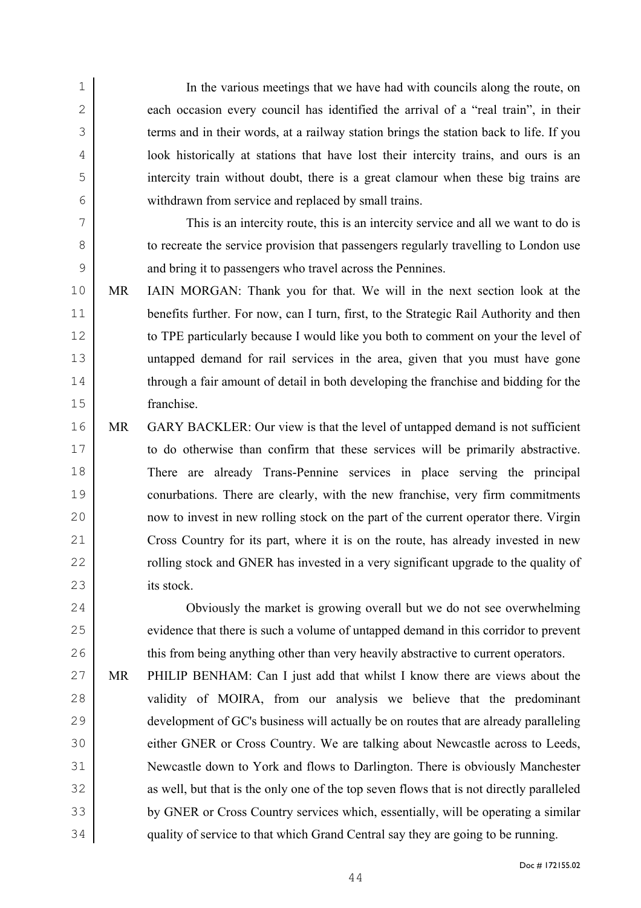In the various meetings that we have had with councils along the route, on each occasion every council has identified the arrival of a "real train", in their terms and in their words, at a railway station brings the station back to life. If you look historically at stations that have lost their intercity trains, and ours is an intercity train without doubt, there is a great clamour when these big trains are withdrawn from service and replaced by small trains.

This is an intercity route, this is an intercity service and all we want to do is to recreate the service provision that passengers regularly travelling to London use and bring it to passengers who travel across the Pennines.

MR IAIN MORGAN: Thank you for that. We will in the next section look at the benefits further. For now, can I turn, first, to the Strategic Rail Authority and then to TPE particularly because I would like you both to comment on your the level of untapped demand for rail services in the area, given that you must have gone through a fair amount of detail in both developing the franchise and bidding for the franchise.

MR GARY BACKLER: Our view is that the level of untapped demand is not sufficient to do otherwise than confirm that these services will be primarily abstractive. There are already Trans-Pennine services in place serving the principal conurbations. There are clearly, with the new franchise, very firm commitments now to invest in new rolling stock on the part of the current operator there. Virgin Cross Country for its part, where it is on the route, has already invested in new rolling stock and GNER has invested in a very significant upgrade to the quality of its stock.

Obviously the market is growing overall but we do not see overwhelming evidence that there is such a volume of untapped demand in this corridor to prevent this from being anything other than very heavily abstractive to current operators.

MR PHILIP BENHAM: Can I just add that whilst I know there are views about the validity of MOIRA, from our analysis we believe that the predominant development of GC's business will actually be on routes that are already paralleling either GNER or Cross Country. We are talking about Newcastle across to Leeds, Newcastle down to York and flows to Darlington. There is obviously Manchester as well, but that is the only one of the top seven flows that is not directly paralleled by GNER or Cross Country services which, essentially, will be operating a similar quality of service to that which Grand Central say they are going to be running.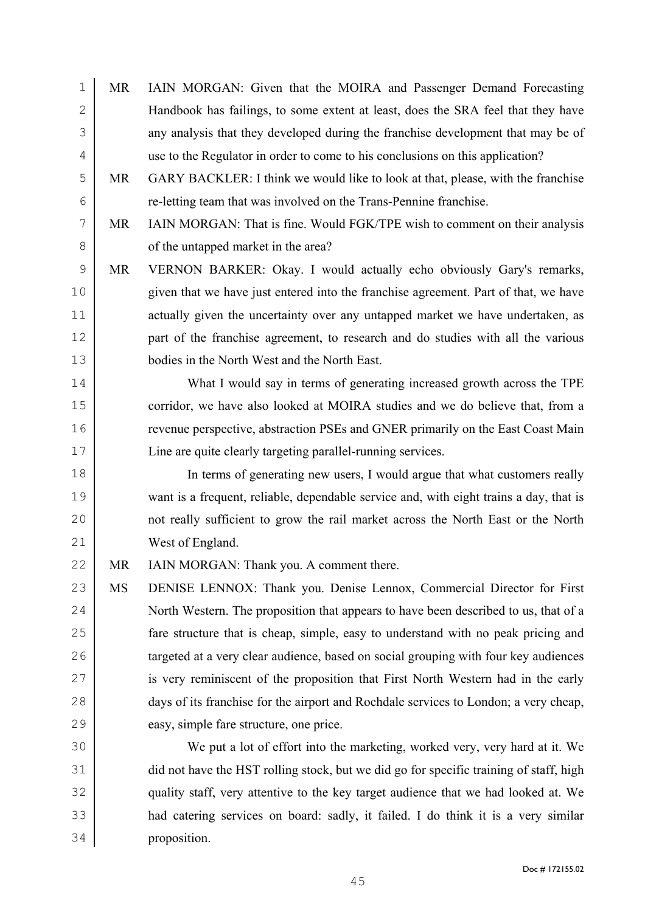MR IAIN MORGAN: Given that the MOIRA and Passenger Demand Forecasting Handbook has failings, to some extent at least, does the SRA feel that they have any analysis that they developed during the franchise development that may be of use to the Regulator in order to come to his conclusions on this application?

MR GARY BACKLER: I think we would like to look at that, please, with the franchise re-letting team that was involved on the Trans-Pennine franchise.

MR IAIN MORGAN: That is fine. Would FGK/TPE wish to comment on their analysis of the untapped market in the area?

MR VERNON BARKER: Okay. I would actually echo obviously Gary's remarks, given that we have just entered into the franchise agreement. Part of that, we have actually given the uncertainty over any untapped market we have undertaken, as part of the franchise agreement, to research and do studies with all the various bodies in the North West and the North East.

What I would say in terms of generating increased growth across the TPE corridor, we have also looked at MOIRA studies and we do believe that, from a revenue perspective, abstraction PSEs and GNER primarily on the East Coast Main Line are quite clearly targeting parallel-running services.

In terms of generating new users, I would argue that what customers really want is a frequent, reliable, dependable service and, with eight trains a day, that is not really sufficient to grow the rail market across the North East or the North West of England.

MR IAIN MORGAN: Thank you. A comment there.

MS DENISE LENNOX: Thank you. Denise Lennox, Commercial Director for First North Western. The proposition that appears to have been described to us, that of a fare structure that is cheap, simple, easy to understand with no peak pricing and targeted at a very clear audience, based on social grouping with four key audiences is very reminiscent of the proposition that First North Western had in the early days of its franchise for the airport and Rochdale services to London; a very cheap, easy, simple fare structure, one price.

We put a lot of effort into the marketing, worked very, very hard at it. We did not have the HST rolling stock, but we did go for specific training of staff, high quality staff, very attentive to the key target audience that we had looked at. We had catering services on board: sadly, it failed. I do think it is a very similar proposition.

Doc # 172155.02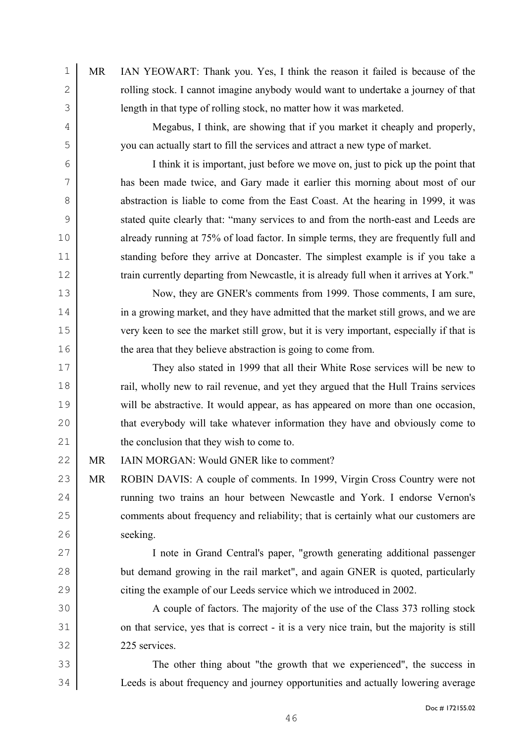MR IAN YEOWART: Thank you. Yes, I think the reason it failed is because of the rolling stock. I cannot imagine anybody would want to undertake a journey of that length in that type of rolling stock, no matter how it was marketed.

Megabus, I think, are showing that if you market it cheaply and properly, you can actually start to fill the services and attract a new type of market.

I think it is important, just before we move on, just to pick up the point that has been made twice, and Gary made it earlier this morning about most of our abstraction is liable to come from the East Coast. At the hearing in 1999, it was stated quite clearly that: "many services to and from the north-east and Leeds are already running at 75% of load factor. In simple terms, they are frequently full and standing before they arrive at Doncaster. The simplest example is if you take a train currently departing from Newcastle, it is already full when it arrives at York."

Now, they are GNER's comments from 1999. Those comments, I am sure, in a growing market, and they have admitted that the market still grows, and we are very keen to see the market still grow, but it is very important, especially if that is the area that they believe abstraction is going to come from.

They also stated in 1999 that all their White Rose services will be new to rail, wholly new to rail revenue, and yet they argued that the Hull Trains services will be abstractive. It would appear, as has appeared on more than one occasion, that everybody will take whatever information they have and obviously come to the conclusion that they wish to come to.

MR IAIN MORGAN: Would GNER like to comment?

MR ROBIN DAVIS: A couple of comments. In 1999, Virgin Cross Country were not running two trains an hour between Newcastle and York. I endorse Vernon's comments about frequency and reliability; that is certainly what our customers are seeking.

I note in Grand Central's paper, "growth generating additional passenger but demand growing in the rail market", and again GNER is quoted, particularly citing the example of our Leeds service which we introduced in 2002.

A couple of factors. The majority of the use of the Class 373 rolling stock on that service, yes that is correct - it is a very nice train, but the majority is still 225 services.

The other thing about "the growth that we experienced", the success in Leeds is about frequency and journey opportunities and actually lowering average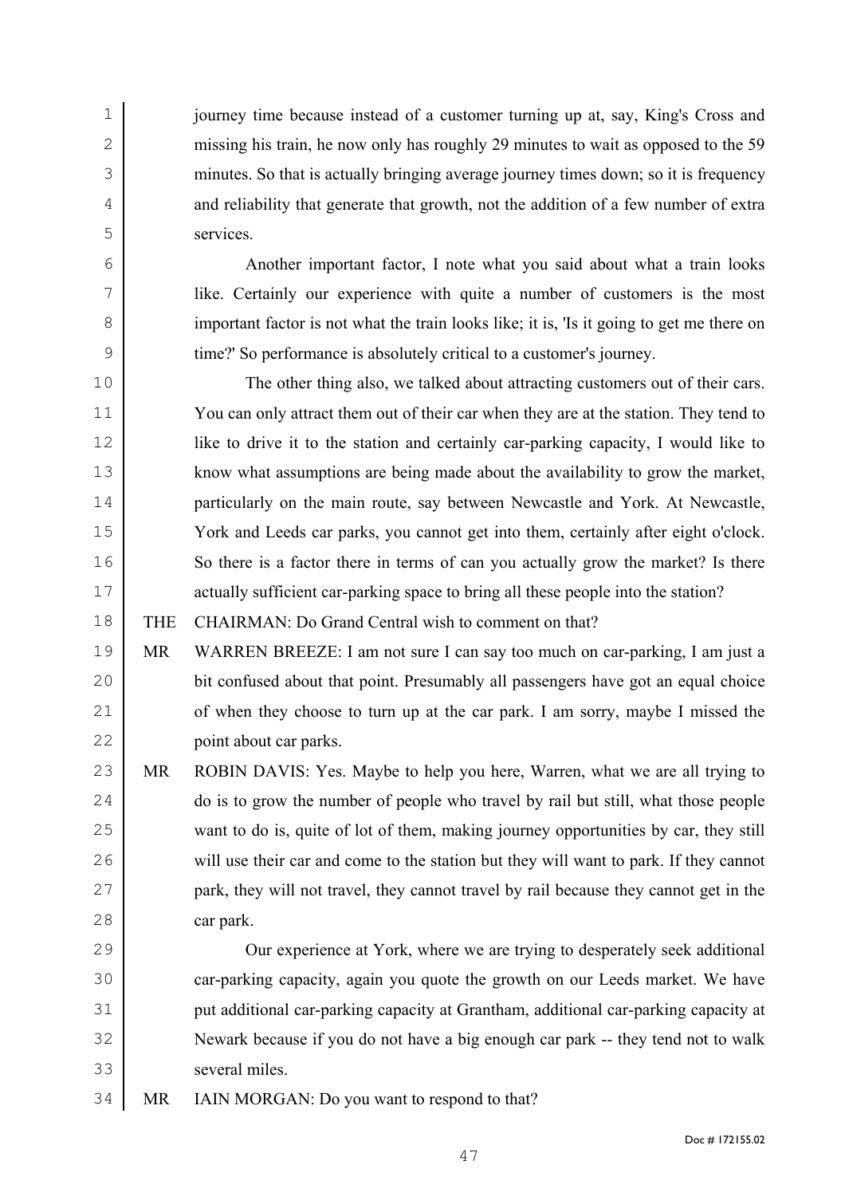journey time because instead of a customer turning up at, say, King's Cross and missing his train, he now only has roughly 29 minutes to wait as opposed to the 59 minutes. So that is actually bringing average journey times down; so it is frequency and reliability that generate that growth, not the addition of a few number of extra services.

Another important factor, I note what you said about what a train looks like. Certainly our experience with quite a number of customers is the most important factor is not what the train looks like; it is, 'Is it going to get me there on time?' So performance is absolutely critical to a customer's journey.

The other thing also, we talked about attracting customers out of their cars. You can only attract them out of their car when they are at the station. They tend to like to drive it to the station and certainly car-parking capacity, I would like to know what assumptions are being made about the availability to grow the market, particularly on the main route, say between Newcastle and York. At Newcastle, York and Leeds car parks, you cannot get into them, certainly after eight o'clock. So there is a factor there in terms of can you actually grow the market? Is there actually sufficient car-parking space to bring all these people into the station?

THE CHAIRMAN: Do Grand Central wish to comment on that?

MR WARREN BREEZE: I am not sure I can say too much on car-parking, I am just a bit confused about that point. Presumably all passengers have got an equal choice of when they choose to turn up at the car park. I am sorry, maybe I missed the point about car parks.

MR ROBIN DAVIS: Yes. Maybe to help you here, Warren, what we are all trying to do is to grow the number of people who travel by rail but still, what those people want to do is, quite of lot of them, making journey opportunities by car, they still will use their car and come to the station but they will want to park. If they cannot park, they will not travel, they cannot travel by rail because they cannot get in the car park.

Our experience at York, where we are trying to desperately seek additional car-parking capacity, again you quote the growth on our Leeds market. We have put additional car-parking capacity at Grantham, additional car-parking capacity at Newark because if you do not have a big enough car park -- they tend not to walk several miles.

MR IAIN MORGAN: Do you want to respond to that?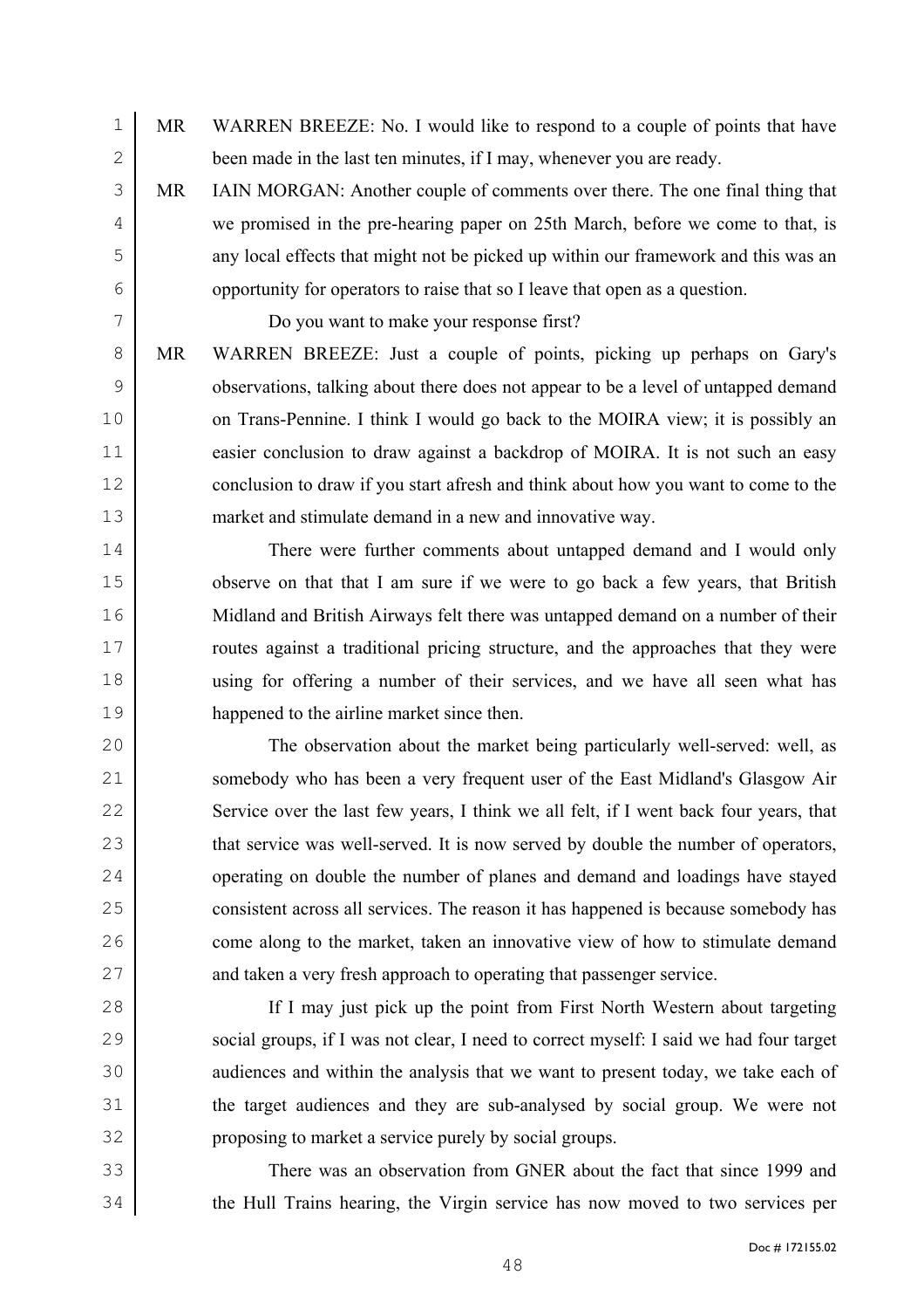MR WARREN BREEZE: No. I would like to respond to a couple of points that have been made in the last ten minutes, if I may, whenever you are ready.

MR IAIN MORGAN: Another couple of comments over there. The one final thing that we promised in the pre-hearing paper on 25th March, before we come to that, is any local effects that might not be picked up within our framework and this was an opportunity for operators to raise that so I leave that open as a question.

Do you want to make your response first?

MR WARREN BREEZE: Just a couple of points, picking up perhaps on Gary's observations, talking about there does not appear to be a level of untapped demand on Trans-Pennine. I think I would go back to the MOIRA view; it is possibly an easier conclusion to draw against a backdrop of MOIRA. It is not such an easy conclusion to draw if you start afresh and think about how you want to come to the market and stimulate demand in a new and innovative way.

There were further comments about untapped demand and I would only observe on that that I am sure if we were to go back a few years, that British Midland and British Airways felt there was untapped demand on a number of their routes against a traditional pricing structure, and the approaches that they were using for offering a number of their services, and we have all seen what has happened to the airline market since then.

The observation about the market being particularly well-served: well, as somebody who has been a very frequent user of the East Midland's Glasgow Air Service over the last few years, I think we all felt, if I went back four years, that that service was well-served. It is now served by double the number of operators, operating on double the number of planes and demand and loadings have stayed consistent across all services. The reason it has happened is because somebody has come along to the market, taken an innovative view of how to stimulate demand and taken a very fresh approach to operating that passenger service.

If I may just pick up the point from First North Western about targeting social groups, if I was not clear, I need to correct myself: I said we had four target audiences and within the analysis that we want to present today, we take each of the target audiences and they are sub-analysed by social group. We were not proposing to market a service purely by social groups.

There was an observation from GNER about the fact that since 1999 and the Hull Trains hearing, the Virgin service has now moved to two services per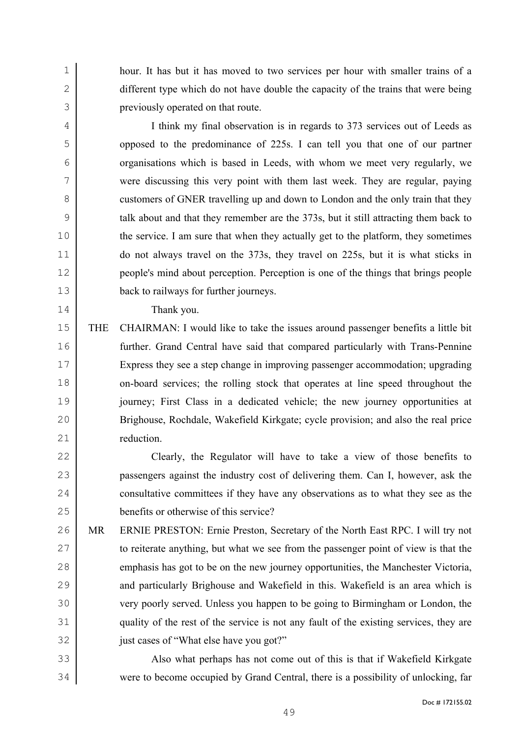hour. It has but it has moved to two services per hour with smaller trains of a different type which do not have double the capacity of the trains that were being previously operated on that route.

I think my final observation is in regards to 373 services out of Leeds as opposed to the predominance of 225s. I can tell you that one of our partner organisations which is based in Leeds, with whom we meet very regularly, we were discussing this very point with them last week. They are regular, paying customers of GNER travelling up and down to London and the only train that they talk about and that they remember are the 373s, but it still attracting them back to the service. I am sure that when they actually get to the platform, they sometimes do not always travel on the 373s, they travel on 225s, but it is what sticks in people's mind about perception. Perception is one of the things that brings people back to railways for further journeys.

Thank you.

THE CHAIRMAN: I would like to take the issues around passenger benefits a little bit further. Grand Central have said that compared particularly with Trans-Pennine Express they see a step change in improving passenger accommodation; upgrading on-board services; the rolling stock that operates at line speed throughout the journey; First Class in a dedicated vehicle; the new journey opportunities at Brighouse, Rochdale, Wakefield Kirkgate; cycle provision; and also the real price reduction.

Clearly, the Regulator will have to take a view of those benefits to passengers against the industry cost of delivering them. Can I, however, ask the consultative committees if they have any observations as to what they see as the benefits or otherwise of this service?

MR ERNIE PRESTON: Ernie Preston, Secretary of the North East RPC. I will try not to reiterate anything, but what we see from the passenger point of view is that the emphasis has got to be on the new journey opportunities, the Manchester Victoria, and particularly Brighouse and Wakefield in this. Wakefield is an area which is very poorly served. Unless you happen to be going to Birmingham or London, the quality of the rest of the service is not any fault of the existing services, they are just cases of "What else have you got?"

Also what perhaps has not come out of this is that if Wakefield Kirkgate were to become occupied by Grand Central, there is a possibility of unlocking, far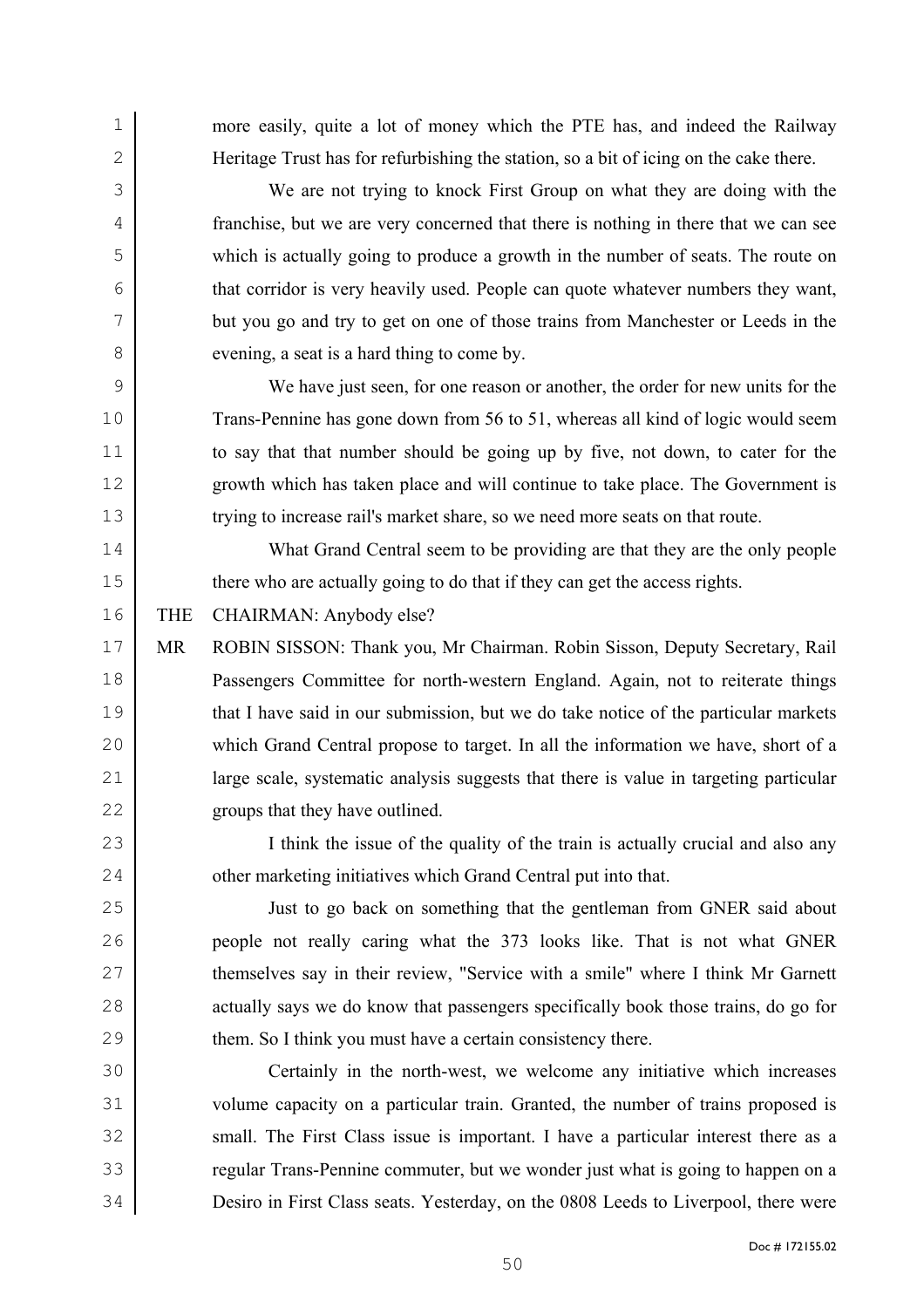more easily, quite a lot of money which the PTE has, and indeed the Railway Heritage Trust has for refurbishing the station, so a bit of icing on the cake there.

We are not trying to knock First Group on what they are doing with the franchise, but we are very concerned that there is nothing in there that we can see which is actually going to produce a growth in the number of seats. The route on that corridor is very heavily used. People can quote whatever numbers they want, but you go and try to get on one of those trains from Manchester or Leeds in the evening, a seat is a hard thing to come by.

We have just seen, for one reason or another, the order for new units for the Trans-Pennine has gone down from 56 to 51, whereas all kind of logic would seem to say that that number should be going up by five, not down, to cater for the growth which has taken place and will continue to take place. The Government is trying to increase rail's market share, so we need more seats on that route.

What Grand Central seem to be providing are that they are the only people there who are actually going to do that if they can get the access rights.

THE CHAIRMAN: Anybody else?

MR ROBIN SISSON: Thank you, Mr Chairman. Robin Sisson, Deputy Secretary, Rail Passengers Committee for north-western England. Again, not to reiterate things that I have said in our submission, but we do take notice of the particular markets which Grand Central propose to target. In all the information we have, short of a large scale, systematic analysis suggests that there is value in targeting particular groups that they have outlined.

I think the issue of the quality of the train is actually crucial and also any other marketing initiatives which Grand Central put into that.

Just to go back on something that the gentleman from GNER said about people not really caring what the 373 looks like. That is not what GNER themselves say in their review, "Service with a smile" where I think Mr Garnett actually says we do know that passengers specifically book those trains, do go for them. So I think you must have a certain consistency there.

Certainly in the north-west, we welcome any initiative which increases volume capacity on a particular train. Granted, the number of trains proposed is small. The First Class issue is important. I have a particular interest there as a regular Trans-Pennine commuter, but we wonder just what is going to happen on a Desiro in First Class seats. Yesterday, on the 0808 Leeds to Liverpool, there were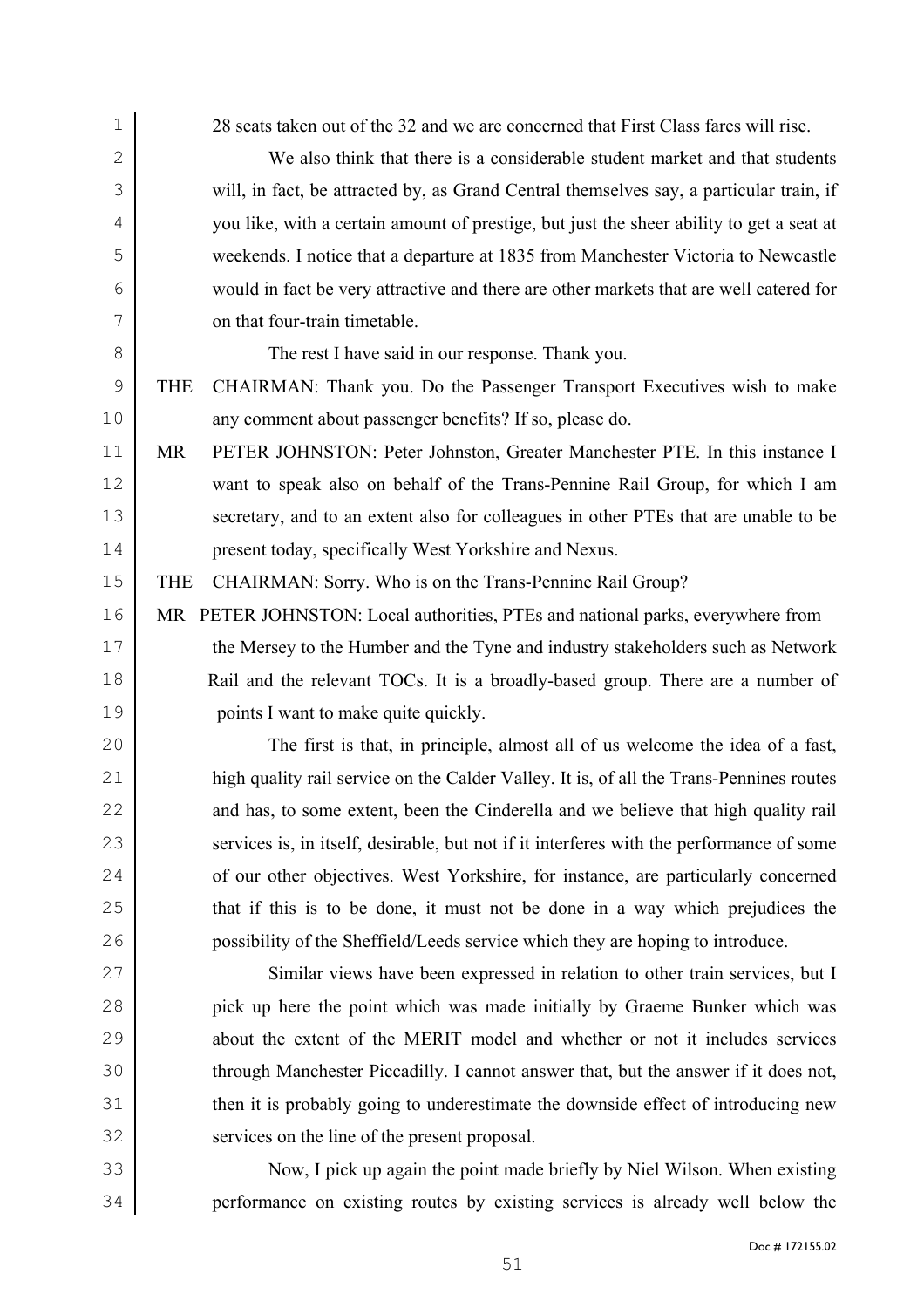28 seats taken out of the 32 and we are concerned that First Class fares will rise.

We also think that there is a considerable student market and that students will, in fact, be attracted by, as Grand Central themselves say, a particular train, if you like, with a certain amount of prestige, but just the sheer ability to get a seat at weekends. I notice that a departure at 1835 from Manchester Victoria to Newcastle would in fact be very attractive and there are other markets that are well catered for on that four-train timetable.

The rest I have said in our response. Thank you.

THE CHAIRMAN: Thank you. Do the Passenger Transport Executives wish to make any comment about passenger benefits? If so, please do.

MR PETER JOHNSTON: Peter Johnston, Greater Manchester PTE. In this instance I want to speak also on behalf of the Trans-Pennine Rail Group, for which I am secretary, and to an extent also for colleagues in other PTEs that are unable to be present today, specifically West Yorkshire and Nexus.

THE CHAIRMAN: Sorry. Who is on the Trans-Pennine Rail Group?

MR PETER JOHNSTON: Local authorities, PTEs and national parks, everywhere from the Mersey to the Humber and the Tyne and industry stakeholders such as Network Rail and the relevant TOCs. It is a broadly-based group. There are a number of points I want to make quite quickly.

The first is that, in principle, almost all of us welcome the idea of a fast, high quality rail service on the Calder Valley. It is, of all the Trans-Pennines routes and has, to some extent, been the Cinderella and we believe that high quality rail services is, in itself, desirable, but not if it interferes with the performance of some of our other objectives. West Yorkshire, for instance, are particularly concerned that if this is to be done, it must not be done in a way which prejudices the possibility of the Sheffield/Leeds service which they are hoping to introduce.

Similar views have been expressed in relation to other train services, but I pick up here the point which was made initially by Graeme Bunker which was about the extent of the MERIT model and whether or not it includes services through Manchester Piccadilly. I cannot answer that, but the answer if it does not, then it is probably going to underestimate the downside effect of introducing new services on the line of the present proposal.

Now, I pick up again the point made briefly by Niel Wilson. When existing performance on existing routes by existing services is already well below the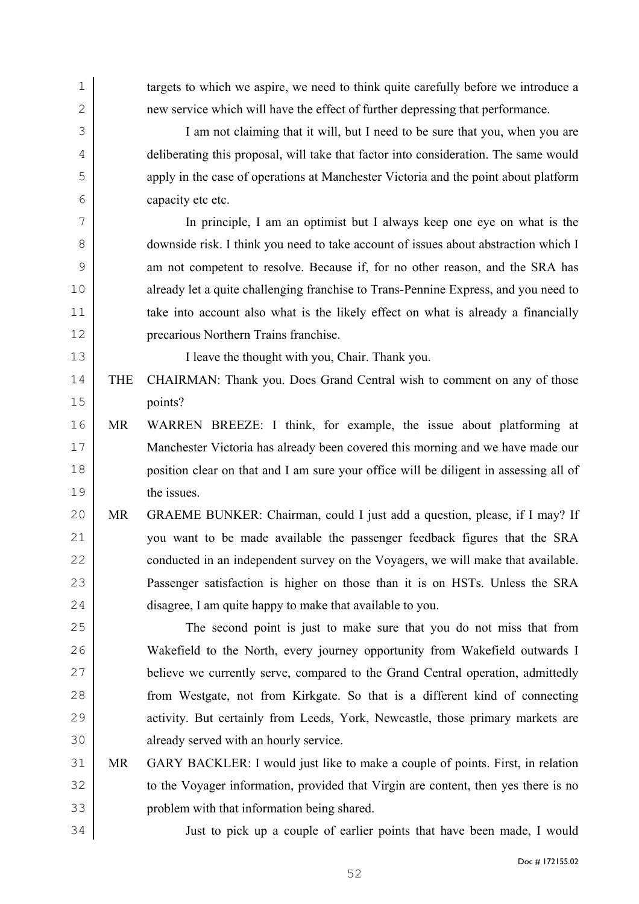targets to which we aspire, we need to think quite carefully before we introduce a new service which will have the effect of further depressing that performance.

I am not claiming that it will, but I need to be sure that you, when you are deliberating this proposal, will take that factor into consideration. The same would apply in the case of operations at Manchester Victoria and the point about platform capacity etc etc.

In principle, I am an optimist but I always keep one eye on what is the downside risk. I think you need to take account of issues about abstraction which I am not competent to resolve. Because if, for no other reason, and the SRA has already let a quite challenging franchise to Trans-Pennine Express, and you need to take into account also what is the likely effect on what is already a financially precarious Northern Trains franchise.

I leave the thought with you, Chair. Thank you.

THE CHAIRMAN: Thank you. Does Grand Central wish to comment on any of those points?

MR WARREN BREEZE: I think, for example, the issue about platforming at Manchester Victoria has already been covered this morning and we have made our position clear on that and I am sure your office will be diligent in assessing all of the issues.

MR GRAEME BUNKER: Chairman, could I just add a question, please, if I may? If you want to be made available the passenger feedback figures that the SRA conducted in an independent survey on the Voyagers, we will make that available. Passenger satisfaction is higher on those than it is on HSTs. Unless the SRA disagree, I am quite happy to make that available to you.

The second point is just to make sure that you do not miss that from Wakefield to the North, every journey opportunity from Wakefield outwards I believe we currently serve, compared to the Grand Central operation, admittedly from Westgate, not from Kirkgate. So that is a different kind of connecting activity. But certainly from Leeds, York, Newcastle, those primary markets are already served with an hourly service.

MR GARY BACKLER: I would just like to make a couple of points. First, in relation to the Voyager information, provided that Virgin are content, then yes there is no problem with that information being shared.

Just to pick up a couple of earlier points that have been made, I would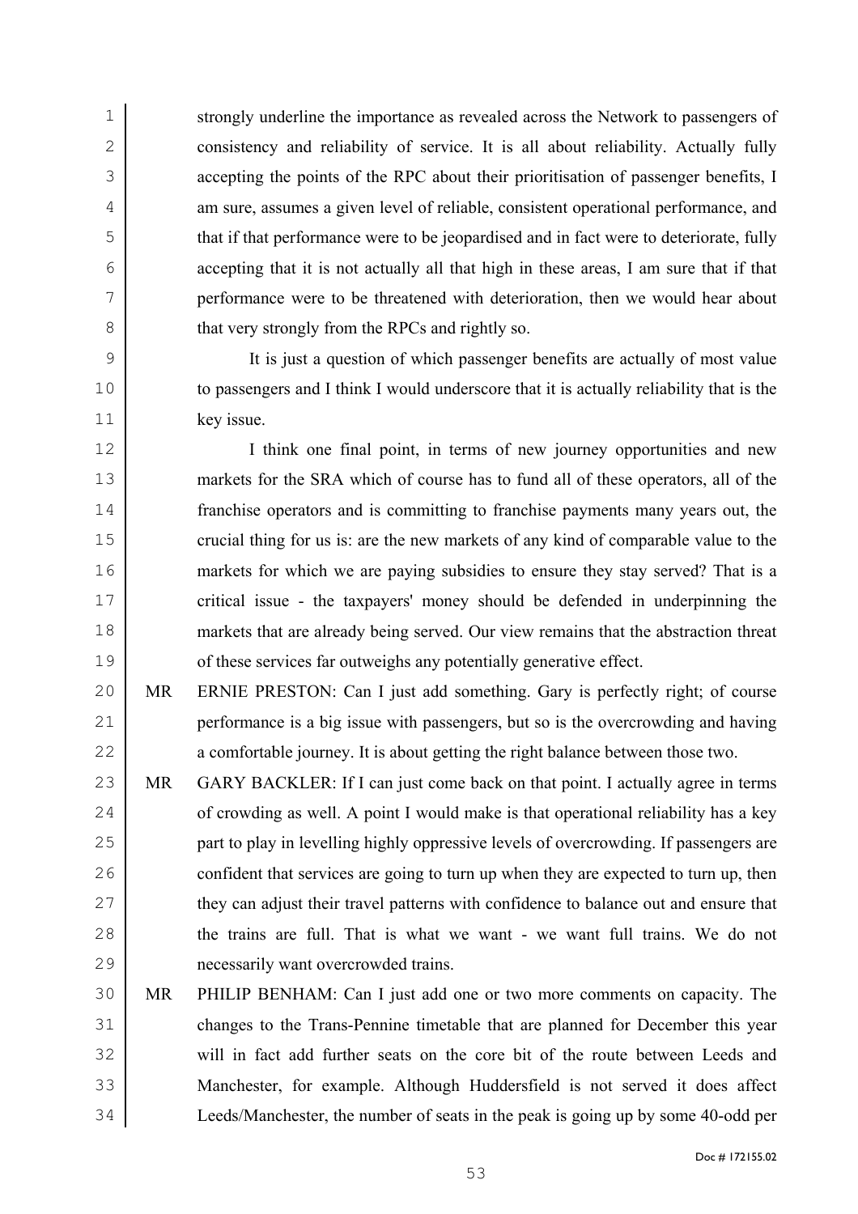strongly underline the importance as revealed across the Network to passengers of consistency and reliability of service. It is all about reliability. Actually fully accepting the points of the RPC about their prioritisation of passenger benefits, I am sure, assumes a given level of reliable, consistent operational performance, and that if that performance were to be jeopardised and in fact were to deteriorate, fully accepting that it is not actually all that high in these areas, I am sure that if that performance were to be threatened with deterioration, then we would hear about that very strongly from the RPCs and rightly so.

It is just a question of which passenger benefits are actually of most value to passengers and I think I would underscore that it is actually reliability that is the key issue.

I think one final point, in terms of new journey opportunities and new markets for the SRA which of course has to fund all of these operators, all of the franchise operators and is committing to franchise payments many years out, the crucial thing for us is: are the new markets of any kind of comparable value to the markets for which we are paying subsidies to ensure they stay served? That is a critical issue - the taxpayers' money should be defended in underpinning the markets that are already being served. Our view remains that the abstraction threat of these services far outweighs any potentially generative effect.

MR ERNIE PRESTON: Can I just add something. Gary is perfectly right; of course performance is a big issue with passengers, but so is the overcrowding and having a comfortable journey. It is about getting the right balance between those two.

MR GARY BACKLER: If I can just come back on that point. I actually agree in terms of crowding as well. A point I would make is that operational reliability has a key part to play in levelling highly oppressive levels of overcrowding. If passengers are confident that services are going to turn up when they are expected to turn up, then they can adjust their travel patterns with confidence to balance out and ensure that the trains are full. That is what we want - we want full trains. We do not necessarily want overcrowded trains.

MR PHILIP BENHAM: Can I just add one or two more comments on capacity. The changes to the Trans-Pennine timetable that are planned for December this year will in fact add further seats on the core bit of the route between Leeds and Manchester, for example. Although Huddersfield is not served it does affect Leeds/Manchester, the number of seats in the peak is going up by some 40-odd per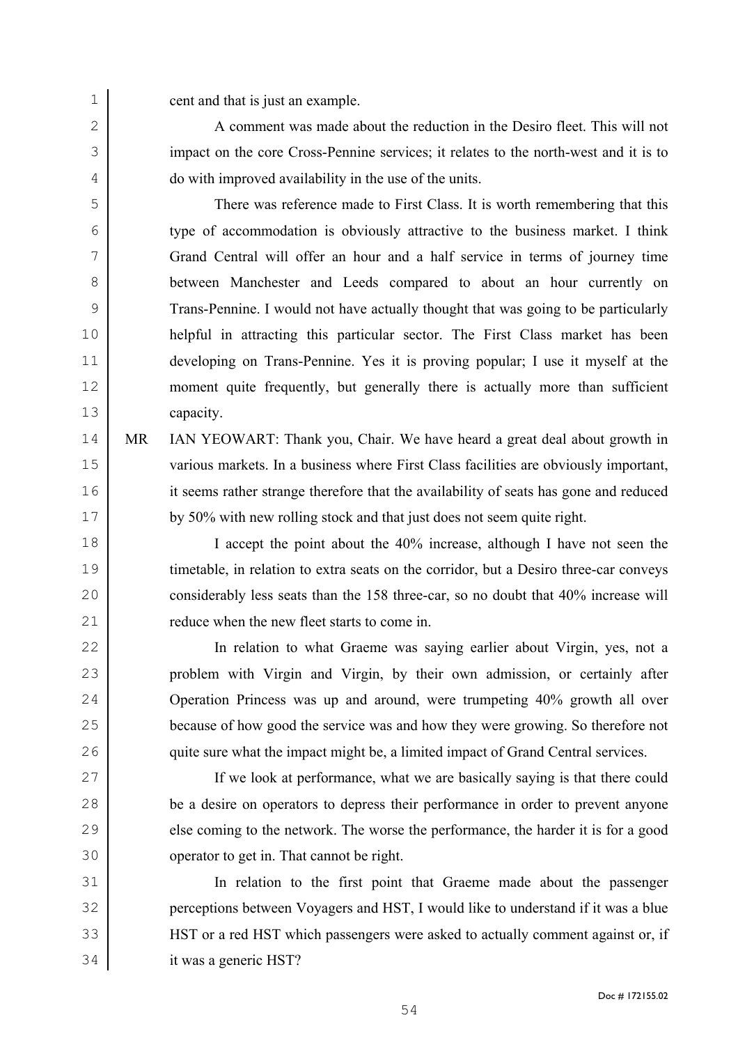cent and that is just an example.

A comment was made about the reduction in the Desiro fleet. This will not impact on the core Cross-Pennine services; it relates to the north-west and it is to do with improved availability in the use of the units.

There was reference made to First Class. It is worth remembering that this type of accommodation is obviously attractive to the business market. I think Grand Central will offer an hour and a half service in terms of journey time between Manchester and Leeds compared to about an hour currently on Trans-Pennine. I would not have actually thought that was going to be particularly helpful in attracting this particular sector. The First Class market has been developing on Trans-Pennine. Yes it is proving popular; I use it myself at the moment quite frequently, but generally there is actually more than sufficient capacity.

MR IAN YEOWART: Thank you, Chair. We have heard a great deal about growth in various markets. In a business where First Class facilities are obviously important, it seems rather strange therefore that the availability of seats has gone and reduced by 50% with new rolling stock and that just does not seem quite right.

I accept the point about the 40% increase, although I have not seen the timetable, in relation to extra seats on the corridor, but a Desiro three-car conveys considerably less seats than the 158 three-car, so no doubt that 40% increase will reduce when the new fleet starts to come in.

In relation to what Graeme was saying earlier about Virgin, yes, not a problem with Virgin and Virgin, by their own admission, or certainly after Operation Princess was up and around, were trumpeting 40% growth all over because of how good the service was and how they were growing. So therefore not quite sure what the impact might be, a limited impact of Grand Central services.

If we look at performance, what we are basically saying is that there could be a desire on operators to depress their performance in order to prevent anyone else coming to the network. The worse the performance, the harder it is for a good operator to get in. That cannot be right.

In relation to the first point that Graeme made about the passenger perceptions between Voyagers and HST, I would like to understand if it was a blue HST or a red HST which passengers were asked to actually comment against or, if it was a generic HST?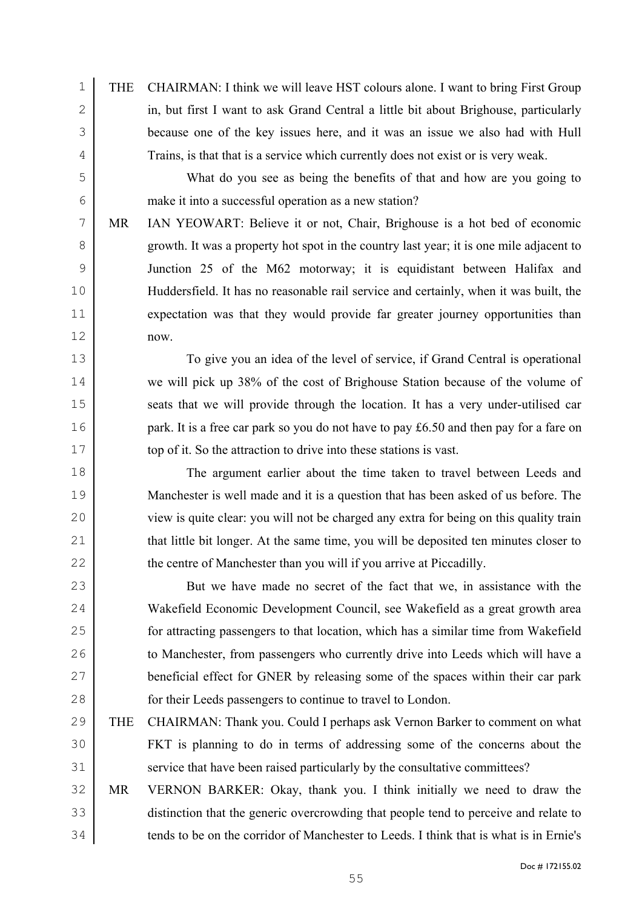THE CHAIRMAN: I think we will leave HST colours alone. I want to bring First Group in, but first I want to ask Grand Central a little bit about Brighouse, particularly because one of the key issues here, and it was an issue we also had with Hull Trains, is that that is a service which currently does not exist or is very weak.

What do you see as being the benefits of that and how are you going to make it into a successful operation as a new station?

MR IAN YEOWART: Believe it or not, Chair, Brighouse is a hot bed of economic growth. It was a property hot spot in the country last year; it is one mile adjacent to Junction 25 of the M62 motorway; it is equidistant between Halifax and Huddersfield. It has no reasonable rail service and certainly, when it was built, the expectation was that they would provide far greater journey opportunities than now.

To give you an idea of the level of service, if Grand Central is operational we will pick up 38% of the cost of Brighouse Station because of the volume of seats that we will provide through the location. It has a very under-utilised car park. It is a free car park so you do not have to pay £6.50 and then pay for a fare on top of it. So the attraction to drive into these stations is vast.

The argument earlier about the time taken to travel between Leeds and Manchester is well made and it is a question that has been asked of us before. The view is quite clear: you will not be charged any extra for being on this quality train that little bit longer. At the same time, you will be deposited ten minutes closer to the centre of Manchester than you will if you arrive at Piccadilly.

But we have made no secret of the fact that we, in assistance with the Wakefield Economic Development Council, see Wakefield as a great growth area for attracting passengers to that location, which has a similar time from Wakefield to Manchester, from passengers who currently drive into Leeds which will have a beneficial effect for GNER by releasing some of the spaces within their car park for their Leeds passengers to continue to travel to London.

THE CHAIRMAN: Thank you. Could I perhaps ask Vernon Barker to comment on what FKT is planning to do in terms of addressing some of the concerns about the service that have been raised particularly by the consultative committees?

MR VERNON BARKER: Okay, thank you. I think initially we need to draw the distinction that the generic overcrowding that people tend to perceive and relate to tends to be on the corridor of Manchester to Leeds. I think that is what is in Ernie's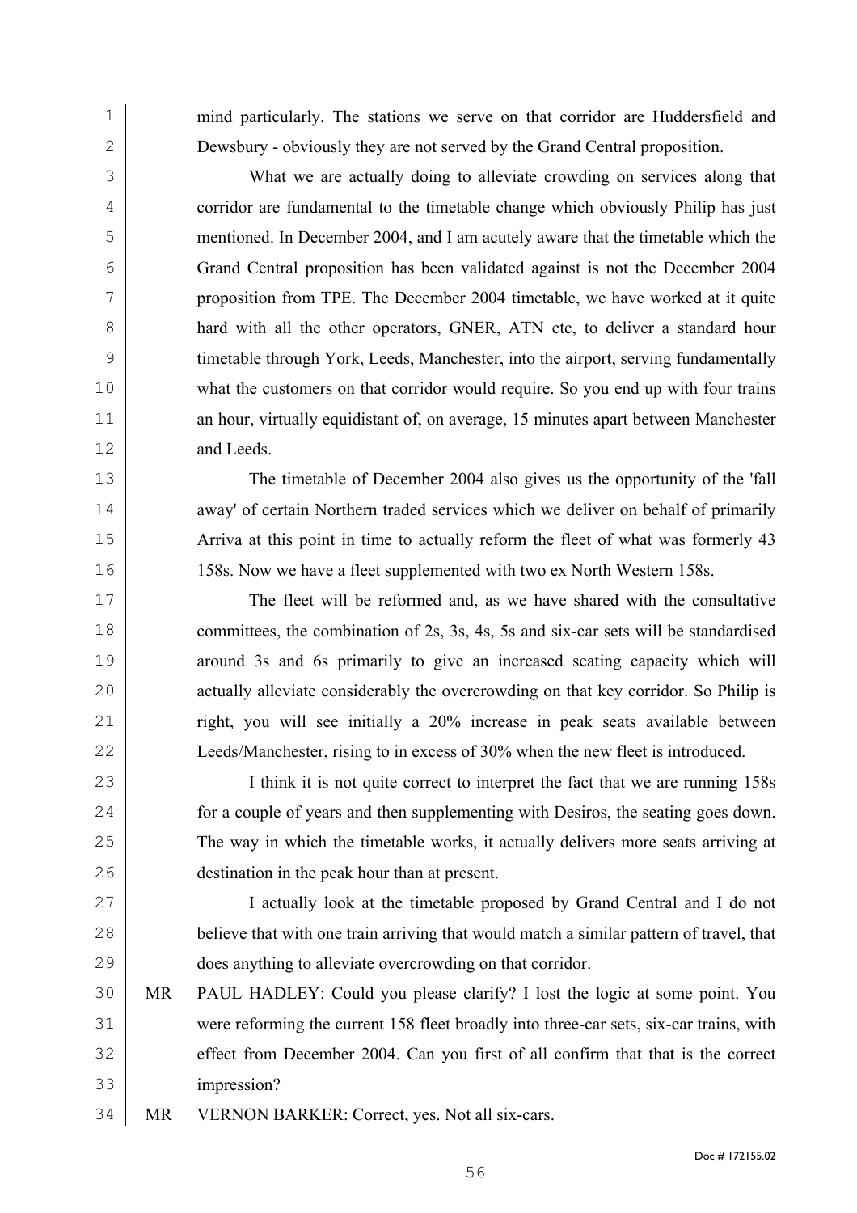mind particularly. The stations we serve on that corridor are Huddersfield and Dewsbury - obviously they are not served by the Grand Central proposition.

What we are actually doing to alleviate crowding on services along that corridor are fundamental to the timetable change which obviously Philip has just mentioned. In December 2004, and I am acutely aware that the timetable which the Grand Central proposition has been validated against is not the December 2004 proposition from TPE. The December 2004 timetable, we have worked at it quite hard with all the other operators, GNER, ATN etc, to deliver a standard hour timetable through York, Leeds, Manchester, into the airport, serving fundamentally what the customers on that corridor would require. So you end up with four trains an hour, virtually equidistant of, on average, 15 minutes apart between Manchester and Leeds.

The timetable of December 2004 also gives us the opportunity of the 'fall away' of certain Northern traded services which we deliver on behalf of primarily Arriva at this point in time to actually reform the fleet of what was formerly 43 158s. Now we have a fleet supplemented with two ex North Western 158s.

The fleet will be reformed and, as we have shared with the consultative committees, the combination of 2s, 3s, 4s, 5s and six-car sets will be standardised around 3s and 6s primarily to give an increased seating capacity which will actually alleviate considerably the overcrowding on that key corridor. So Philip is right, you will see initially a 20% increase in peak seats available between Leeds/Manchester, rising to in excess of 30% when the new fleet is introduced.

I think it is not quite correct to interpret the fact that we are running 158s for a couple of years and then supplementing with Desiros, the seating goes down. The way in which the timetable works, it actually delivers more seats arriving at destination in the peak hour than at present.

I actually look at the timetable proposed by Grand Central and I do not believe that with one train arriving that would match a similar pattern of travel, that does anything to alleviate overcrowding on that corridor.

MR PAUL HADLEY: Could you please clarify? I lost the logic at some point. You were reforming the current 158 fleet broadly into three-car sets, six-car trains, with effect from December 2004. Can you first of all confirm that that is the correct impression?

MR VERNON BARKER: Correct, yes. Not all six-cars.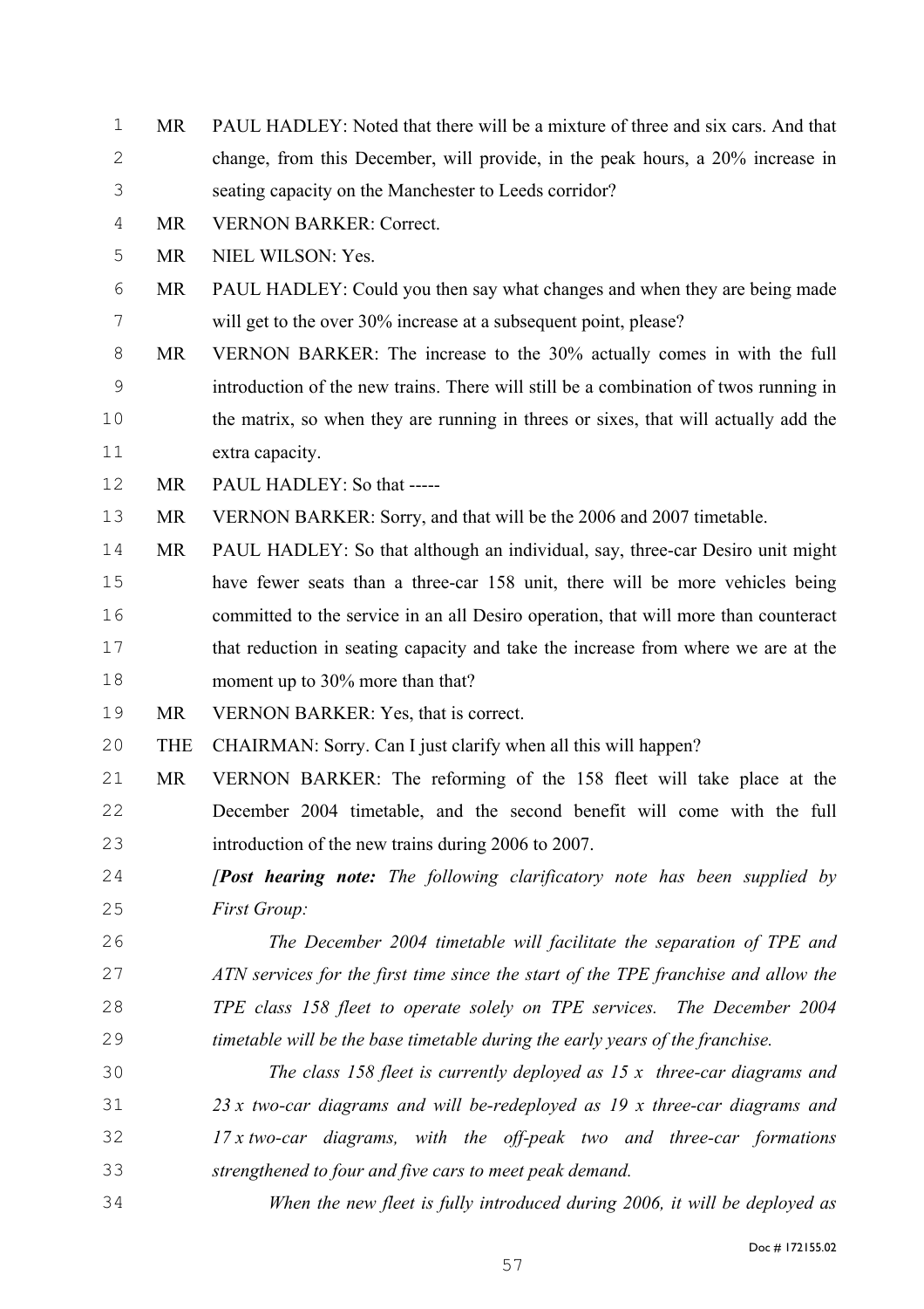MR PAUL HADLEY: Noted that there will be a mixture of three and six cars. And that change, from this December, will provide, in the peak hours, a 20% increase in seating capacity on the Manchester to Leeds corridor?

MR VERNON BARKER: Correct.

MR NIEL WILSON: Yes.

MR PAUL HADLEY: Could you then say what changes and when they are being made will get to the over 30% increase at a subsequent point, please?

MR VERNON BARKER: The increase to the 30% actually comes in with the full introduction of the new trains. There will still be a combination of twos running in the matrix, so when they are running in threes or sixes, that will actually add the extra capacity.

MR PAUL HADLEY: So that -----

MR VERNON BARKER: Sorry, and that will be the 2006 and 2007 timetable.

MR PAUL HADLEY: So that although an individual, say, three-car Desiro unit might have fewer seats than a three-car 158 unit, there will be more vehicles being committed to the service in an all Desiro operation, that will more than counteract that reduction in seating capacity and take the increase from where we are at the moment up to 30% more than that?

MR VERNON BARKER: Yes, that is correct.

THE CHAIRMAN: Sorry. Can I just clarify when all this will happen?

MR VERNON BARKER: The reforming of the 158 fleet will take place at the December 2004 timetable, and the second benefit will come with the full introduction of the new trains during 2006 to 2007.

*[**Post hearing note:** The following clarificatory note has been supplied by First Group:*

*The December 2004 timetable will facilitate the separation of TPE and ATN services for the first time since the start of the TPE franchise and allow the TPE class 158 fleet to operate solely on TPE services. The December 2004 timetable will be the base timetable during the early years of the franchise.*

*The class 158 fleet is currently deployed as 15 x three-car diagrams and 23 x two-car diagrams and will be-redeployed as 19 x three-car diagrams and 17 x two-car diagrams, with the off-peak two and three-car formations strengthened to four and five cars to meet peak demand.*

*When the new fleet is fully introduced during 2006, it will be deployed as*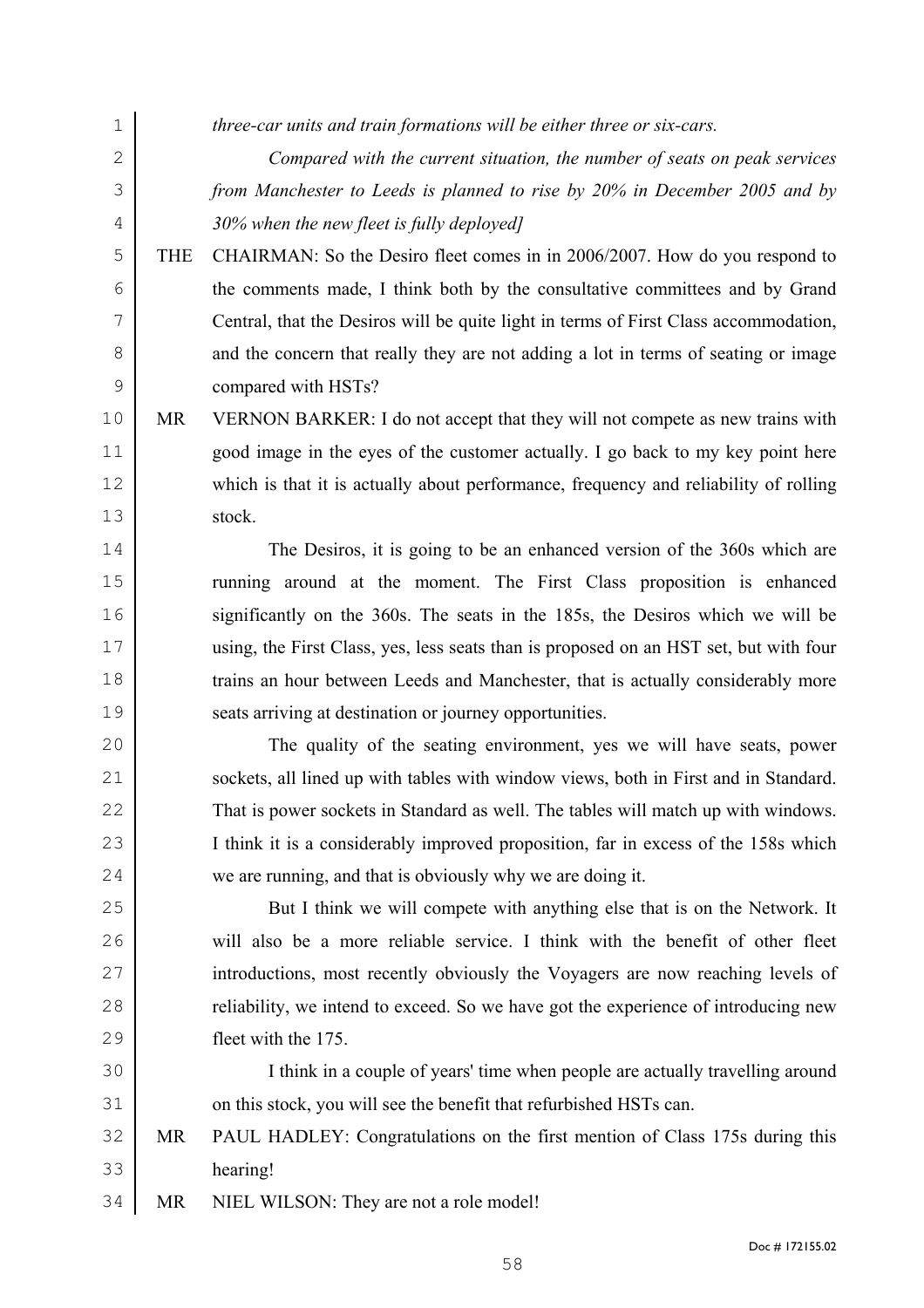*three-car units and train formations will be either three or six-cars.*

*Compared with the current situation, the number of seats on peak services from Manchester to Leeds is planned to rise by 20% in December 2005 and by 30% when the new fleet is fully deployed]*

THE CHAIRMAN: So the Desiro fleet comes in in 2006/2007. How do you respond to the comments made, I think both by the consultative committees and by Grand Central, that the Desiros will be quite light in terms of First Class accommodation, and the concern that really they are not adding a lot in terms of seating or image compared with HSTs?

MR VERNON BARKER: I do not accept that they will not compete as new trains with good image in the eyes of the customer actually. I go back to my key point here which is that it is actually about performance, frequency and reliability of rolling stock.

The Desiros, it is going to be an enhanced version of the 360s which are running around at the moment. The First Class proposition is enhanced significantly on the 360s. The seats in the 185s, the Desiros which we will be using, the First Class, yes, less seats than is proposed on an HST set, but with four trains an hour between Leeds and Manchester, that is actually considerably more seats arriving at destination or journey opportunities.

The quality of the seating environment, yes we will have seats, power sockets, all lined up with tables with window views, both in First and in Standard. That is power sockets in Standard as well. The tables will match up with windows. I think it is a considerably improved proposition, far in excess of the 158s which we are running, and that is obviously why we are doing it.

But I think we will compete with anything else that is on the Network. It will also be a more reliable service. I think with the benefit of other fleet introductions, most recently obviously the Voyagers are now reaching levels of reliability, we intend to exceed. So we have got the experience of introducing new fleet with the 175.

I think in a couple of years' time when people are actually travelling around on this stock, you will see the benefit that refurbished HSTs can.

MR PAUL HADLEY: Congratulations on the first mention of Class 175s during this hearing!

MR NIEL WILSON: They are not a role model!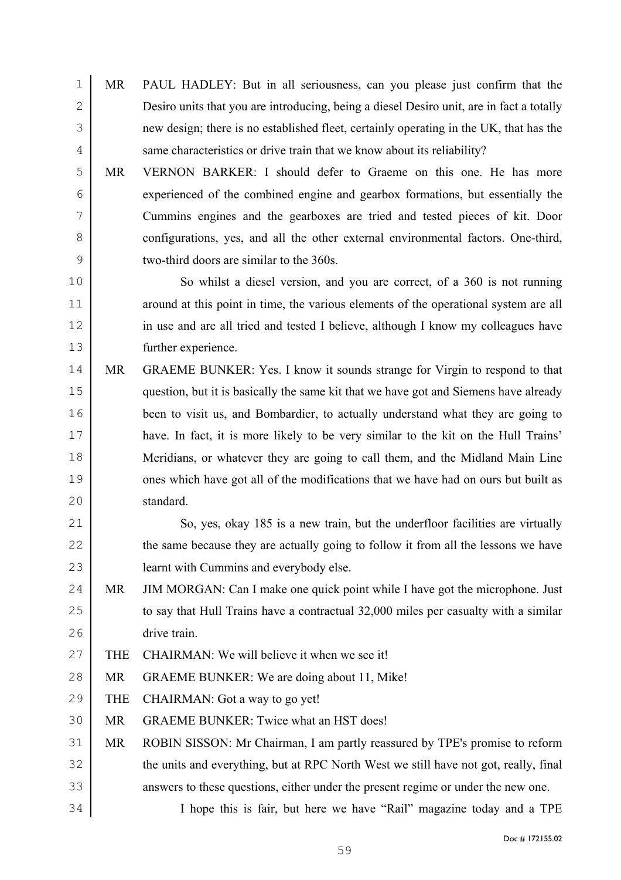MR PAUL HADLEY: But in all seriousness, can you please just confirm that the Desiro units that you are introducing, being a diesel Desiro unit, are in fact a totally new design; there is no established fleet, certainly operating in the UK, that has the same characteristics or drive train that we know about its reliability?

MR VERNON BARKER: I should defer to Graeme on this one. He has more experienced of the combined engine and gearbox formations, but essentially the Cummins engines and the gearboxes are tried and tested pieces of kit. Door configurations, yes, and all the other external environmental factors. One-third, two-third doors are similar to the 360s.

So whilst a diesel version, and you are correct, of a 360 is not running around at this point in time, the various elements of the operational system are all in use and are all tried and tested I believe, although I know my colleagues have further experience.

MR GRAEME BUNKER: Yes. I know it sounds strange for Virgin to respond to that question, but it is basically the same kit that we have got and Siemens have already been to visit us, and Bombardier, to actually understand what they are going to have. In fact, it is more likely to be very similar to the kit on the Hull Trains' Meridians, or whatever they are going to call them, and the Midland Main Line ones which have got all of the modifications that we have had on ours but built as standard.

So, yes, okay 185 is a new train, but the underfloor facilities are virtually the same because they are actually going to follow it from all the lessons we have learnt with Cummins and everybody else.

MR JIM MORGAN: Can I make one quick point while I have got the microphone. Just to say that Hull Trains have a contractual 32,000 miles per casualty with a similar drive train.

THE CHAIRMAN: We will believe it when we see it!

MR GRAEME BUNKER: We are doing about 11, Mike!

THE CHAIRMAN: Got a way to go yet!

MR GRAEME BUNKER: Twice what an HST does!

MR ROBIN SISSON: Mr Chairman, I am partly reassured by TPE's promise to reform the units and everything, but at RPC North West we still have not got, really, final answers to these questions, either under the present regime or under the new one.

I hope this is fair, but here we have "Rail" magazine today and a TPE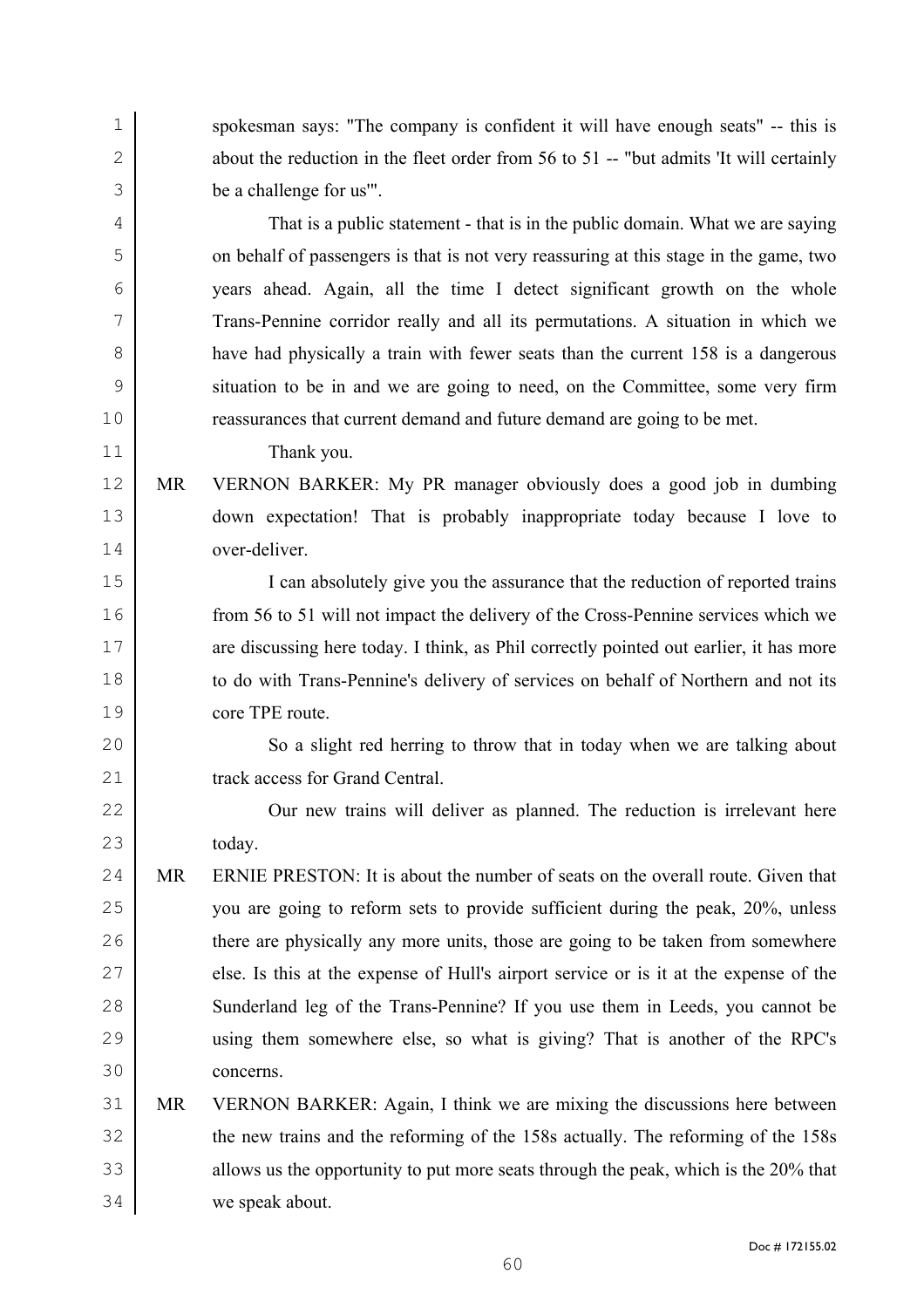spokesman says: "The company is confident it will have enough seats" -- this is about the reduction in the fleet order from 56 to 51 -- "but admits 'It will certainly be a challenge for us'".

That is a public statement - that is in the public domain. What we are saying on behalf of passengers is that is not very reassuring at this stage in the game, two years ahead. Again, all the time I detect significant growth on the whole Trans-Pennine corridor really and all its permutations. A situation in which we have had physically a train with fewer seats than the current 158 is a dangerous situation to be in and we are going to need, on the Committee, some very firm reassurances that current demand and future demand are going to be met.

Thank you.

MR VERNON BARKER: My PR manager obviously does a good job in dumbing down expectation! That is probably inappropriate today because I love to over-deliver.

I can absolutely give you the assurance that the reduction of reported trains from 56 to 51 will not impact the delivery of the Cross-Pennine services which we are discussing here today. I think, as Phil correctly pointed out earlier, it has more to do with Trans-Pennine's delivery of services on behalf of Northern and not its core TPE route.

So a slight red herring to throw that in today when we are talking about track access for Grand Central.

Our new trains will deliver as planned. The reduction is irrelevant here today.

MR ERNIE PRESTON: It is about the number of seats on the overall route. Given that you are going to reform sets to provide sufficient during the peak, 20%, unless there are physically any more units, those are going to be taken from somewhere else. Is this at the expense of Hull's airport service or is it at the expense of the Sunderland leg of the Trans-Pennine? If you use them in Leeds, you cannot be using them somewhere else, so what is giving? That is another of the RPC's concerns.

MR VERNON BARKER: Again, I think we are mixing the discussions here between the new trains and the reforming of the 158s actually. The reforming of the 158s allows us the opportunity to put more seats through the peak, which is the 20% that we speak about.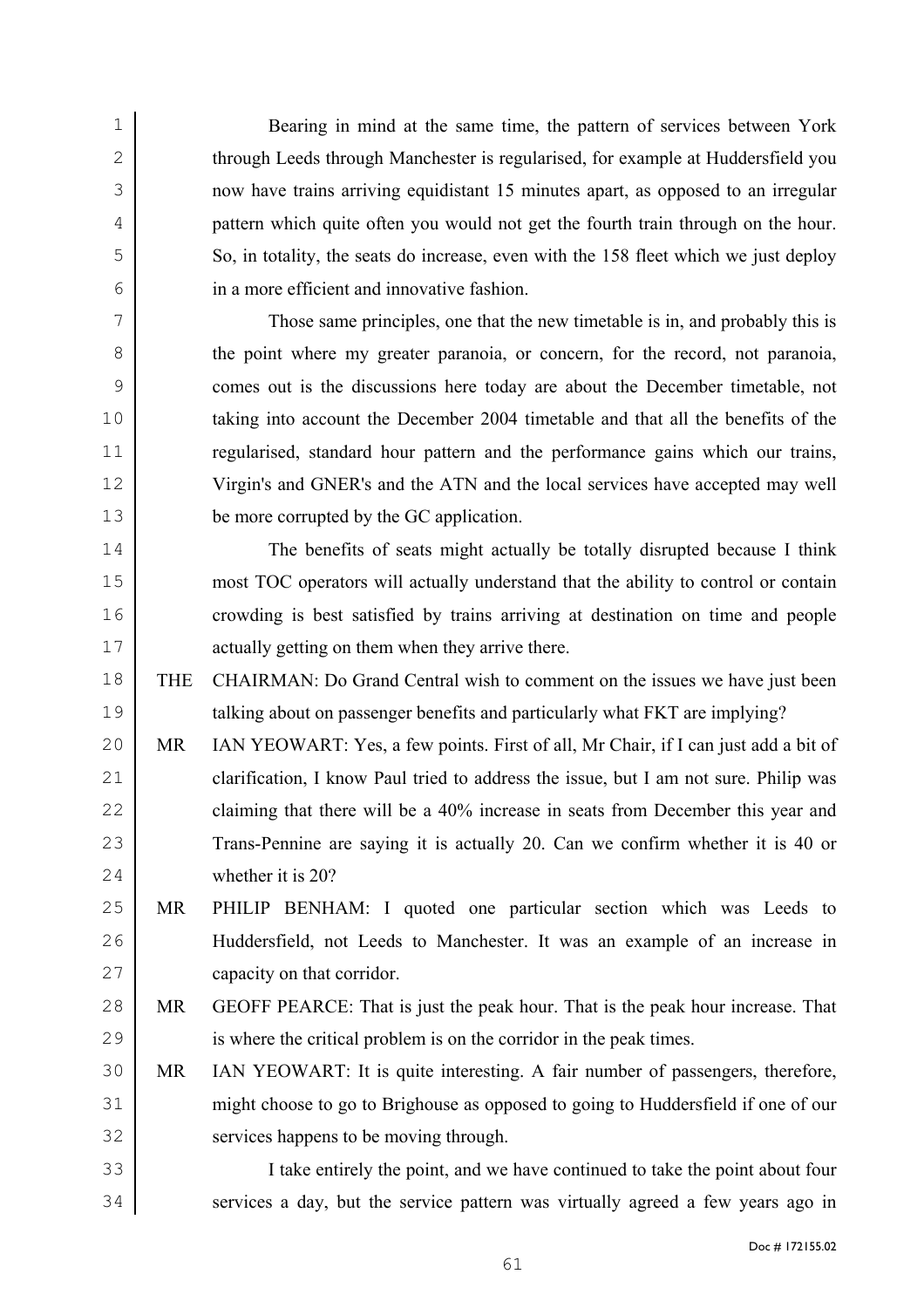Bearing in mind at the same time, the pattern of services between York through Leeds through Manchester is regularised, for example at Huddersfield you now have trains arriving equidistant 15 minutes apart, as opposed to an irregular pattern which quite often you would not get the fourth train through on the hour. So, in totality, the seats do increase, even with the 158 fleet which we just deploy in a more efficient and innovative fashion.

Those same principles, one that the new timetable is in, and probably this is the point where my greater paranoia, or concern, for the record, not paranoia, comes out is the discussions here today are about the December timetable, not taking into account the December 2004 timetable and that all the benefits of the regularised, standard hour pattern and the performance gains which our trains, Virgin's and GNER's and the ATN and the local services have accepted may well be more corrupted by the GC application.

The benefits of seats might actually be totally disrupted because I think most TOC operators will actually understand that the ability to control or contain crowding is best satisfied by trains arriving at destination on time and people actually getting on them when they arrive there.

THE CHAIRMAN: Do Grand Central wish to comment on the issues we have just been talking about on passenger benefits and particularly what FKT are implying?

MR IAN YEOWART: Yes, a few points. First of all, Mr Chair, if I can just add a bit of clarification, I know Paul tried to address the issue, but I am not sure. Philip was claiming that there will be a 40% increase in seats from December this year and Trans-Pennine are saying it is actually 20. Can we confirm whether it is 40 or whether it is 20?

MR PHILIP BENHAM: I quoted one particular section which was Leeds to Huddersfield, not Leeds to Manchester. It was an example of an increase in capacity on that corridor.

MR GEOFF PEARCE: That is just the peak hour. That is the peak hour increase. That is where the critical problem is on the corridor in the peak times.

MR IAN YEOWART: It is quite interesting. A fair number of passengers, therefore, might choose to go to Brighouse as opposed to going to Huddersfield if one of our services happens to be moving through.

I take entirely the point, and we have continued to take the point about four services a day, but the service pattern was virtually agreed a few years ago in

Doc # 172155.02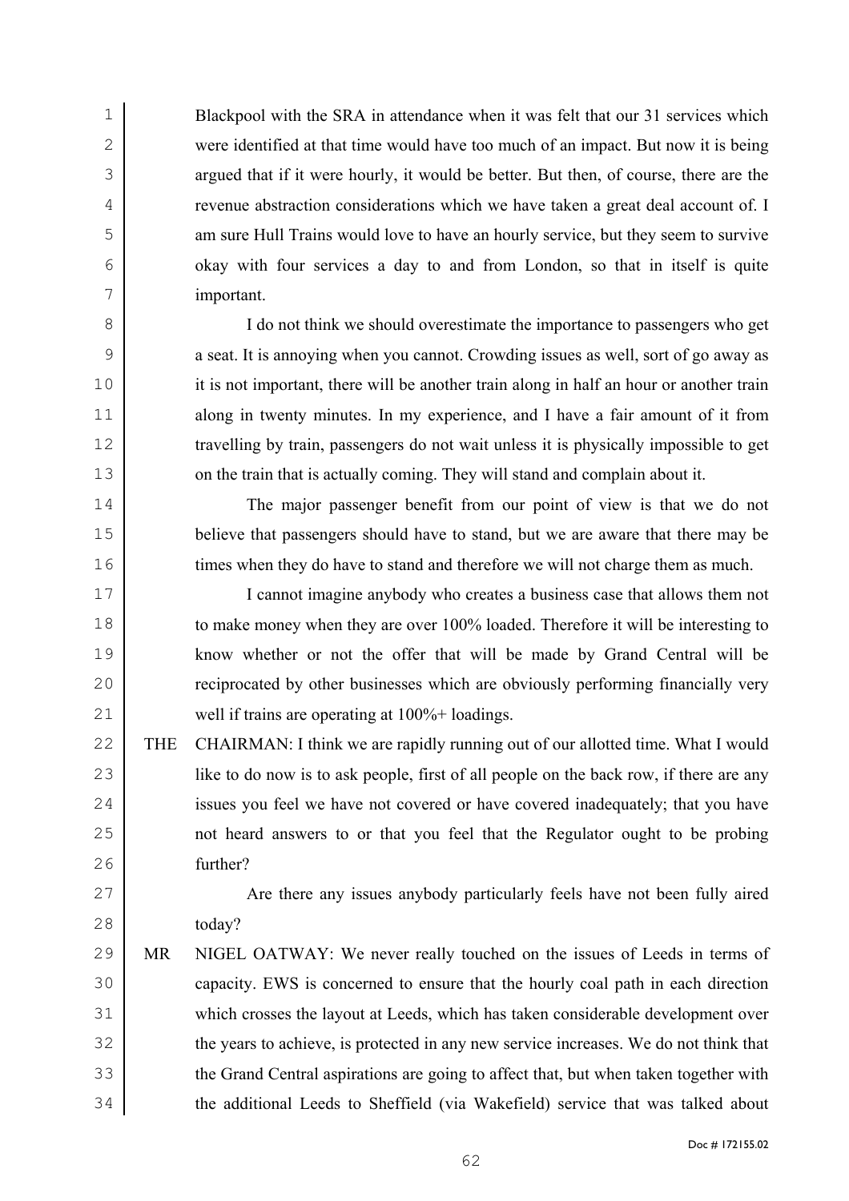Blackpool with the SRA in attendance when it was felt that our 31 services which were identified at that time would have too much of an impact. But now it is being argued that if it were hourly, it would be better. But then, of course, there are the revenue abstraction considerations which we have taken a great deal account of. I am sure Hull Trains would love to have an hourly service, but they seem to survive okay with four services a day to and from London, so that in itself is quite important.

I do not think we should overestimate the importance to passengers who get a seat. It is annoying when you cannot. Crowding issues as well, sort of go away as it is not important, there will be another train along in half an hour or another train along in twenty minutes. In my experience, and I have a fair amount of it from travelling by train, passengers do not wait unless it is physically impossible to get on the train that is actually coming. They will stand and complain about it.

The major passenger benefit from our point of view is that we do not believe that passengers should have to stand, but we are aware that there may be times when they do have to stand and therefore we will not charge them as much.

I cannot imagine anybody who creates a business case that allows them not to make money when they are over 100% loaded. Therefore it will be interesting to know whether or not the offer that will be made by Grand Central will be reciprocated by other businesses which are obviously performing financially very well if trains are operating at 100%+ loadings.

THE CHAIRMAN: I think we are rapidly running out of our allotted time. What I would like to do now is to ask people, first of all people on the back row, if there are any issues you feel we have not covered or have covered inadequately; that you have not heard answers to or that you feel that the Regulator ought to be probing further?

Are there any issues anybody particularly feels have not been fully aired today?

MR NIGEL OATWAY: We never really touched on the issues of Leeds in terms of capacity. EWS is concerned to ensure that the hourly coal path in each direction which crosses the layout at Leeds, which has taken considerable development over the years to achieve, is protected in any new service increases. We do not think that the Grand Central aspirations are going to affect that, but when taken together with the additional Leeds to Sheffield (via Wakefield) service that was talked about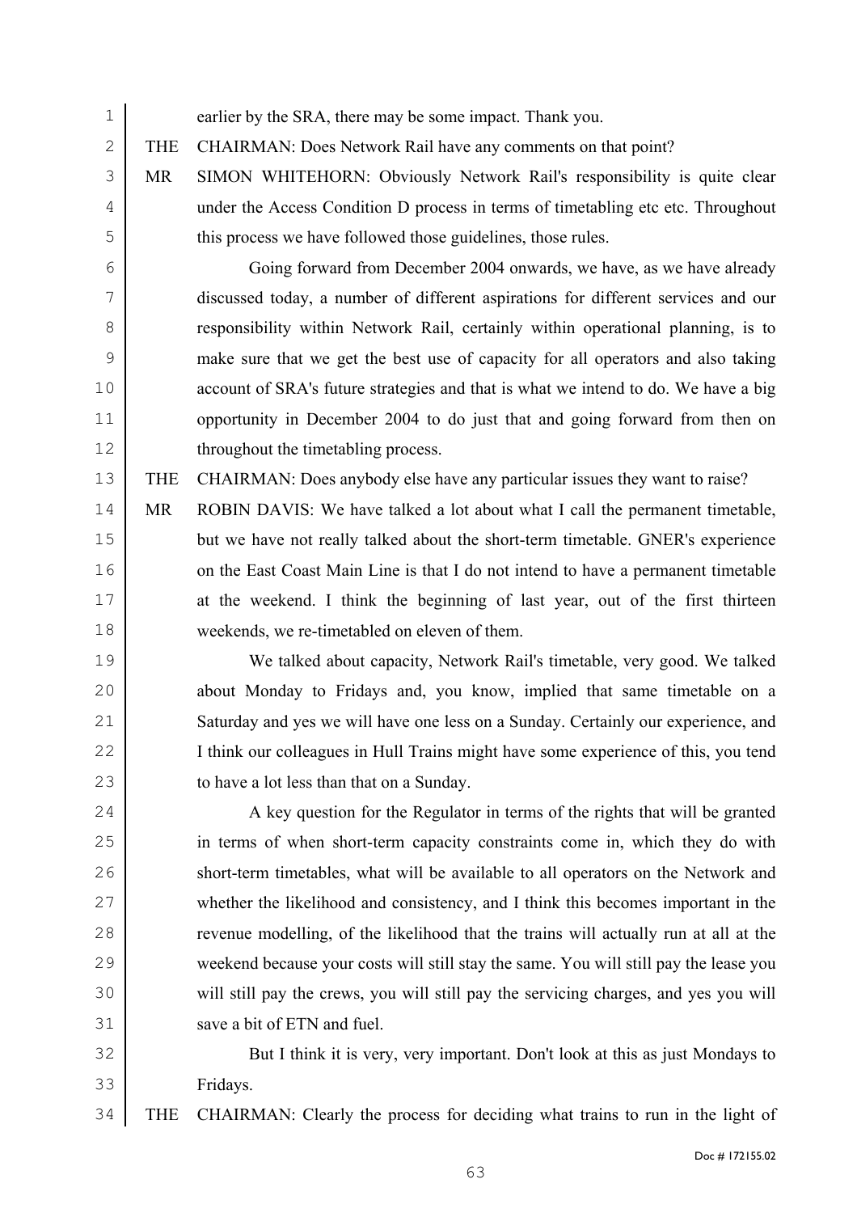earlier by the SRA, there may be some impact. Thank you.

THE CHAIRMAN: Does Network Rail have any comments on that point?

MR SIMON WHITEHORN: Obviously Network Rail's responsibility is quite clear under the Access Condition D process in terms of timetabling etc etc. Throughout this process we have followed those guidelines, those rules.

Going forward from December 2004 onwards, we have, as we have already discussed today, a number of different aspirations for different services and our responsibility within Network Rail, certainly within operational planning, is to make sure that we get the best use of capacity for all operators and also taking account of SRA's future strategies and that is what we intend to do. We have a big opportunity in December 2004 to do just that and going forward from then on throughout the timetabling process.

THE CHAIRMAN: Does anybody else have any particular issues they want to raise?

MR ROBIN DAVIS: We have talked a lot about what I call the permanent timetable, but we have not really talked about the short-term timetable. GNER's experience on the East Coast Main Line is that I do not intend to have a permanent timetable at the weekend. I think the beginning of last year, out of the first thirteen weekends, we re-timetabled on eleven of them.

We talked about capacity, Network Rail's timetable, very good. We talked about Monday to Fridays and, you know, implied that same timetable on a Saturday and yes we will have one less on a Sunday. Certainly our experience, and I think our colleagues in Hull Trains might have some experience of this, you tend to have a lot less than that on a Sunday.

A key question for the Regulator in terms of the rights that will be granted in terms of when short-term capacity constraints come in, which they do with short-term timetables, what will be available to all operators on the Network and whether the likelihood and consistency, and I think this becomes important in the revenue modelling, of the likelihood that the trains will actually run at all at the weekend because your costs will still stay the same. You will still pay the lease you will still pay the crews, you will still pay the servicing charges, and yes you will save a bit of ETN and fuel.

But I think it is very, very important. Don't look at this as just Mondays to Fridays.

THE CHAIRMAN: Clearly the process for deciding what trains to run in the light of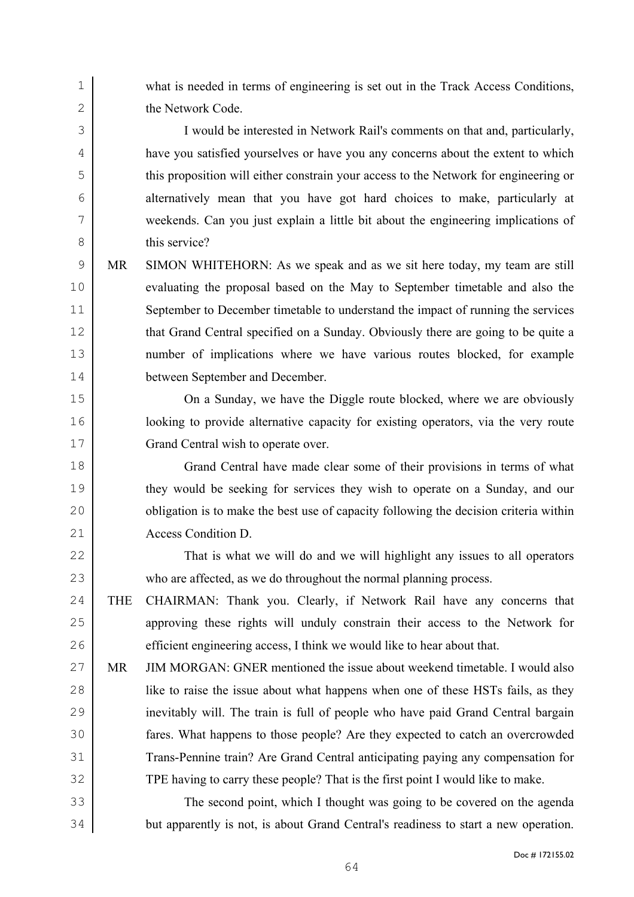what is needed in terms of engineering is set out in the Track Access Conditions, the Network Code.

I would be interested in Network Rail's comments on that and, particularly, have you satisfied yourselves or have you any concerns about the extent to which this proposition will either constrain your access to the Network for engineering or alternatively mean that you have got hard choices to make, particularly at weekends. Can you just explain a little bit about the engineering implications of this service?

MR SIMON WHITEHORN: As we speak and as we sit here today, my team are still evaluating the proposal based on the May to September timetable and also the September to December timetable to understand the impact of running the services that Grand Central specified on a Sunday. Obviously there are going to be quite a number of implications where we have various routes blocked, for example between September and December.

On a Sunday, we have the Diggle route blocked, where we are obviously looking to provide alternative capacity for existing operators, via the very route Grand Central wish to operate over.

Grand Central have made clear some of their provisions in terms of what they would be seeking for services they wish to operate on a Sunday, and our obligation is to make the best use of capacity following the decision criteria within Access Condition D.

That is what we will do and we will highlight any issues to all operators who are affected, as we do throughout the normal planning process.

THE CHAIRMAN: Thank you. Clearly, if Network Rail have any concerns that approving these rights will unduly constrain their access to the Network for efficient engineering access, I think we would like to hear about that.

MR JIM MORGAN: GNER mentioned the issue about weekend timetable. I would also like to raise the issue about what happens when one of these HSTs fails, as they inevitably will. The train is full of people who have paid Grand Central bargain fares. What happens to those people? Are they expected to catch an overcrowded Trans-Pennine train? Are Grand Central anticipating paying any compensation for TPE having to carry these people? That is the first point I would like to make.

The second point, which I thought was going to be covered on the agenda but apparently is not, is about Grand Central's readiness to start a new operation.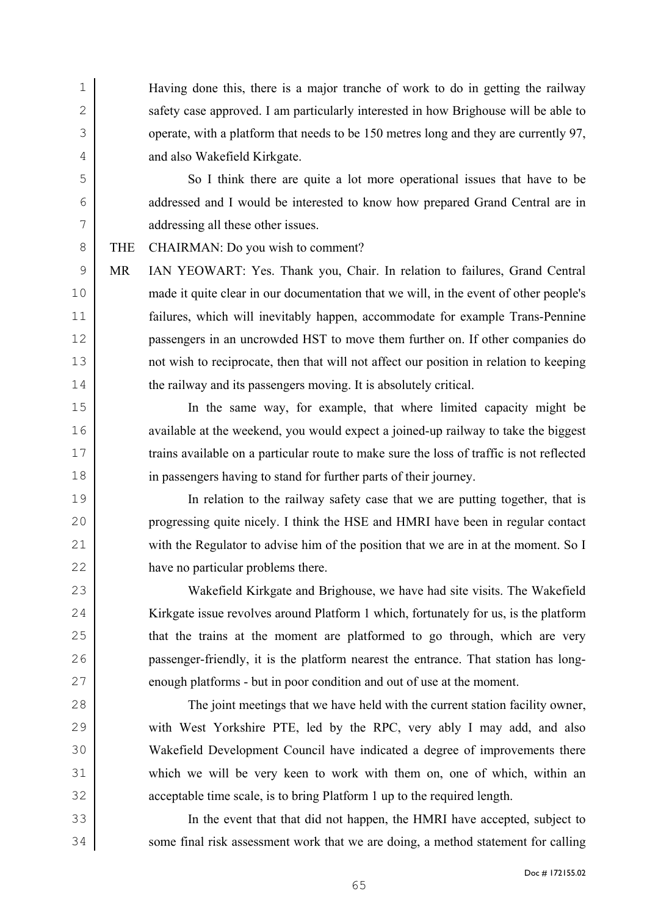Having done this, there is a major tranche of work to do in getting the railway safety case approved. I am particularly interested in how Brighouse will be able to operate, with a platform that needs to be 150 metres long and they are currently 97, and also Wakefield Kirkgate.

So I think there are quite a lot more operational issues that have to be addressed and I would be interested to know how prepared Grand Central are in addressing all these other issues.

THE CHAIRMAN: Do you wish to comment?

MR IAN YEOWART: Yes. Thank you, Chair. In relation to failures, Grand Central made it quite clear in our documentation that we will, in the event of other people's failures, which will inevitably happen, accommodate for example Trans-Pennine passengers in an uncrowded HST to move them further on. If other companies do not wish to reciprocate, then that will not affect our position in relation to keeping the railway and its passengers moving. It is absolutely critical.

In the same way, for example, that where limited capacity might be available at the weekend, you would expect a joined-up railway to take the biggest trains available on a particular route to make sure the loss of traffic is not reflected in passengers having to stand for further parts of their journey.

In relation to the railway safety case that we are putting together, that is progressing quite nicely. I think the HSE and HMRI have been in regular contact with the Regulator to advise him of the position that we are in at the moment. So I have no particular problems there.

Wakefield Kirkgate and Brighouse, we have had site visits. The Wakefield Kirkgate issue revolves around Platform 1 which, fortunately for us, is the platform that the trains at the moment are platformed to go through, which are very passenger-friendly, it is the platform nearest the entrance. That station has long-enough platforms - but in poor condition and out of use at the moment.

The joint meetings that we have held with the current station facility owner, with West Yorkshire PTE, led by the RPC, very ably I may add, and also Wakefield Development Council have indicated a degree of improvements there which we will be very keen to work with them on, one of which, within an acceptable time scale, is to bring Platform 1 up to the required length.

In the event that that did not happen, the HMRI have accepted, subject to some final risk assessment work that we are doing, a method statement for calling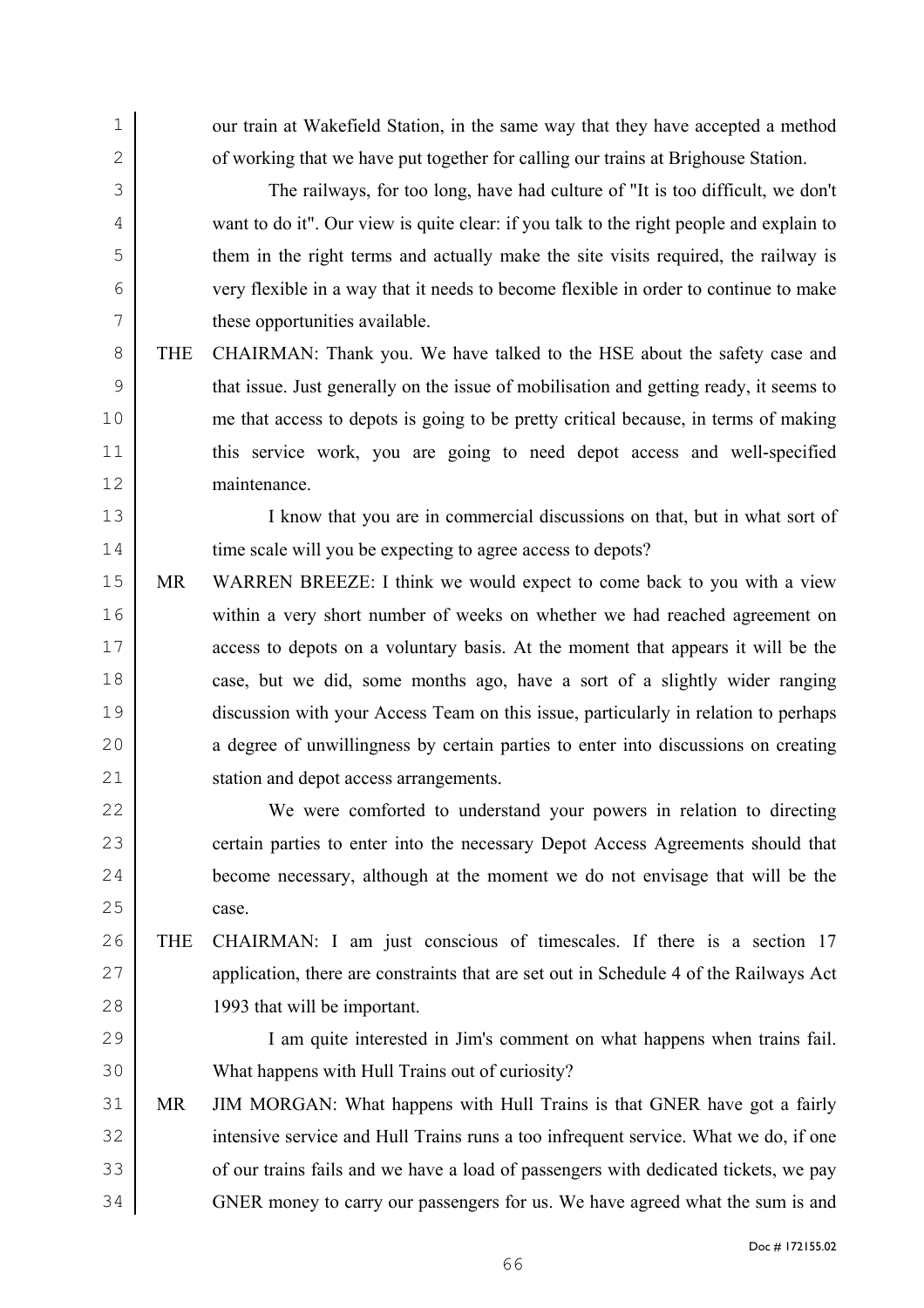our train at Wakefield Station, in the same way that they have accepted a method of working that we have put together for calling our trains at Brighouse Station.

The railways, for too long, have had culture of "It is too difficult, we don't want to do it". Our view is quite clear: if you talk to the right people and explain to them in the right terms and actually make the site visits required, the railway is very flexible in a way that it needs to become flexible in order to continue to make these opportunities available.

THE CHAIRMAN: Thank you. We have talked to the HSE about the safety case and that issue. Just generally on the issue of mobilisation and getting ready, it seems to me that access to depots is going to be pretty critical because, in terms of making this service work, you are going to need depot access and well-specified maintenance.

I know that you are in commercial discussions on that, but in what sort of time scale will you be expecting to agree access to depots?

MR WARREN BREEZE: I think we would expect to come back to you with a view within a very short number of weeks on whether we had reached agreement on access to depots on a voluntary basis. At the moment that appears it will be the case, but we did, some months ago, have a sort of a slightly wider ranging discussion with your Access Team on this issue, particularly in relation to perhaps a degree of unwillingness by certain parties to enter into discussions on creating station and depot access arrangements.

We were comforted to understand your powers in relation to directing certain parties to enter into the necessary Depot Access Agreements should that become necessary, although at the moment we do not envisage that will be the case.

THE CHAIRMAN: I am just conscious of timescales. If there is a section 17 application, there are constraints that are set out in Schedule 4 of the Railways Act 1993 that will be important.

I am quite interested in Jim's comment on what happens when trains fail. What happens with Hull Trains out of curiosity?

MR JIM MORGAN: What happens with Hull Trains is that GNER have got a fairly intensive service and Hull Trains runs a too infrequent service. What we do, if one of our trains fails and we have a load of passengers with dedicated tickets, we pay GNER money to carry our passengers for us. We have agreed what the sum is and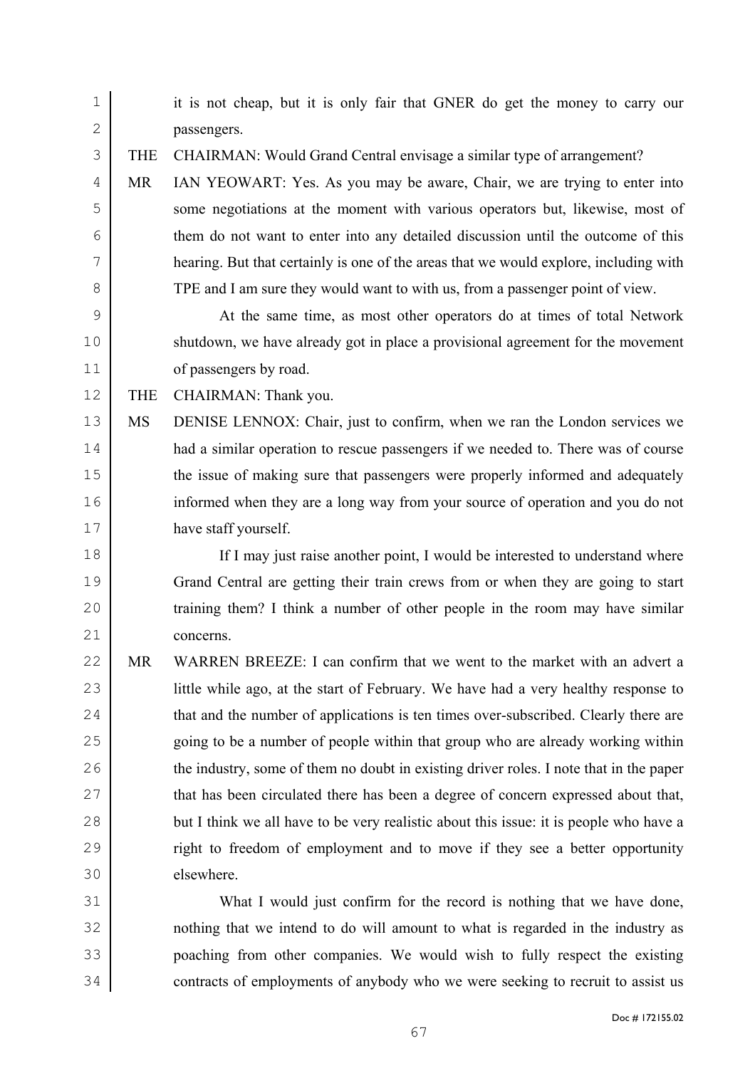it is not cheap, but it is only fair that GNER do get the money to carry our passengers.

THE CHAIRMAN: Would Grand Central envisage a similar type of arrangement?

MR IAN YEOWART: Yes. As you may be aware, Chair, we are trying to enter into some negotiations at the moment with various operators but, likewise, most of them do not want to enter into any detailed discussion until the outcome of this hearing. But that certainly is one of the areas that we would explore, including with TPE and I am sure they would want to with us, from a passenger point of view.

At the same time, as most other operators do at times of total Network shutdown, we have already got in place a provisional agreement for the movement of passengers by road.

THE CHAIRMAN: Thank you.

MS DENISE LENNOX: Chair, just to confirm, when we ran the London services we had a similar operation to rescue passengers if we needed to. There was of course the issue of making sure that passengers were properly informed and adequately informed when they are a long way from your source of operation and you do not have staff yourself.

If I may just raise another point, I would be interested to understand where Grand Central are getting their train crews from or when they are going to start training them? I think a number of other people in the room may have similar concerns.

MR WARREN BREEZE: I can confirm that we went to the market with an advert a little while ago, at the start of February. We have had a very healthy response to that and the number of applications is ten times over-subscribed. Clearly there are going to be a number of people within that group who are already working within the industry, some of them no doubt in existing driver roles. I note that in the paper that has been circulated there has been a degree of concern expressed about that, but I think we all have to be very realistic about this issue: it is people who have a right to freedom of employment and to move if they see a better opportunity elsewhere.

What I would just confirm for the record is nothing that we have done, nothing that we intend to do will amount to what is regarded in the industry as poaching from other companies. We would wish to fully respect the existing contracts of employments of anybody who we were seeking to recruit to assist us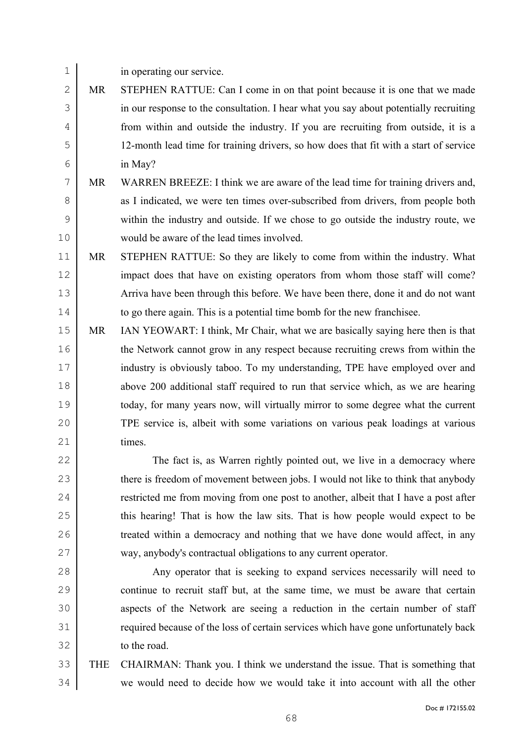in operating our service.

MR STEPHEN RATTUE: Can I come in on that point because it is one that we made in our response to the consultation. I hear what you say about potentially recruiting from within and outside the industry. If you are recruiting from outside, it is a 12-month lead time for training drivers, so how does that fit with a start of service in May?

MR WARREN BREEZE: I think we are aware of the lead time for training drivers and, as I indicated, we were ten times over-subscribed from drivers, from people both within the industry and outside. If we chose to go outside the industry route, we would be aware of the lead times involved.

MR STEPHEN RATTUE: So they are likely to come from within the industry. What impact does that have on existing operators from whom those staff will come? Arriva have been through this before. We have been there, done it and do not want to go there again. This is a potential time bomb for the new franchisee.

MR IAN YEOWART: I think, Mr Chair, what we are basically saying here then is that the Network cannot grow in any respect because recruiting crews from within the industry is obviously taboo. To my understanding, TPE have employed over and above 200 additional staff required to run that service which, as we are hearing today, for many years now, will virtually mirror to some degree what the current TPE service is, albeit with some variations on various peak loadings at various times.

The fact is, as Warren rightly pointed out, we live in a democracy where there is freedom of movement between jobs. I would not like to think that anybody restricted me from moving from one post to another, albeit that I have a post after this hearing! That is how the law sits. That is how people would expect to be treated within a democracy and nothing that we have done would affect, in any way, anybody's contractual obligations to any current operator.

Any operator that is seeking to expand services necessarily will need to continue to recruit staff but, at the same time, we must be aware that certain aspects of the Network are seeing a reduction in the certain number of staff required because of the loss of certain services which have gone unfortunately back to the road.

THE CHAIRMAN: Thank you. I think we understand the issue. That is something that we would need to decide how we would take it into account with all the other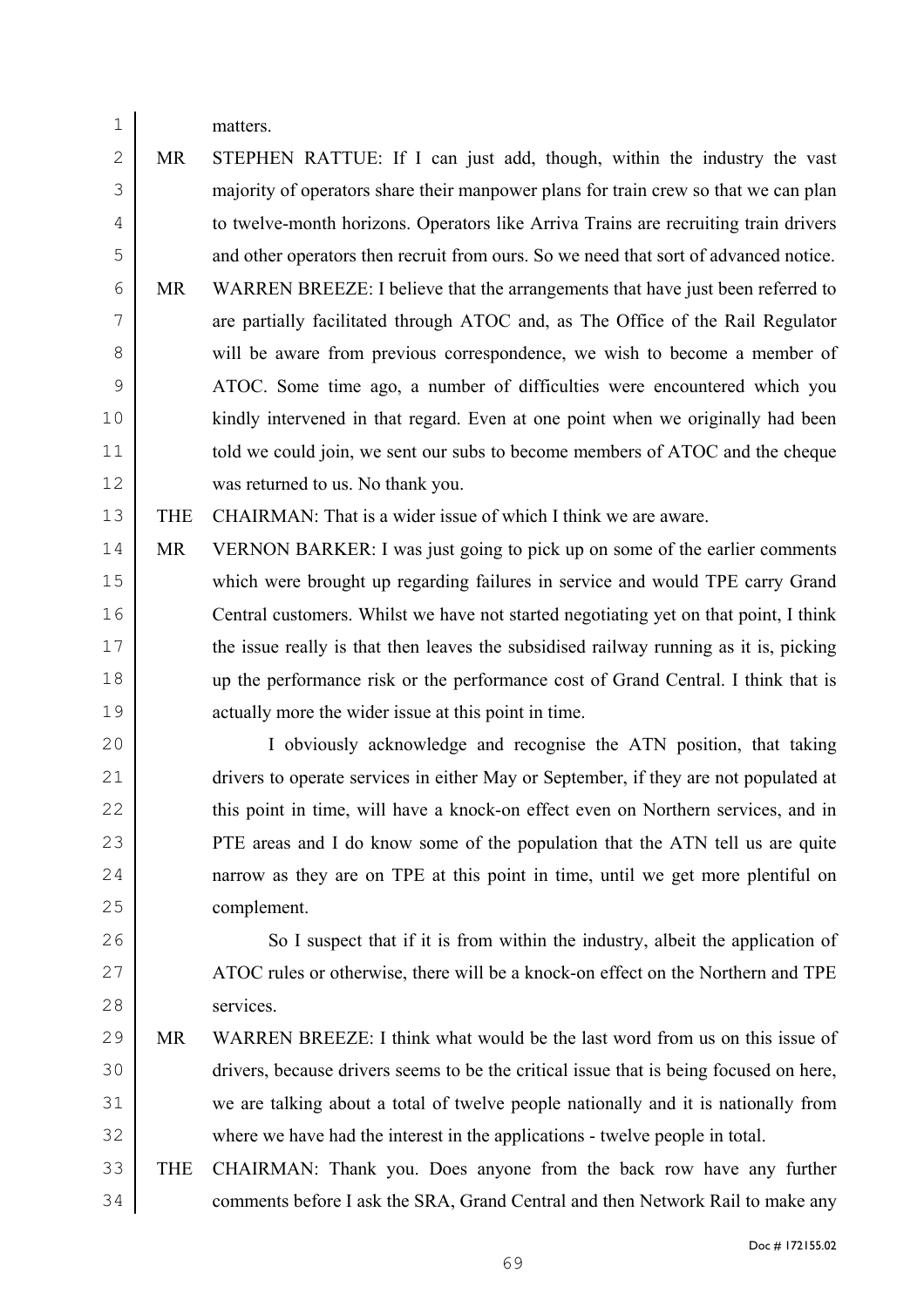matters.

MR STEPHEN RATTUE: If I can just add, though, within the industry the vast majority of operators share their manpower plans for train crew so that we can plan to twelve-month horizons. Operators like Arriva Trains are recruiting train drivers and other operators then recruit from ours. So we need that sort of advanced notice.

MR WARREN BREEZE: I believe that the arrangements that have just been referred to are partially facilitated through ATOC and, as The Office of the Rail Regulator will be aware from previous correspondence, we wish to become a member of ATOC. Some time ago, a number of difficulties were encountered which you kindly intervened in that regard. Even at one point when we originally had been told we could join, we sent our subs to become members of ATOC and the cheque was returned to us. No thank you.

THE CHAIRMAN: That is a wider issue of which I think we are aware.

MR VERNON BARKER: I was just going to pick up on some of the earlier comments which were brought up regarding failures in service and would TPE carry Grand Central customers. Whilst we have not started negotiating yet on that point, I think the issue really is that then leaves the subsidised railway running as it is, picking up the performance risk or the performance cost of Grand Central. I think that is actually more the wider issue at this point in time.

I obviously acknowledge and recognise the ATN position, that taking drivers to operate services in either May or September, if they are not populated at this point in time, will have a knock-on effect even on Northern services, and in PTE areas and I do know some of the population that the ATN tell us are quite narrow as they are on TPE at this point in time, until we get more plentiful on complement.

So I suspect that if it is from within the industry, albeit the application of ATOC rules or otherwise, there will be a knock-on effect on the Northern and TPE services.

MR WARREN BREEZE: I think what would be the last word from us on this issue of drivers, because drivers seems to be the critical issue that is being focused on here, we are talking about a total of twelve people nationally and it is nationally from where we have had the interest in the applications - twelve people in total.

THE CHAIRMAN: Thank you. Does anyone from the back row have any further comments before I ask the SRA, Grand Central and then Network Rail to make any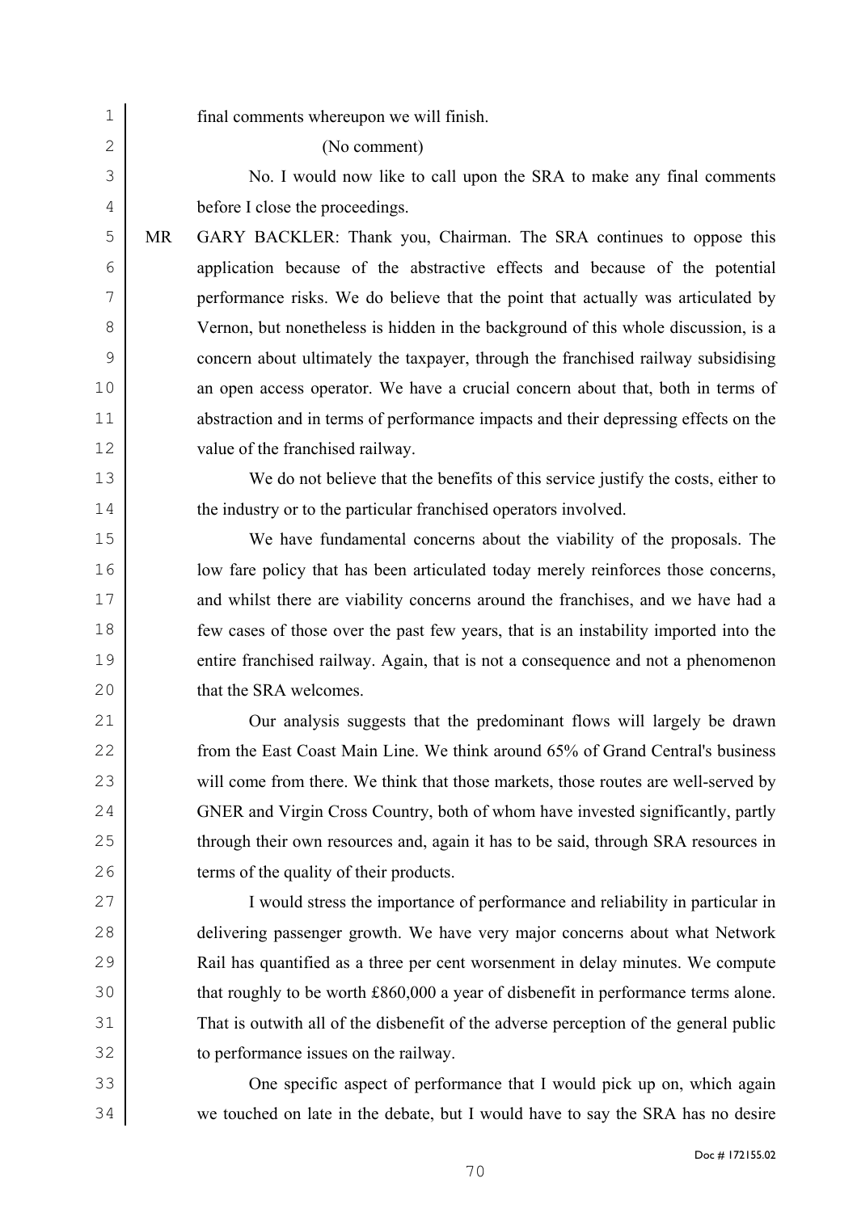final comments whereupon we will finish.

(No comment)

No. I would now like to call upon the SRA to make any final comments before I close the proceedings.

MR GARY BACKLER: Thank you, Chairman. The SRA continues to oppose this application because of the abstractive effects and because of the potential performance risks. We do believe that the point that actually was articulated by Vernon, but nonetheless is hidden in the background of this whole discussion, is a concern about ultimately the taxpayer, through the franchised railway subsidising an open access operator. We have a crucial concern about that, both in terms of abstraction and in terms of performance impacts and their depressing effects on the value of the franchised railway.

We do not believe that the benefits of this service justify the costs, either to the industry or to the particular franchised operators involved.

We have fundamental concerns about the viability of the proposals. The low fare policy that has been articulated today merely reinforces those concerns, and whilst there are viability concerns around the franchises, and we have had a few cases of those over the past few years, that is an instability imported into the entire franchised railway. Again, that is not a consequence and not a phenomenon that the SRA welcomes.

Our analysis suggests that the predominant flows will largely be drawn from the East Coast Main Line. We think around 65% of Grand Central's business will come from there. We think that those markets, those routes are well-served by GNER and Virgin Cross Country, both of whom have invested significantly, partly through their own resources and, again it has to be said, through SRA resources in terms of the quality of their products.

I would stress the importance of performance and reliability in particular in delivering passenger growth. We have very major concerns about what Network Rail has quantified as a three per cent worsenment in delay minutes. We compute that roughly to be worth £860,000 a year of disbenefit in performance terms alone. That is outwith all of the disbenefit of the adverse perception of the general public to performance issues on the railway.

One specific aspect of performance that I would pick up on, which again we touched on late in the debate, but I would have to say the SRA has no desire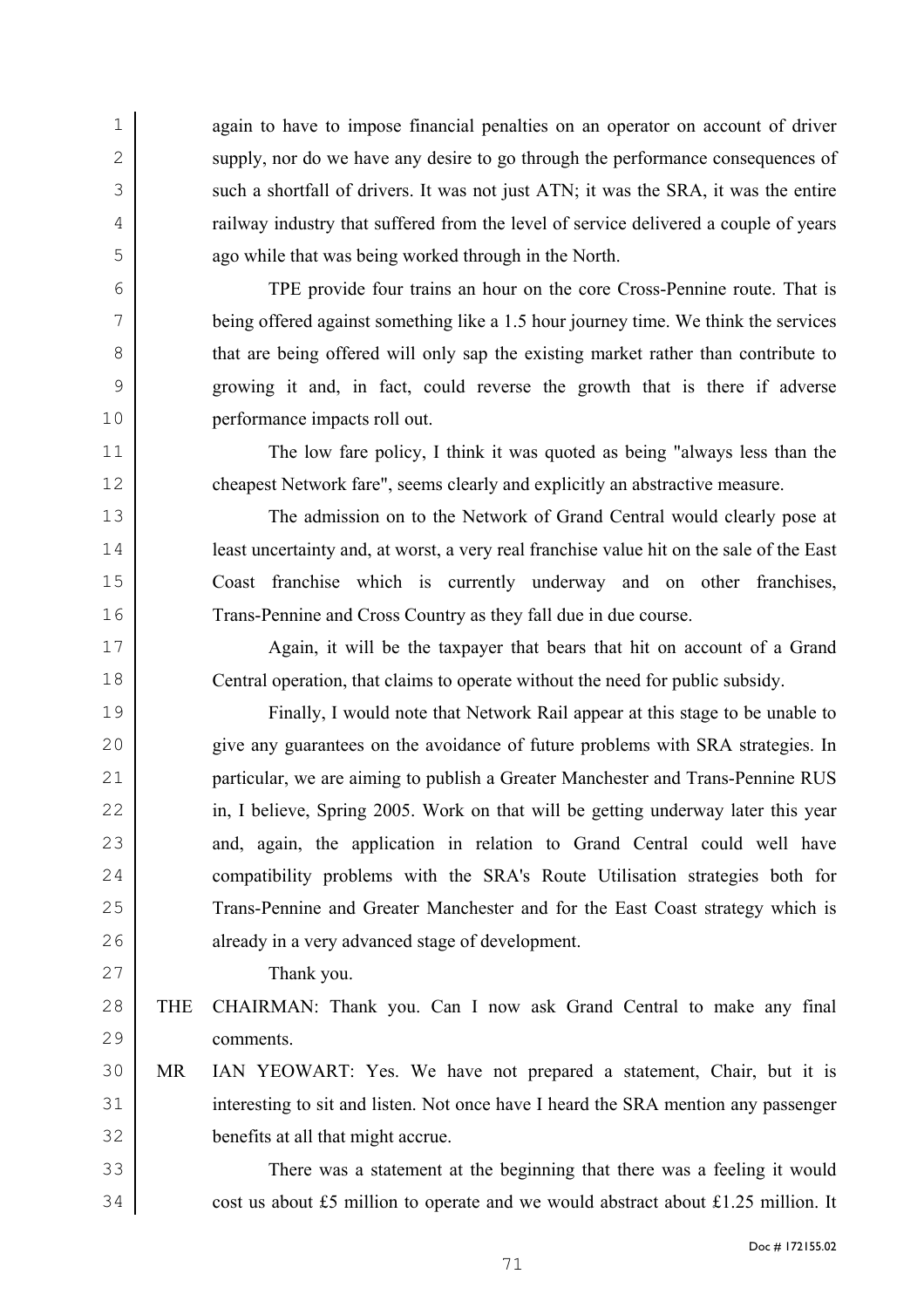again to have to impose financial penalties on an operator on account of driver supply, nor do we have any desire to go through the performance consequences of such a shortfall of drivers. It was not just ATN; it was the SRA, it was the entire railway industry that suffered from the level of service delivered a couple of years ago while that was being worked through in the North.

TPE provide four trains an hour on the core Cross-Pennine route. That is being offered against something like a 1.5 hour journey time. We think the services that are being offered will only sap the existing market rather than contribute to growing it and, in fact, could reverse the growth that is there if adverse performance impacts roll out.

The low fare policy, I think it was quoted as being "always less than the cheapest Network fare", seems clearly and explicitly an abstractive measure.

The admission on to the Network of Grand Central would clearly pose at least uncertainty and, at worst, a very real franchise value hit on the sale of the East Coast franchise which is currently underway and on other franchises, Trans-Pennine and Cross Country as they fall due in due course.

Again, it will be the taxpayer that bears that hit on account of a Grand Central operation, that claims to operate without the need for public subsidy.

Finally, I would note that Network Rail appear at this stage to be unable to give any guarantees on the avoidance of future problems with SRA strategies. In particular, we are aiming to publish a Greater Manchester and Trans-Pennine RUS in, I believe, Spring 2005. Work on that will be getting underway later this year and, again, the application in relation to Grand Central could well have compatibility problems with the SRA's Route Utilisation strategies both for Trans-Pennine and Greater Manchester and for the East Coast strategy which is already in a very advanced stage of development.

Thank you.

THE CHAIRMAN: Thank you. Can I now ask Grand Central to make any final comments.

MR IAN YEOWART: Yes. We have not prepared a statement, Chair, but it is interesting to sit and listen. Not once have I heard the SRA mention any passenger benefits at all that might accrue.

There was a statement at the beginning that there was a feeling it would cost us about £5 million to operate and we would abstract about £1.25 million. It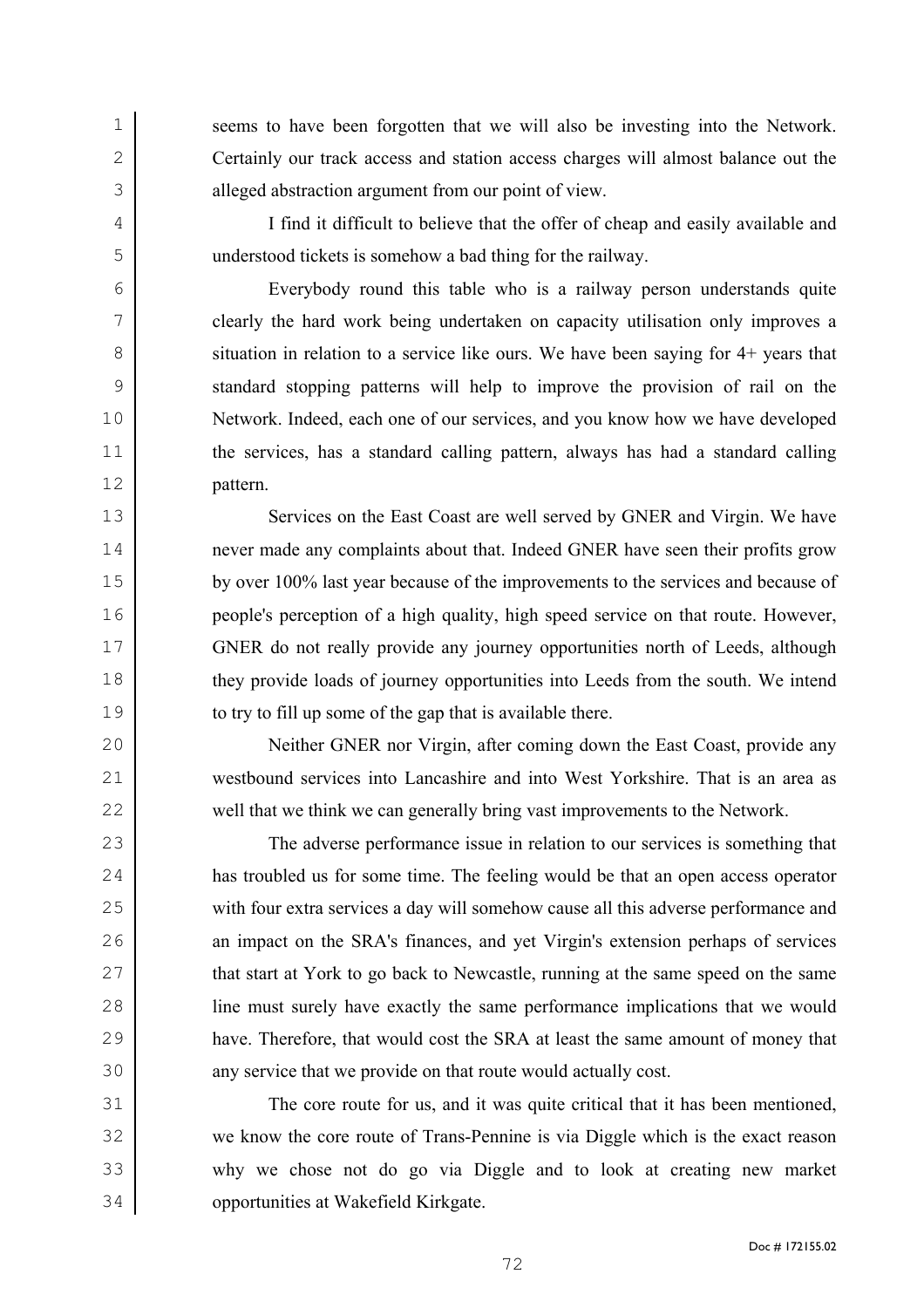seems to have been forgotten that we will also be investing into the Network. Certainly our track access and station access charges will almost balance out the alleged abstraction argument from our point of view.

I find it difficult to believe that the offer of cheap and easily available and understood tickets is somehow a bad thing for the railway.

Everybody round this table who is a railway person understands quite clearly the hard work being undertaken on capacity utilisation only improves a situation in relation to a service like ours. We have been saying for 4+ years that standard stopping patterns will help to improve the provision of rail on the Network. Indeed, each one of our services, and you know how we have developed the services, has a standard calling pattern, always has had a standard calling pattern.

Services on the East Coast are well served by GNER and Virgin. We have never made any complaints about that. Indeed GNER have seen their profits grow by over 100% last year because of the improvements to the services and because of people's perception of a high quality, high speed service on that route. However, GNER do not really provide any journey opportunities north of Leeds, although they provide loads of journey opportunities into Leeds from the south. We intend to try to fill up some of the gap that is available there.

Neither GNER nor Virgin, after coming down the East Coast, provide any westbound services into Lancashire and into West Yorkshire. That is an area as well that we think we can generally bring vast improvements to the Network.

The adverse performance issue in relation to our services is something that has troubled us for some time. The feeling would be that an open access operator with four extra services a day will somehow cause all this adverse performance and an impact on the SRA's finances, and yet Virgin's extension perhaps of services that start at York to go back to Newcastle, running at the same speed on the same line must surely have exactly the same performance implications that we would have. Therefore, that would cost the SRA at least the same amount of money that any service that we provide on that route would actually cost.

The core route for us, and it was quite critical that it has been mentioned, we know the core route of Trans-Pennine is via Diggle which is the exact reason why we chose not do go via Diggle and to look at creating new market opportunities at Wakefield Kirkgate.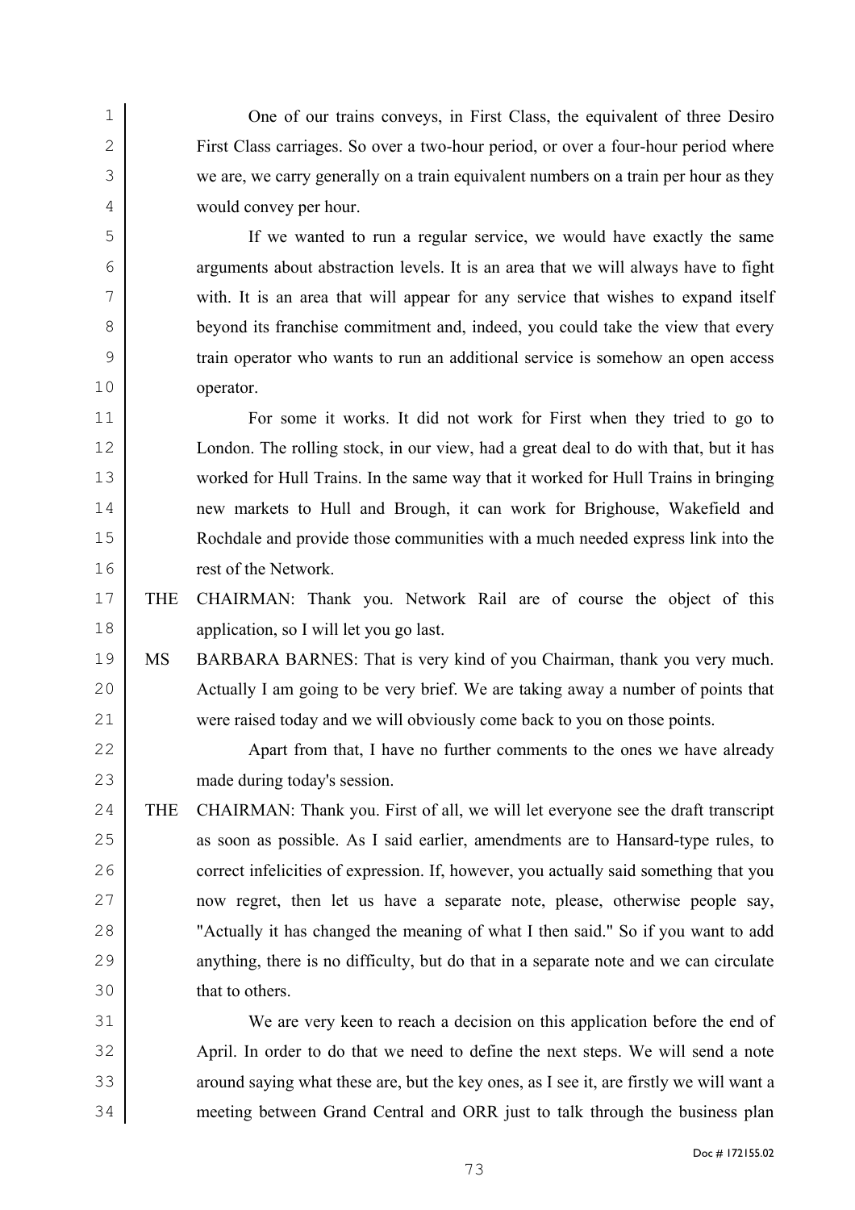One of our trains conveys, in First Class, the equivalent of three Desiro First Class carriages. So over a two-hour period, or over a four-hour period where we are, we carry generally on a train equivalent numbers on a train per hour as they would convey per hour.

If we wanted to run a regular service, we would have exactly the same arguments about abstraction levels. It is an area that we will always have to fight with. It is an area that will appear for any service that wishes to expand itself beyond its franchise commitment and, indeed, you could take the view that every train operator who wants to run an additional service is somehow an open access operator.

For some it works. It did not work for First when they tried to go to London. The rolling stock, in our view, had a great deal to do with that, but it has worked for Hull Trains. In the same way that it worked for Hull Trains in bringing new markets to Hull and Brough, it can work for Brighouse, Wakefield and Rochdale and provide those communities with a much needed express link into the rest of the Network.

THE CHAIRMAN: Thank you. Network Rail are of course the object of this application, so I will let you go last.

MS BARBARA BARNES: That is very kind of you Chairman, thank you very much. Actually I am going to be very brief. We are taking away a number of points that were raised today and we will obviously come back to you on those points.

Apart from that, I have no further comments to the ones we have already made during today's session.

THE CHAIRMAN: Thank you. First of all, we will let everyone see the draft transcript as soon as possible. As I said earlier, amendments are to Hansard-type rules, to correct infelicities of expression. If, however, you actually said something that you now regret, then let us have a separate note, please, otherwise people say, "Actually it has changed the meaning of what I then said." So if you want to add anything, there is no difficulty, but do that in a separate note and we can circulate that to others.

We are very keen to reach a decision on this application before the end of April. In order to do that we need to define the next steps. We will send a note around saying what these are, but the key ones, as I see it, are firstly we will want a meeting between Grand Central and ORR just to talk through the business plan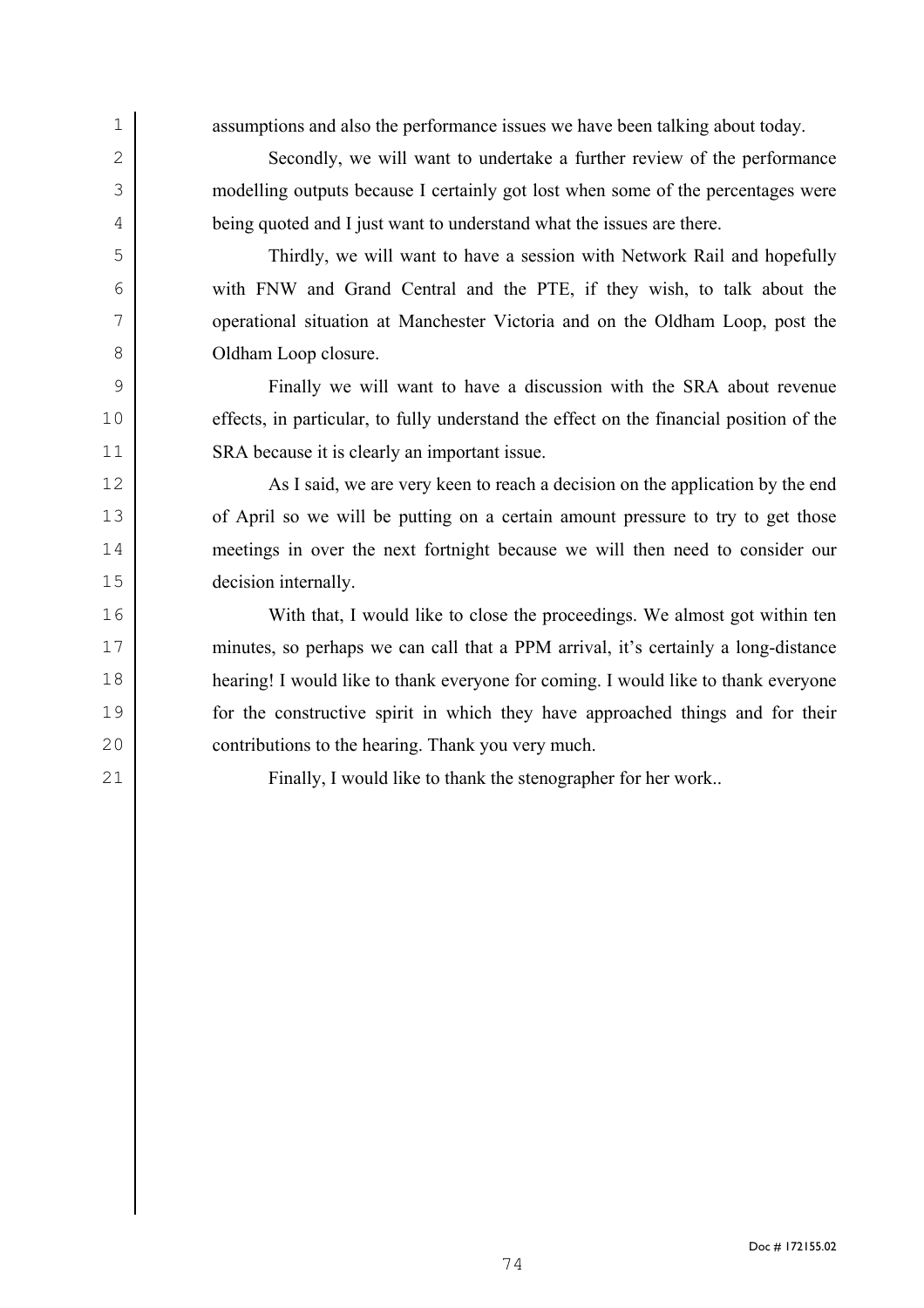assumptions and also the performance issues we have been talking about today.

Secondly, we will want to undertake a further review of the performance modelling outputs because I certainly got lost when some of the percentages were being quoted and I just want to understand what the issues are there.

Thirdly, we will want to have a session with Network Rail and hopefully with FNW and Grand Central and the PTE, if they wish, to talk about the operational situation at Manchester Victoria and on the Oldham Loop, post the Oldham Loop closure.

Finally we will want to have a discussion with the SRA about revenue effects, in particular, to fully understand the effect on the financial position of the SRA because it is clearly an important issue.

As I said, we are very keen to reach a decision on the application by the end of April so we will be putting on a certain amount pressure to try to get those meetings in over the next fortnight because we will then need to consider our decision internally.

With that, I would like to close the proceedings. We almost got within ten minutes, so perhaps we can call that a PPM arrival, it's certainly a long-distance hearing! I would like to thank everyone for coming. I would like to thank everyone for the constructive spirit in which they have approached things and for their contributions to the hearing. Thank you very much.

Finally, I would like to thank the stenographer for her work..